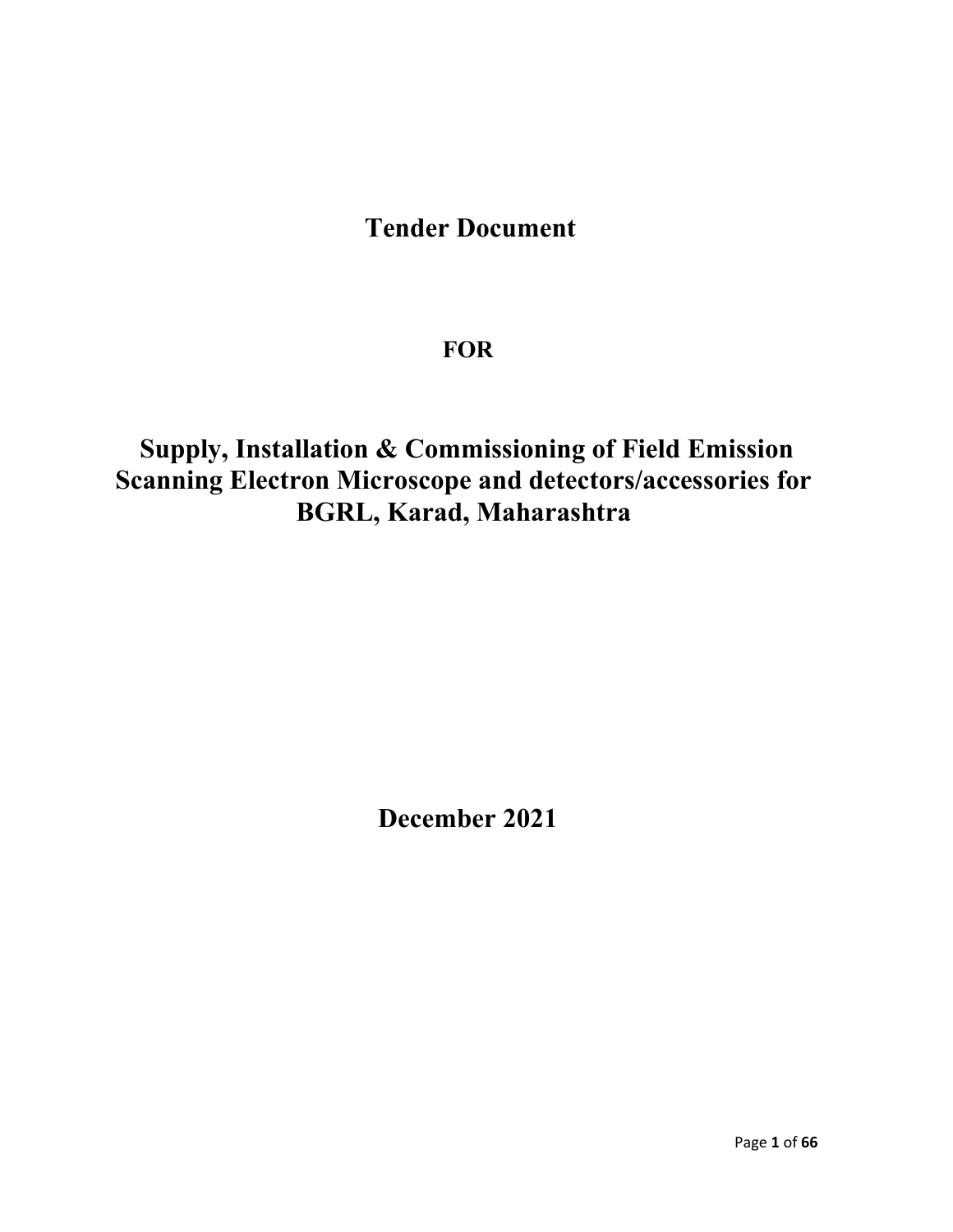# Tender Document

## FOR

## Supply, Installation & Commissioning of Field Emission Scanning Electron Microscope and detectors/accessories for BGRL, Karad, Maharashtra

## December 2021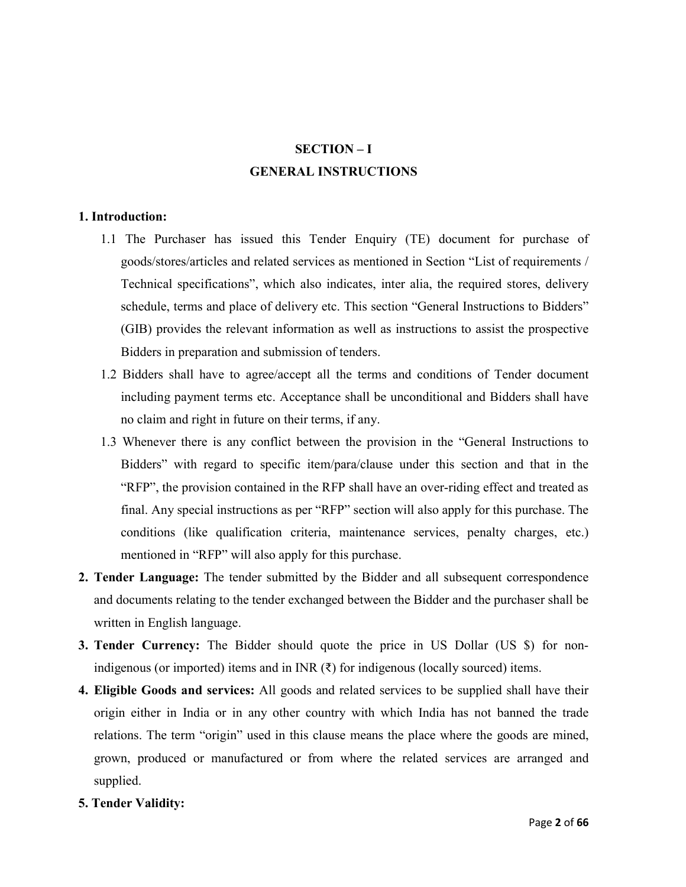# SECTION – I

# GENERAL INSTRUCTIONS

**1. Introduction:**

1.1 The Purchaser has issued this Tender Enquiry (TE) document for purchase of goods/stores/articles and related services as mentioned in Section "List of requirements / Technical specifications", which also indicates, inter alia, the required stores, delivery schedule, terms and place of delivery etc. This section "General Instructions to Bidders" (GIB) provides the relevant information as well as instructions to assist the prospective Bidders in preparation and submission of tenders.

1.2 Bidders shall have to agree/accept all the terms and conditions of Tender document including payment terms etc. Acceptance shall be unconditional and Bidders shall have no claim and right in future on their terms, if any.

1.3 Whenever there is any conflict between the provision in the "General Instructions to Bidders" with regard to specific item/para/clause under this section and that in the "RFP", the provision contained in the RFP shall have an over-riding effect and treated as final. Any special instructions as per "RFP" section will also apply for this purchase. The conditions (like qualification criteria, maintenance services, penalty charges, etc.) mentioned in "RFP" will also apply for this purchase.

**2. Tender Language:** The tender submitted by the Bidder and all subsequent correspondence and documents relating to the tender exchanged between the Bidder and the purchaser shall be written in English language.

**3. Tender Currency:** The Bidder should quote the price in US Dollar (US $) for non-indigenous (or imported) items and in INR (₹) for indigenous (locally sourced) items.

**4. Eligible Goods and services:** All goods and related services to be supplied shall have their origin either in India or in any other country with which India has not banned the trade relations. The term "origin" used in this clause means the place where the goods are mined, grown, produced or manufactured or from where the related services are arranged and supplied.

**5. Tender Validity:**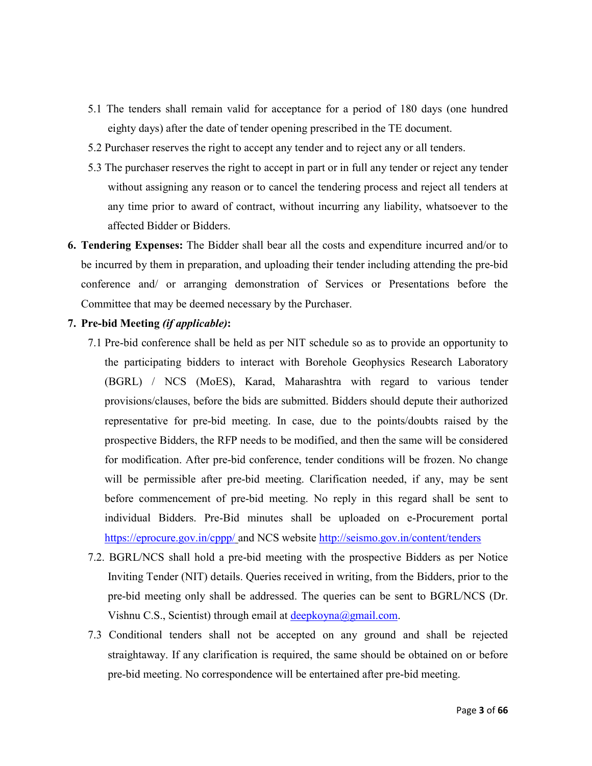5.1 The tenders shall remain valid for acceptance for a period of 180 days (one hundred eighty days) after the date of tender opening prescribed in the TE document.

5.2 Purchaser reserves the right to accept any tender and to reject any or all tenders.

5.3 The purchaser reserves the right to accept in part or in full any tender or reject any tender without assigning any reason or to cancel the tendering process and reject all tenders at any time prior to award of contract, without incurring any liability, whatsoever to the affected Bidder or Bidders.

6. **Tendering Expenses:** The Bidder shall bear all the costs and expenditure incurred and/or to be incurred by them in preparation, and uploading their tender including attending the pre-bid conference and/ or arranging demonstration of Services or Presentations before the Committee that may be deemed necessary by the Purchaser.

7. **Pre-bid Meeting *(if applicable)*:**

7.1 Pre-bid conference shall be held as per NIT schedule so as to provide an opportunity to the participating bidders to interact with Borehole Geophysics Research Laboratory (BGRL) / NCS (MoES), Karad, Maharashtra with regard to various tender provisions/clauses, before the bids are submitted. Bidders should depute their authorized representative for pre-bid meeting. In case, due to the points/doubts raised by the prospective Bidders, the RFP needs to be modified, and then the same will be considered for modification. After pre-bid conference, tender conditions will be frozen. No change will be permissible after pre-bid meeting. Clarification needed, if any, may be sent before commencement of pre-bid meeting. No reply in this regard shall be sent to individual Bidders. Pre-Bid minutes shall be uploaded on e-Procurement portal https://eprocure.gov.in/cppp/ and NCS website http://seismo.gov.in/content/tenders

7.2. BGRL/NCS shall hold a pre-bid meeting with the prospective Bidders as per Notice Inviting Tender (NIT) details. Queries received in writing, from the Bidders, prior to the pre-bid meeting only shall be addressed. The queries can be sent to BGRL/NCS (Dr. Vishnu C.S., Scientist) through email at deepkoyna@gmail.com.

7.3 Conditional tenders shall not be accepted on any ground and shall be rejected straightaway. If any clarification is required, the same should be obtained on or before pre-bid meeting. No correspondence will be entertained after pre-bid meeting.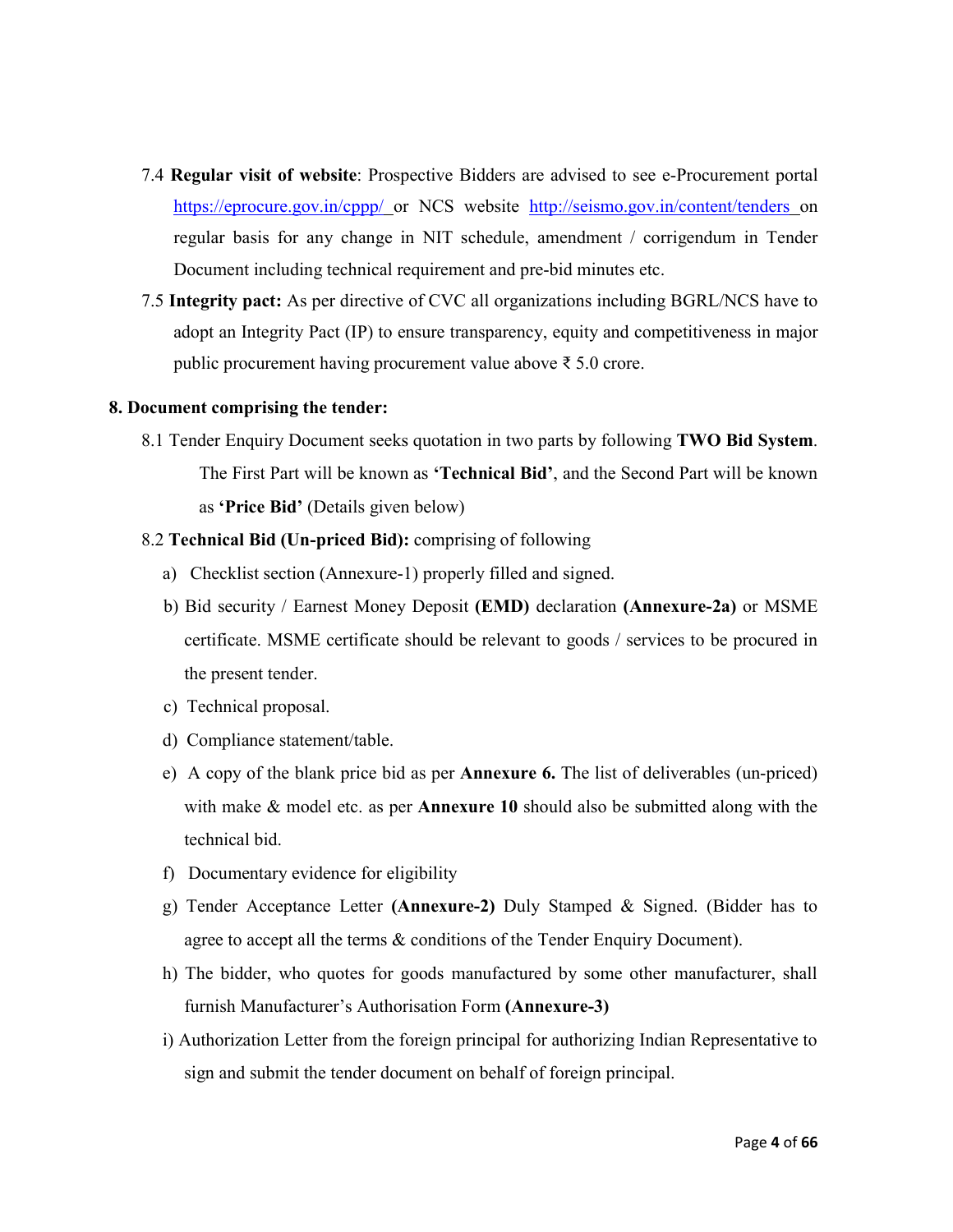7.4 **Regular visit of website**: Prospective Bidders are advised to see e-Procurement portal https://eprocure.gov.in/cppp/ or NCS website http://seismo.gov.in/content/tenders on regular basis for any change in NIT schedule, amendment / corrigendum in Tender Document including technical requirement and pre-bid minutes etc.

7.5 **Integrity pact:** As per directive of CVC all organizations including BGRL/NCS have to adopt an Integrity Pact (IP) to ensure transparency, equity and competitiveness in major public procurement having procurement value above ₹ 5.0 crore.

## 8. Document comprising the tender:

8.1 Tender Enquiry Document seeks quotation in two parts by following **TWO Bid System**. The First Part will be known as **'Technical Bid'**, and the Second Part will be known as **'Price Bid'** (Details given below)

8.2 **Technical Bid (Un-priced Bid):** comprising of following

a) Checklist section (Annexure-1) properly filled and signed.

b) Bid security / Earnest Money Deposit **(EMD)** declaration **(Annexure-2a)** or MSME certificate. MSME certificate should be relevant to goods / services to be procured in the present tender.

c) Technical proposal.

d) Compliance statement/table.

e) A copy of the blank price bid as per **Annexure 6.** The list of deliverables (un-priced) with make & model etc. as per **Annexure 10** should also be submitted along with the technical bid.

f) Documentary evidence for eligibility

g) Tender Acceptance Letter **(Annexure-2)** Duly Stamped & Signed. (Bidder has to agree to accept all the terms & conditions of the Tender Enquiry Document).

h) The bidder, who quotes for goods manufactured by some other manufacturer, shall furnish Manufacturer's Authorisation Form **(Annexure-3)**

i) Authorization Letter from the foreign principal for authorizing Indian Representative to sign and submit the tender document on behalf of foreign principal.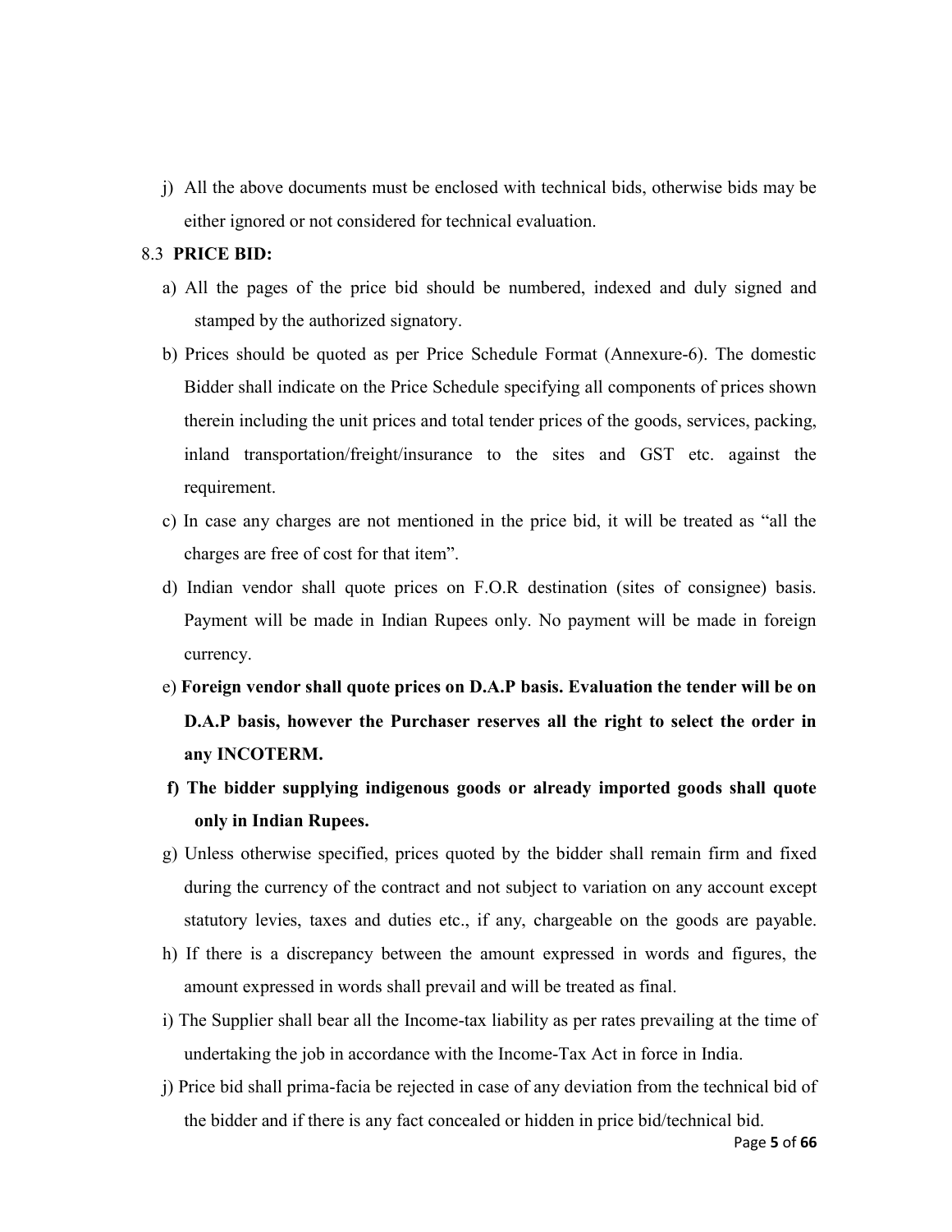j) All the above documents must be enclosed with technical bids, otherwise bids may be either ignored or not considered for technical evaluation.

8.3 **PRICE BID:**

a) All the pages of the price bid should be numbered, indexed and duly signed and stamped by the authorized signatory.

b) Prices should be quoted as per Price Schedule Format (Annexure-6). The domestic Bidder shall indicate on the Price Schedule specifying all components of prices shown therein including the unit prices and total tender prices of the goods, services, packing, inland transportation/freight/insurance to the sites and GST etc. against the requirement.

c) In case any charges are not mentioned in the price bid, it will be treated as "all the charges are free of cost for that item".

d) Indian vendor shall quote prices on F.O.R destination (sites of consignee) basis. Payment will be made in Indian Rupees only. No payment will be made in foreign currency.

e) **Foreign vendor shall quote prices on D.A.P basis. Evaluation the tender will be on D.A.P basis, however the Purchaser reserves all the right to select the order in any INCOTERM.**

**f) The bidder supplying indigenous goods or already imported goods shall quote only in Indian Rupees.**

g) Unless otherwise specified, prices quoted by the bidder shall remain firm and fixed during the currency of the contract and not subject to variation on any account except statutory levies, taxes and duties etc., if any, chargeable on the goods are payable.

h) If there is a discrepancy between the amount expressed in words and figures, the amount expressed in words shall prevail and will be treated as final.

i) The Supplier shall bear all the Income-tax liability as per rates prevailing at the time of undertaking the job in accordance with the Income-Tax Act in force in India.

j) Price bid shall prima-facia be rejected in case of any deviation from the technical bid of the bidder and if there is any fact concealed or hidden in price bid/technical bid.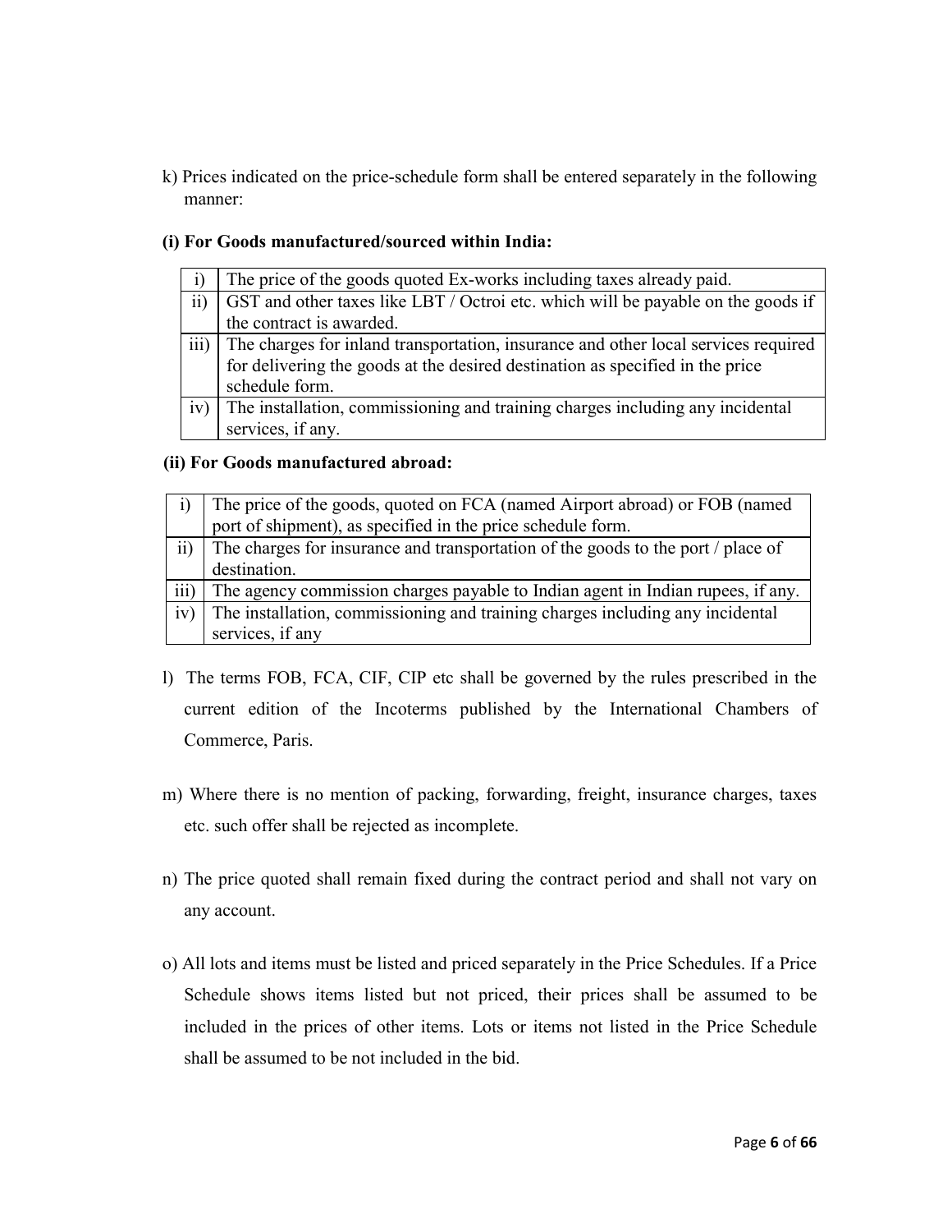k) Prices indicated on the price-schedule form shall be entered separately in the following manner:

**(i) For Goods manufactured/sourced within India:**

| | |
|---|---|
| i) | The price of the goods quoted Ex-works including taxes already paid. |
| ii) | GST and other taxes like LBT / Octroi etc. which will be payable on the goods if the contract is awarded. |
| iii) | The charges for inland transportation, insurance and other local services required for delivering the goods at the desired destination as specified in the price schedule form. |
| iv) | The installation, commissioning and training charges including any incidental services, if any. |

**(ii) For Goods manufactured abroad:**

| | |
|---|---|
| i) | The price of the goods, quoted on FCA (named Airport abroad) or FOB (named port of shipment), as specified in the price schedule form. |
| ii) | The charges for insurance and transportation of the goods to the port / place of destination. |
| iii) | The agency commission charges payable to Indian agent in Indian rupees, if any. |
| iv) | The installation, commissioning and training charges including any incidental services, if any |

l) The terms FOB, FCA, CIF, CIP etc shall be governed by the rules prescribed in the current edition of the Incoterms published by the International Chambers of Commerce, Paris.

m) Where there is no mention of packing, forwarding, freight, insurance charges, taxes etc. such offer shall be rejected as incomplete.

n) The price quoted shall remain fixed during the contract period and shall not vary on any account.

o) All lots and items must be listed and priced separately in the Price Schedules. If a Price Schedule shows items listed but not priced, their prices shall be assumed to be included in the prices of other items. Lots or items not listed in the Price Schedule shall be assumed to be not included in the bid.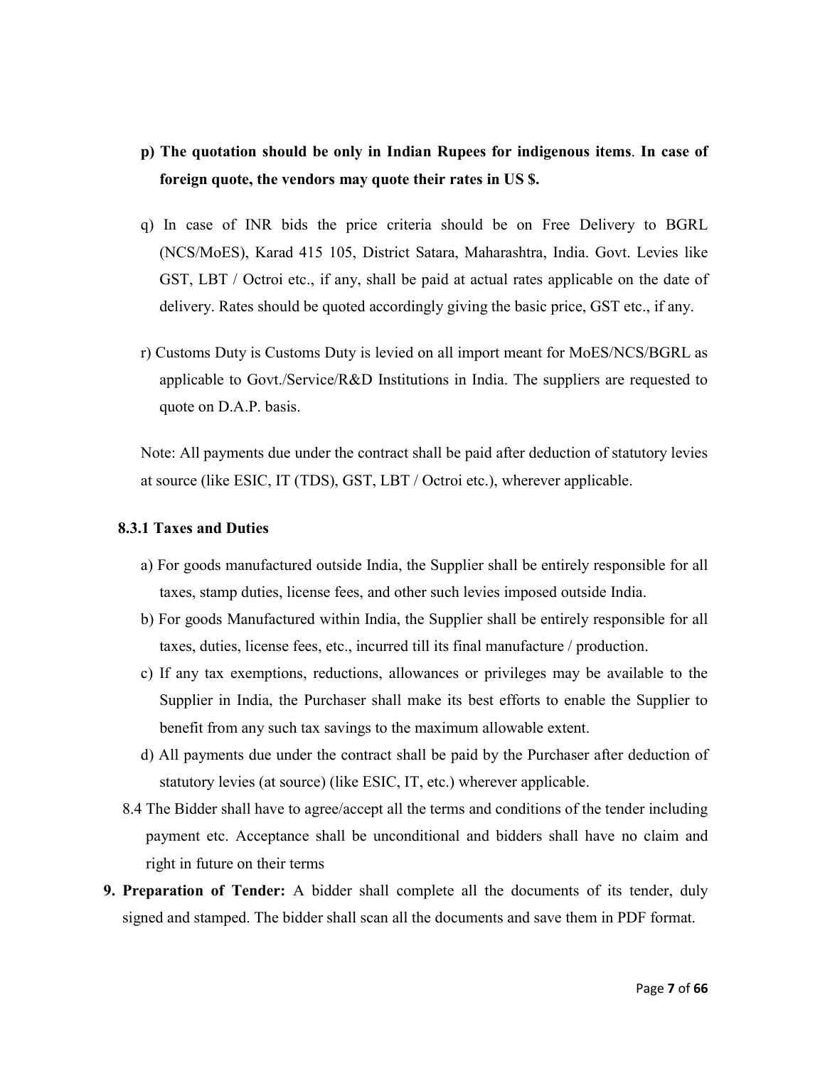p) **The quotation should be only in Indian Rupees for indigenous items**. **In case of foreign quote, the vendors may quote their rates in US $.**

q) In case of INR bids the price criteria should be on Free Delivery to BGRL (NCS/MoES), Karad 415 105, District Satara, Maharashtra, India. Govt. Levies like GST, LBT / Octroi etc., if any, shall be paid at actual rates applicable on the date of delivery. Rates should be quoted accordingly giving the basic price, GST etc., if any.

r) Customs Duty is Customs Duty is levied on all import meant for MoES/NCS/BGRL as applicable to Govt./Service/R&D Institutions in India. The suppliers are requested to quote on D.A.P. basis.

Note: All payments due under the contract shall be paid after deduction of statutory levies at source (like ESIC, IT (TDS), GST, LBT / Octroi etc.), wherever applicable.

**8.3.1 Taxes and Duties**

a) For goods manufactured outside India, the Supplier shall be entirely responsible for all taxes, stamp duties, license fees, and other such levies imposed outside India.

b) For goods Manufactured within India, the Supplier shall be entirely responsible for all taxes, duties, license fees, etc., incurred till its final manufacture / production.

c) If any tax exemptions, reductions, allowances or privileges may be available to the Supplier in India, the Purchaser shall make its best efforts to enable the Supplier to benefit from any such tax savings to the maximum allowable extent.

d) All payments due under the contract shall be paid by the Purchaser after deduction of statutory levies (at source) (like ESIC, IT, etc.) wherever applicable.

8.4 The Bidder shall have to agree/accept all the terms and conditions of the tender including payment etc. Acceptance shall be unconditional and bidders shall have no claim and right in future on their terms

**9. Preparation of Tender:** A bidder shall complete all the documents of its tender, duly signed and stamped. The bidder shall scan all the documents and save them in PDF format.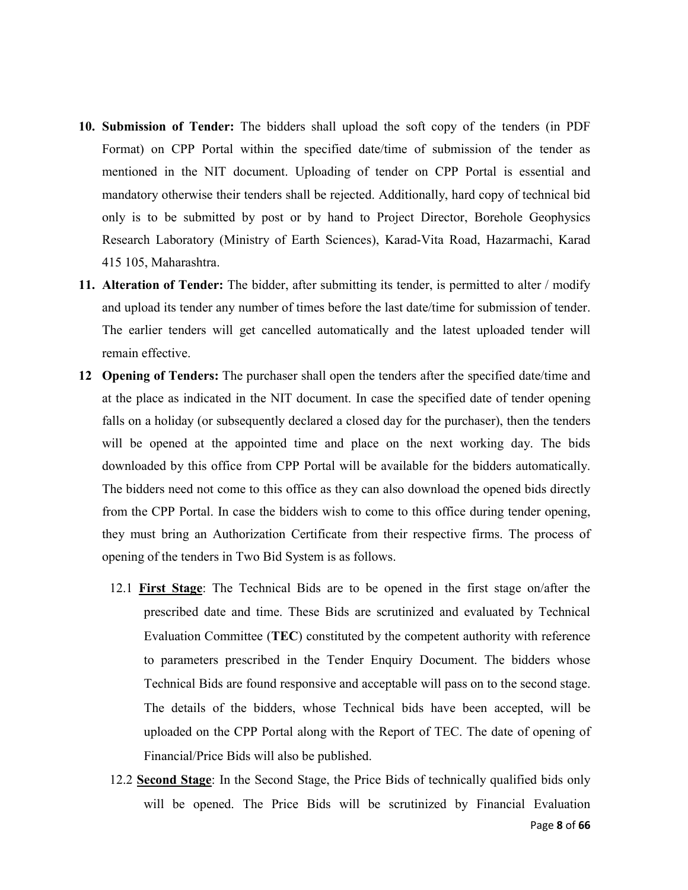10. **Submission of Tender:** The bidders shall upload the soft copy of the tenders (in PDF Format) on CPP Portal within the specified date/time of submission of the tender as mentioned in the NIT document. Uploading of tender on CPP Portal is essential and mandatory otherwise their tenders shall be rejected. Additionally, hard copy of technical bid only is to be submitted by post or by hand to Project Director, Borehole Geophysics Research Laboratory (Ministry of Earth Sciences), Karad-Vita Road, Hazarmachi, Karad 415 105, Maharashtra.

11. **Alteration of Tender:** The bidder, after submitting its tender, is permitted to alter / modify and upload its tender any number of times before the last date/time for submission of tender. The earlier tenders will get cancelled automatically and the latest uploaded tender will remain effective.

12 **Opening of Tenders:** The purchaser shall open the tenders after the specified date/time and at the place as indicated in the NIT document. In case the specified date of tender opening falls on a holiday (or subsequently declared a closed day for the purchaser), then the tenders will be opened at the appointed time and place on the next working day. The bids downloaded by this office from CPP Portal will be available for the bidders automatically. The bidders need not come to this office as they can also download the opened bids directly from the CPP Portal. In case the bidders wish to come to this office during tender opening, they must bring an Authorization Certificate from their respective firms. The process of opening of the tenders in Two Bid System is as follows.

  12.1 **First Stage**: The Technical Bids are to be opened in the first stage on/after the prescribed date and time. These Bids are scrutinized and evaluated by Technical Evaluation Committee (**TEC**) constituted by the competent authority with reference to parameters prescribed in the Tender Enquiry Document. The bidders whose Technical Bids are found responsive and acceptable will pass on to the second stage. The details of the bidders, whose Technical bids have been accepted, will be uploaded on the CPP Portal along with the Report of TEC. The date of opening of Financial/Price Bids will also be published.

  12.2 **Second Stage**: In the Second Stage, the Price Bids of technically qualified bids only will be opened. The Price Bids will be scrutinized by Financial Evaluation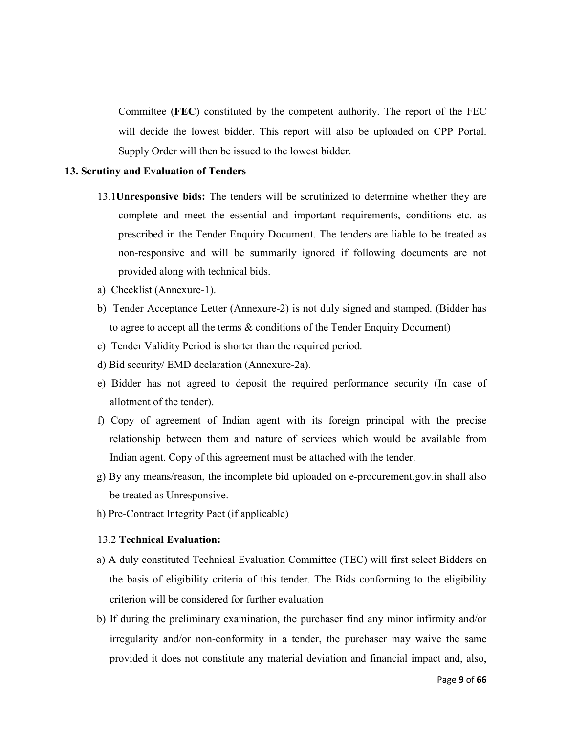Committee (**FEC**) constituted by the competent authority. The report of the FEC will decide the lowest bidder. This report will also be uploaded on CPP Portal. Supply Order will then be issued to the lowest bidder.

## 13. Scrutiny and Evaluation of Tenders

13.1 **Unresponsive bids:** The tenders will be scrutinized to determine whether they are complete and meet the essential and important requirements, conditions etc. as prescribed in the Tender Enquiry Document. The tenders are liable to be treated as non-responsive and will be summarily ignored if following documents are not provided along with technical bids.

a) Checklist (Annexure-1).

b) Tender Acceptance Letter (Annexure-2) is not duly signed and stamped. (Bidder has to agree to accept all the terms & conditions of the Tender Enquiry Document)

c) Tender Validity Period is shorter than the required period.

d) Bid security/ EMD declaration (Annexure-2a).

e) Bidder has not agreed to deposit the required performance security (In case of allotment of the tender).

f) Copy of agreement of Indian agent with its foreign principal with the precise relationship between them and nature of services which would be available from Indian agent. Copy of this agreement must be attached with the tender.

g) By any means/reason, the incomplete bid uploaded on e-procurement.gov.in shall also be treated as Unresponsive.

h) Pre-Contract Integrity Pact (if applicable)

13.2 **Technical Evaluation:**

a) A duly constituted Technical Evaluation Committee (TEC) will first select Bidders on the basis of eligibility criteria of this tender. The Bids conforming to the eligibility criterion will be considered for further evaluation

b) If during the preliminary examination, the purchaser find any minor infirmity and/or irregularity and/or non-conformity in a tender, the purchaser may waive the same provided it does not constitute any material deviation and financial impact and, also,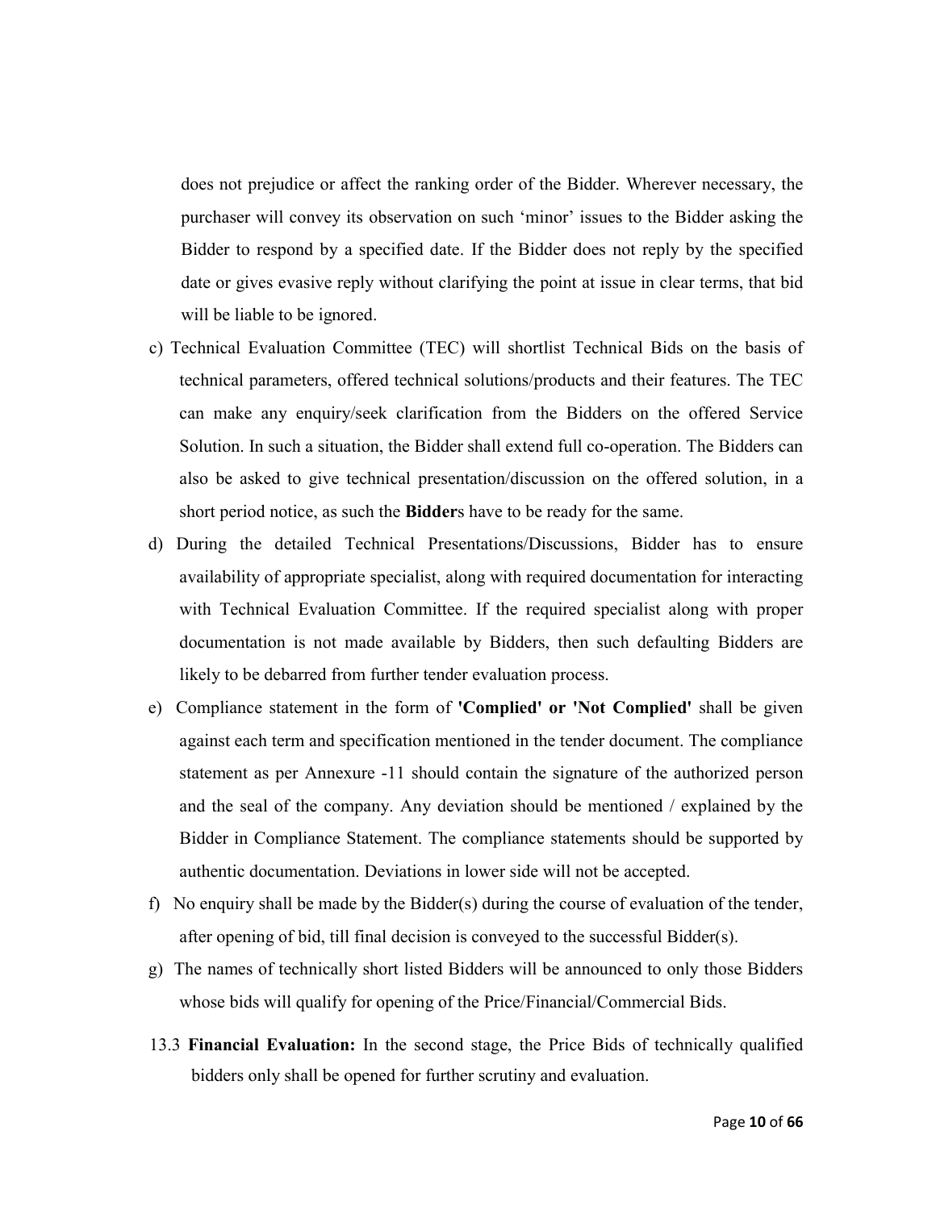does not prejudice or affect the ranking order of the Bidder. Wherever necessary, the purchaser will convey its observation on such 'minor' issues to the Bidder asking the Bidder to respond by a specified date. If the Bidder does not reply by the specified date or gives evasive reply without clarifying the point at issue in clear terms, that bid will be liable to be ignored.

c) Technical Evaluation Committee (TEC) will shortlist Technical Bids on the basis of technical parameters, offered technical solutions/products and their features. The TEC can make any enquiry/seek clarification from the Bidders on the offered Service Solution. In such a situation, the Bidder shall extend full co-operation. The Bidders can also be asked to give technical presentation/discussion on the offered solution, in a short period notice, as such the **Bidder**s have to be ready for the same.

d) During the detailed Technical Presentations/Discussions, Bidder has to ensure availability of appropriate specialist, along with required documentation for interacting with Technical Evaluation Committee. If the required specialist along with proper documentation is not made available by Bidders, then such defaulting Bidders are likely to be debarred from further tender evaluation process.

e) Compliance statement in the form of **'Complied' or 'Not Complied'** shall be given against each term and specification mentioned in the tender document. The compliance statement as per Annexure -11 should contain the signature of the authorized person and the seal of the company. Any deviation should be mentioned / explained by the Bidder in Compliance Statement. The compliance statements should be supported by authentic documentation. Deviations in lower side will not be accepted.

f) No enquiry shall be made by the Bidder(s) during the course of evaluation of the tender, after opening of bid, till final decision is conveyed to the successful Bidder(s).

g) The names of technically short listed Bidders will be announced to only those Bidders whose bids will qualify for opening of the Price/Financial/Commercial Bids.

13.3 **Financial Evaluation:** In the second stage, the Price Bids of technically qualified bidders only shall be opened for further scrutiny and evaluation.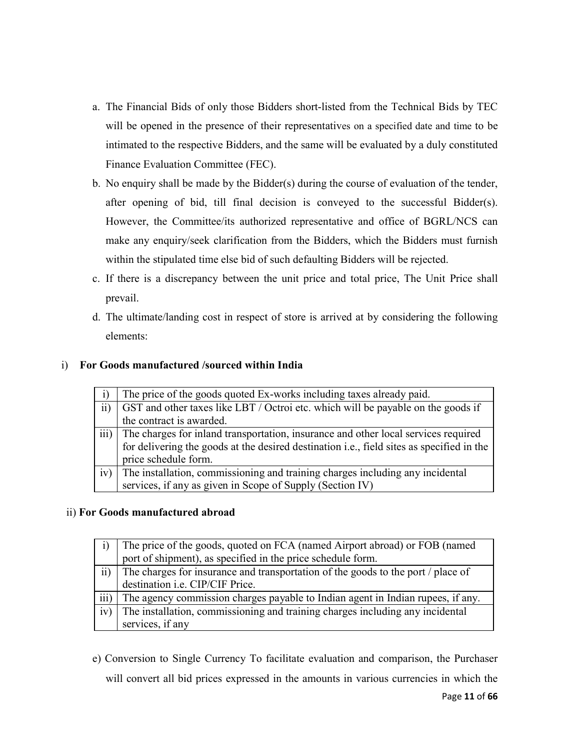a. The Financial Bids of only those Bidders short-listed from the Technical Bids by TEC will be opened in the presence of their representatives on a specified date and time to be intimated to the respective Bidders, and the same will be evaluated by a duly constituted Finance Evaluation Committee (FEC).

b. No enquiry shall be made by the Bidder(s) during the course of evaluation of the tender, after opening of bid, till final decision is conveyed to the successful Bidder(s). However, the Committee/its authorized representative and office of BGRL/NCS can make any enquiry/seek clarification from the Bidders, which the Bidders must furnish within the stipulated time else bid of such defaulting Bidders will be rejected.

c. If there is a discrepancy between the unit price and total price, The Unit Price shall prevail.

d. The ultimate/landing cost in respect of store is arrived at by considering the following elements:

i) **For Goods manufactured /sourced within India**

| | |
|---|---|
| i) | The price of the goods quoted Ex-works including taxes already paid. |
| ii) | GST and other taxes like LBT / Octroi etc. which will be payable on the goods if the contract is awarded. |
| iii) | The charges for inland transportation, insurance and other local services required for delivering the goods at the desired destination i.e., field sites as specified in the price schedule form. |
| iv) | The installation, commissioning and training charges including any incidental services, if any as given in Scope of Supply (Section IV) |

ii) **For Goods manufactured abroad**

| | |
|---|---|
| i) | The price of the goods, quoted on FCA (named Airport abroad) or FOB (named port of shipment), as specified in the price schedule form. |
| ii) | The charges for insurance and transportation of the goods to the port / place of destination i.e. CIP/CIF Price. |
| iii) | The agency commission charges payable to Indian agent in Indian rupees, if any. |
| iv) | The installation, commissioning and training charges including any incidental services, if any |

e) Conversion to Single Currency To facilitate evaluation and comparison, the Purchaser will convert all bid prices expressed in the amounts in various currencies in which the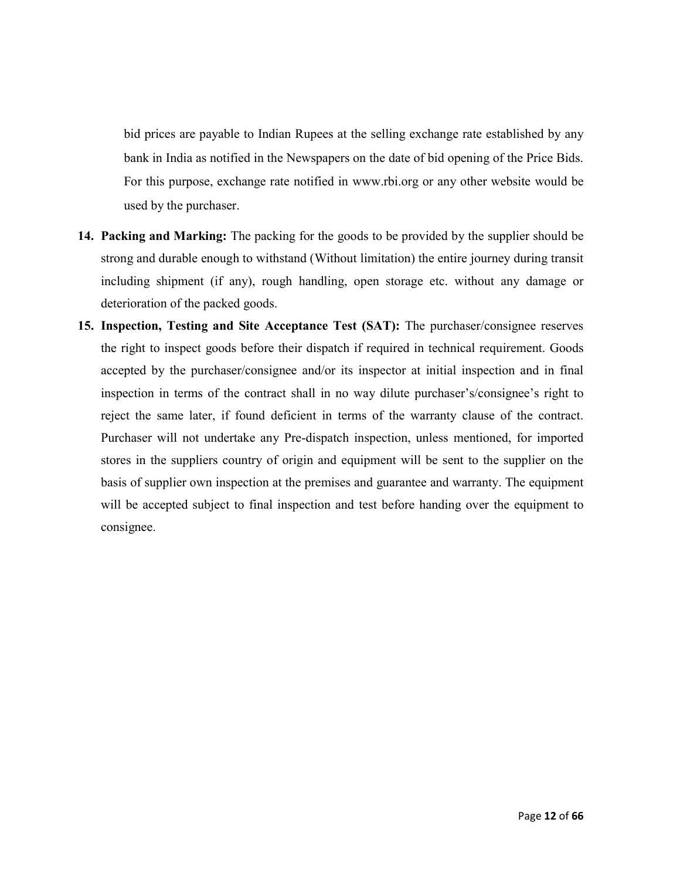bid prices are payable to Indian Rupees at the selling exchange rate established by any bank in India as notified in the Newspapers on the date of bid opening of the Price Bids. For this purpose, exchange rate notified in www.rbi.org or any other website would be used by the purchaser.

14. **Packing and Marking:** The packing for the goods to be provided by the supplier should be strong and durable enough to withstand (Without limitation) the entire journey during transit including shipment (if any), rough handling, open storage etc. without any damage or deterioration of the packed goods.
15. **Inspection, Testing and Site Acceptance Test (SAT):** The purchaser/consignee reserves the right to inspect goods before their dispatch if required in technical requirement. Goods accepted by the purchaser/consignee and/or its inspector at initial inspection and in final inspection in terms of the contract shall in no way dilute purchaser's/consignee's right to reject the same later, if found deficient in terms of the warranty clause of the contract. Purchaser will not undertake any Pre-dispatch inspection, unless mentioned, for imported stores in the suppliers country of origin and equipment will be sent to the supplier on the basis of supplier own inspection at the premises and guarantee and warranty. The equipment will be accepted subject to final inspection and test before handing over the equipment to consignee.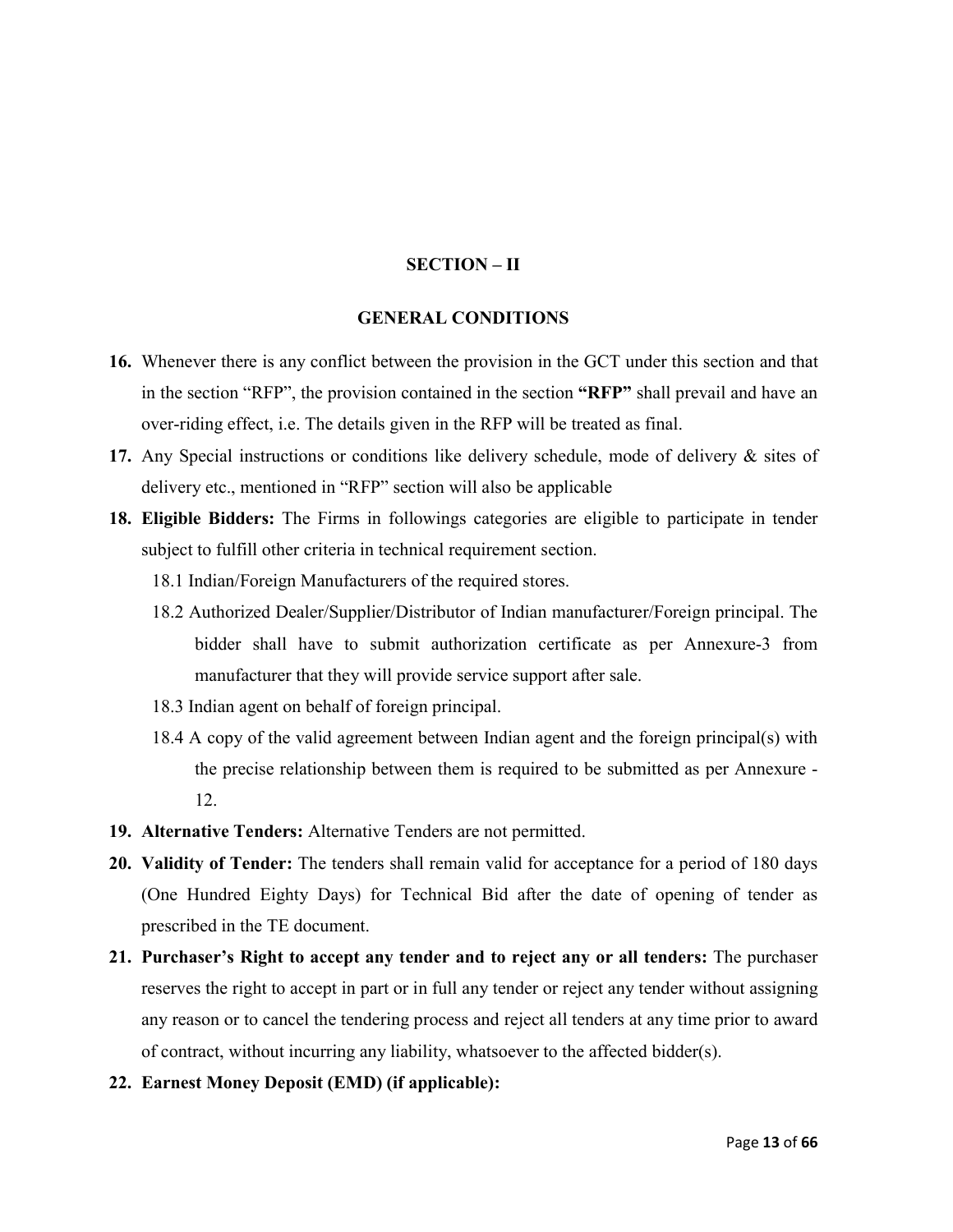## SECTION – II

## GENERAL CONDITIONS

**16.** Whenever there is any conflict between the provision in the GCT under this section and that in the section "RFP", the provision contained in the section **"RFP"** shall prevail and have an over-riding effect, i.e. The details given in the RFP will be treated as final.

**17.** Any Special instructions or conditions like delivery schedule, mode of delivery & sites of delivery etc., mentioned in "RFP" section will also be applicable

**18. Eligible Bidders:** The Firms in followings categories are eligible to participate in tender subject to fulfill other criteria in technical requirement section.

18.1 Indian/Foreign Manufacturers of the required stores.

18.2 Authorized Dealer/Supplier/Distributor of Indian manufacturer/Foreign principal. The bidder shall have to submit authorization certificate as per Annexure-3 from manufacturer that they will provide service support after sale.

18.3 Indian agent on behalf of foreign principal.

18.4 A copy of the valid agreement between Indian agent and the foreign principal(s) with the precise relationship between them is required to be submitted as per Annexure - 12.

**19. Alternative Tenders:** Alternative Tenders are not permitted.

**20. Validity of Tender:** The tenders shall remain valid for acceptance for a period of 180 days (One Hundred Eighty Days) for Technical Bid after the date of opening of tender as prescribed in the TE document.

**21. Purchaser's Right to accept any tender and to reject any or all tenders:** The purchaser reserves the right to accept in part or in full any tender or reject any tender without assigning any reason or to cancel the tendering process and reject all tenders at any time prior to award of contract, without incurring any liability, whatsoever to the affected bidder(s).

**22. Earnest Money Deposit (EMD) (if applicable):**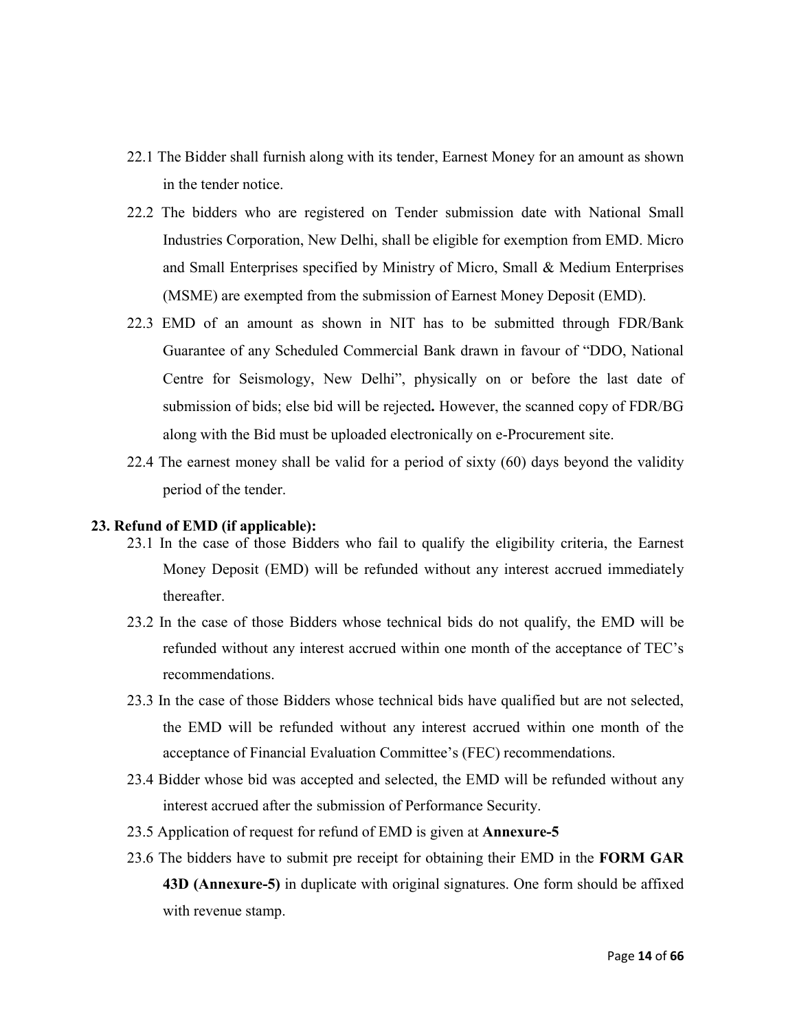22.1 The Bidder shall furnish along with its tender, Earnest Money for an amount as shown in the tender notice.

22.2 The bidders who are registered on Tender submission date with National Small Industries Corporation, New Delhi, shall be eligible for exemption from EMD. Micro and Small Enterprises specified by Ministry of Micro, Small & Medium Enterprises (MSME) are exempted from the submission of Earnest Money Deposit (EMD).

22.3 EMD of an amount as shown in NIT has to be submitted through FDR/Bank Guarantee of any Scheduled Commercial Bank drawn in favour of "DDO, National Centre for Seismology, New Delhi", physically on or before the last date of submission of bids; else bid will be rejected**.** However, the scanned copy of FDR/BG along with the Bid must be uploaded electronically on e-Procurement site.

22.4 The earnest money shall be valid for a period of sixty (60) days beyond the validity period of the tender.

**23. Refund of EMD (if applicable):**

23.1 In the case of those Bidders who fail to qualify the eligibility criteria, the Earnest Money Deposit (EMD) will be refunded without any interest accrued immediately thereafter.

23.2 In the case of those Bidders whose technical bids do not qualify, the EMD will be refunded without any interest accrued within one month of the acceptance of TEC's recommendations.

23.3 In the case of those Bidders whose technical bids have qualified but are not selected, the EMD will be refunded without any interest accrued within one month of the acceptance of Financial Evaluation Committee's (FEC) recommendations.

23.4 Bidder whose bid was accepted and selected, the EMD will be refunded without any interest accrued after the submission of Performance Security.

23.5 Application of request for refund of EMD is given at **Annexure-5**

23.6 The bidders have to submit pre receipt for obtaining their EMD in the **FORM GAR 43D (Annexure-5)** in duplicate with original signatures. One form should be affixed with revenue stamp.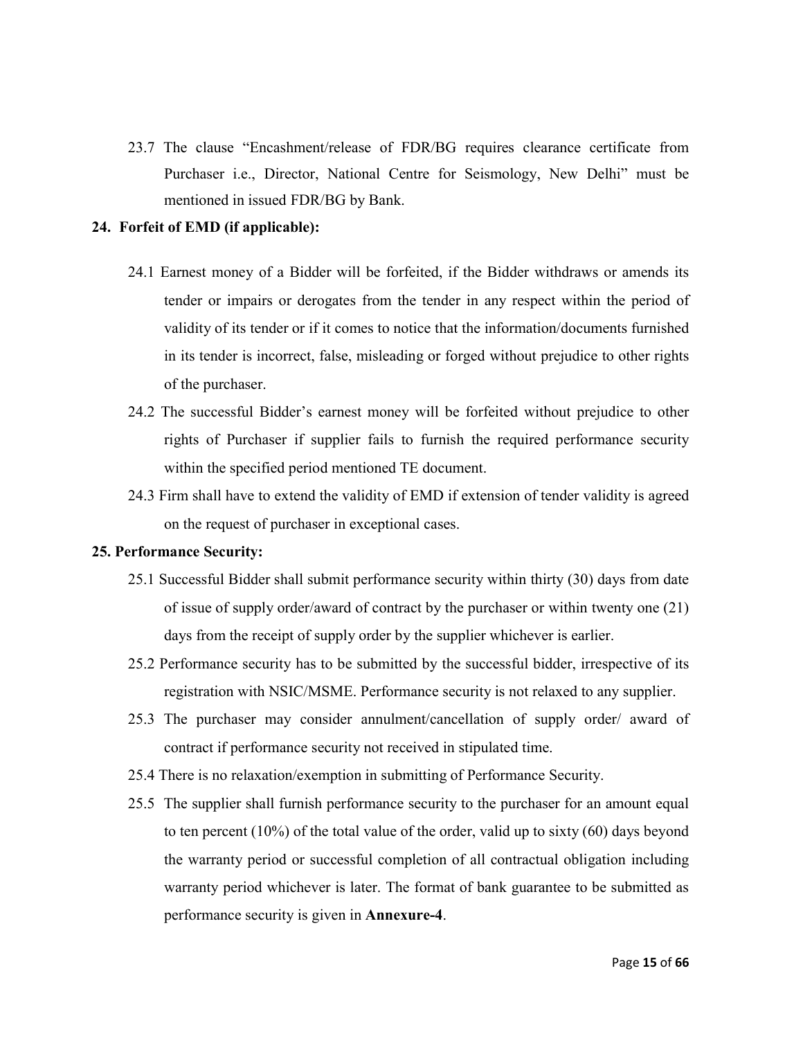23.7 The clause "Encashment/release of FDR/BG requires clearance certificate from Purchaser i.e., Director, National Centre for Seismology, New Delhi" must be mentioned in issued FDR/BG by Bank.

**24. Forfeit of EMD (if applicable):**

24.1 Earnest money of a Bidder will be forfeited, if the Bidder withdraws or amends its tender or impairs or derogates from the tender in any respect within the period of validity of its tender or if it comes to notice that the information/documents furnished in its tender is incorrect, false, misleading or forged without prejudice to other rights of the purchaser.

24.2 The successful Bidder's earnest money will be forfeited without prejudice to other rights of Purchaser if supplier fails to furnish the required performance security within the specified period mentioned TE document.

24.3 Firm shall have to extend the validity of EMD if extension of tender validity is agreed on the request of purchaser in exceptional cases.

**25. Performance Security:**

25.1 Successful Bidder shall submit performance security within thirty (30) days from date of issue of supply order/award of contract by the purchaser or within twenty one (21) days from the receipt of supply order by the supplier whichever is earlier.

25.2 Performance security has to be submitted by the successful bidder, irrespective of its registration with NSIC/MSME. Performance security is not relaxed to any supplier.

25.3 The purchaser may consider annulment/cancellation of supply order/ award of contract if performance security not received in stipulated time.

25.4 There is no relaxation/exemption in submitting of Performance Security.

25.5 The supplier shall furnish performance security to the purchaser for an amount equal to ten percent (10%) of the total value of the order, valid up to sixty (60) days beyond the warranty period or successful completion of all contractual obligation including warranty period whichever is later. The format of bank guarantee to be submitted as performance security is given in **Annexure-4**.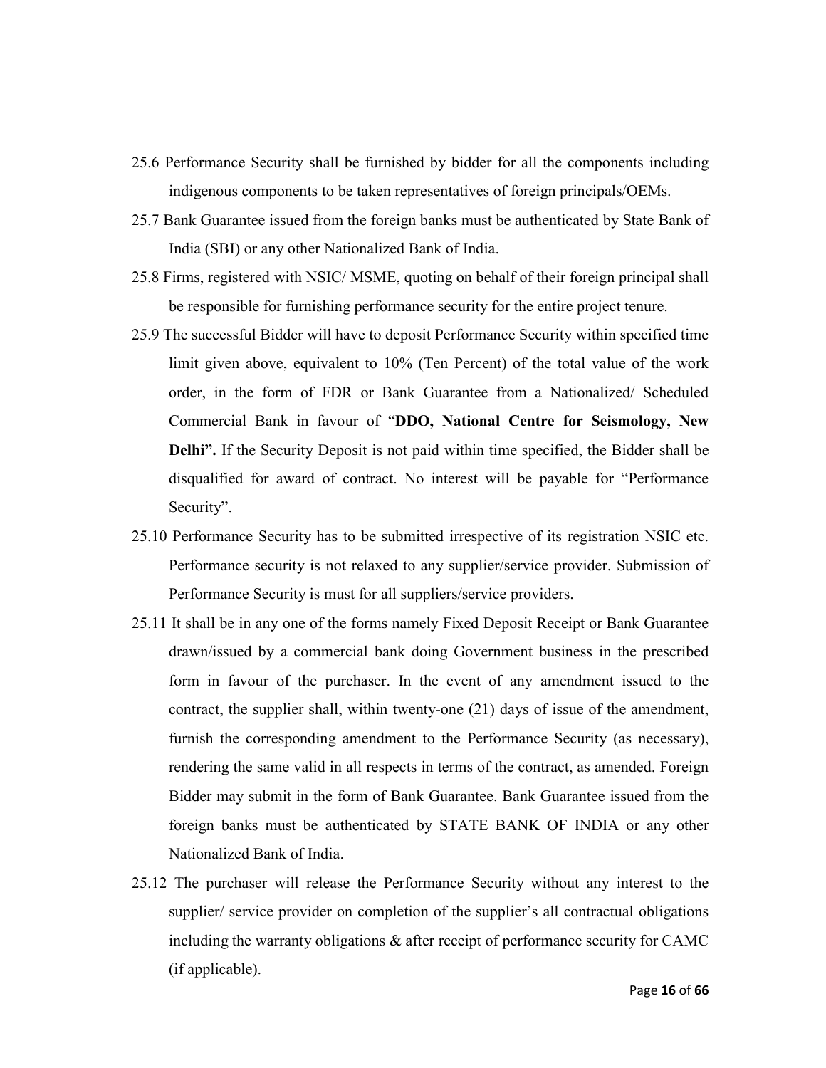25.6 Performance Security shall be furnished by bidder for all the components including indigenous components to be taken representatives of foreign principals/OEMs.

25.7 Bank Guarantee issued from the foreign banks must be authenticated by State Bank of India (SBI) or any other Nationalized Bank of India.

25.8 Firms, registered with NSIC/ MSME, quoting on behalf of their foreign principal shall be responsible for furnishing performance security for the entire project tenure.

25.9 The successful Bidder will have to deposit Performance Security within specified time limit given above, equivalent to 10% (Ten Percent) of the total value of the work order, in the form of FDR or Bank Guarantee from a Nationalized/ Scheduled Commercial Bank in favour of "**DDO, National Centre for Seismology, New Delhi".** If the Security Deposit is not paid within time specified, the Bidder shall be disqualified for award of contract. No interest will be payable for "Performance Security".

25.10 Performance Security has to be submitted irrespective of its registration NSIC etc. Performance security is not relaxed to any supplier/service provider. Submission of Performance Security is must for all suppliers/service providers.

25.11 It shall be in any one of the forms namely Fixed Deposit Receipt or Bank Guarantee drawn/issued by a commercial bank doing Government business in the prescribed form in favour of the purchaser. In the event of any amendment issued to the contract, the supplier shall, within twenty-one (21) days of issue of the amendment, furnish the corresponding amendment to the Performance Security (as necessary), rendering the same valid in all respects in terms of the contract, as amended. Foreign Bidder may submit in the form of Bank Guarantee. Bank Guarantee issued from the foreign banks must be authenticated by STATE BANK OF INDIA or any other Nationalized Bank of India.

25.12 The purchaser will release the Performance Security without any interest to the supplier/ service provider on completion of the supplier's all contractual obligations including the warranty obligations & after receipt of performance security for CAMC (if applicable).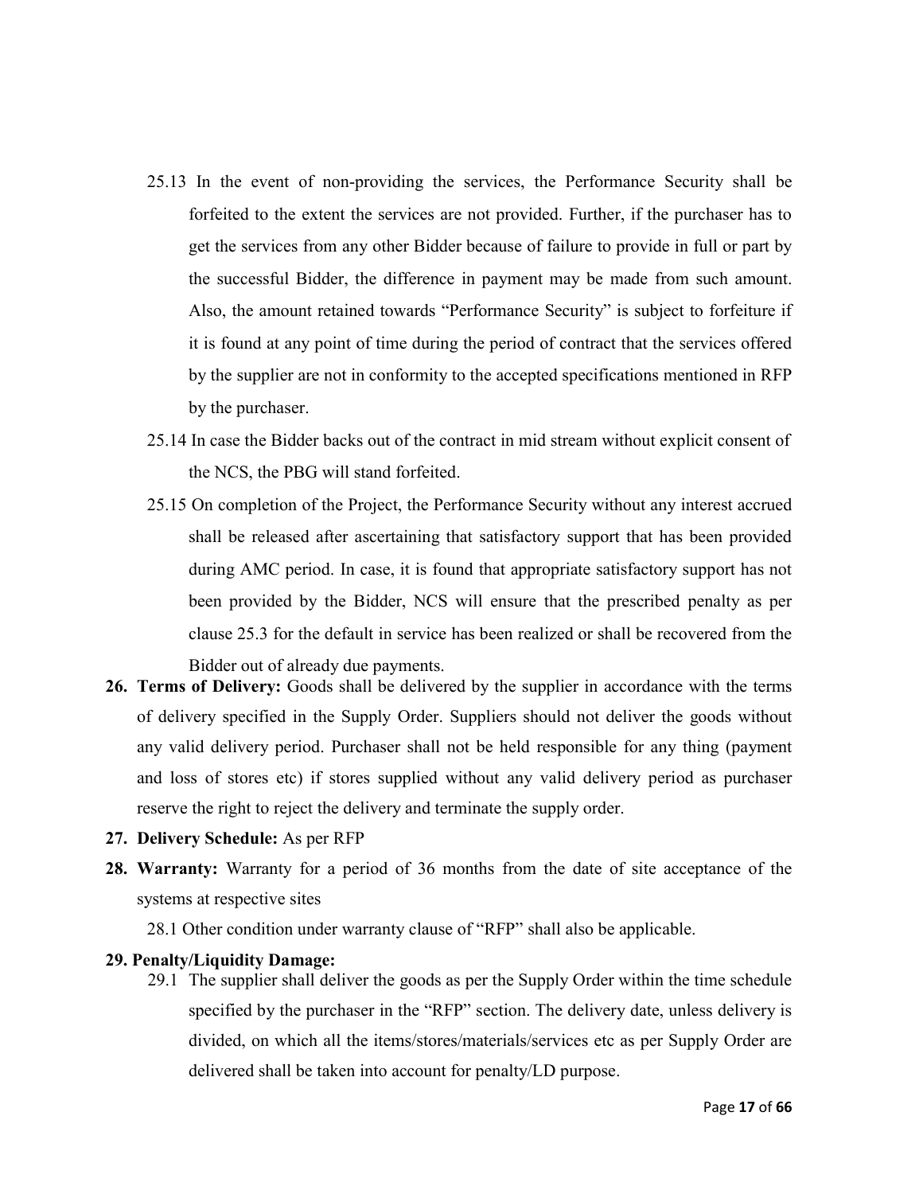25.13 In the event of non-providing the services, the Performance Security shall be forfeited to the extent the services are not provided. Further, if the purchaser has to get the services from any other Bidder because of failure to provide in full or part by the successful Bidder, the difference in payment may be made from such amount. Also, the amount retained towards "Performance Security" is subject to forfeiture if it is found at any point of time during the period of contract that the services offered by the supplier are not in conformity to the accepted specifications mentioned in RFP by the purchaser.

25.14 In case the Bidder backs out of the contract in mid stream without explicit consent of the NCS, the PBG will stand forfeited.

25.15 On completion of the Project, the Performance Security without any interest accrued shall be released after ascertaining that satisfactory support that has been provided during AMC period. In case, it is found that appropriate satisfactory support has not been provided by the Bidder, NCS will ensure that the prescribed penalty as per clause 25.3 for the default in service has been realized or shall be recovered from the Bidder out of already due payments.

**26. Terms of Delivery:** Goods shall be delivered by the supplier in accordance with the terms of delivery specified in the Supply Order. Suppliers should not deliver the goods without any valid delivery period. Purchaser shall not be held responsible for any thing (payment and loss of stores etc) if stores supplied without any valid delivery period as purchaser reserve the right to reject the delivery and terminate the supply order.

**27. Delivery Schedule:** As per RFP

**28. Warranty:** Warranty for a period of 36 months from the date of site acceptance of the systems at respective sites

28.1 Other condition under warranty clause of "RFP" shall also be applicable.

**29. Penalty/Liquidity Damage:**

29.1 The supplier shall deliver the goods as per the Supply Order within the time schedule specified by the purchaser in the "RFP" section. The delivery date, unless delivery is divided, on which all the items/stores/materials/services etc as per Supply Order are delivered shall be taken into account for penalty/LD purpose.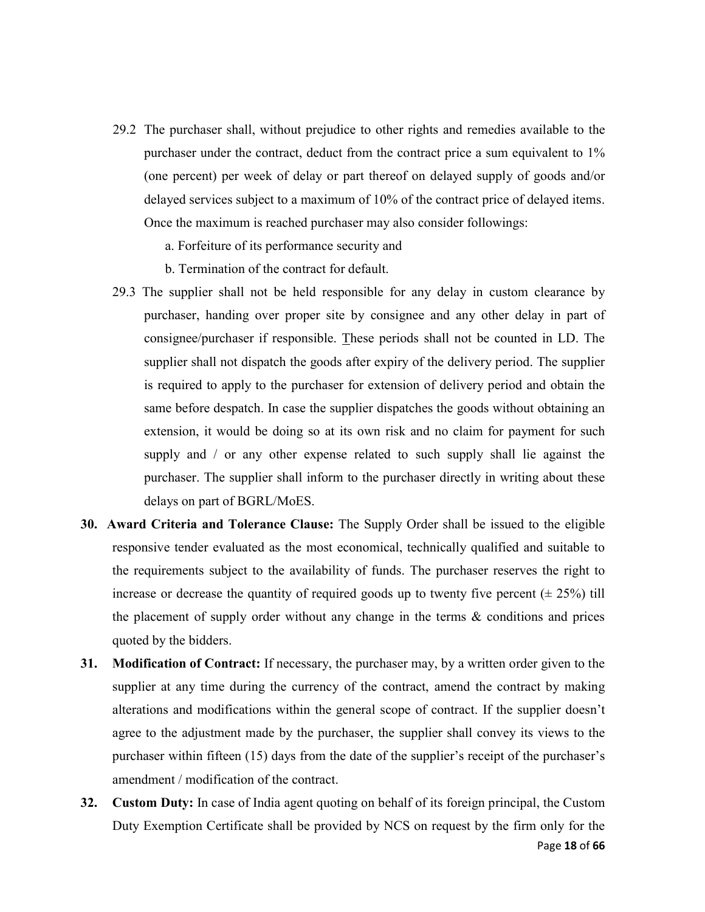29.2 The purchaser shall, without prejudice to other rights and remedies available to the purchaser under the contract, deduct from the contract price a sum equivalent to 1% (one percent) per week of delay or part thereof on delayed supply of goods and/or delayed services subject to a maximum of 10% of the contract price of delayed items. Once the maximum is reached purchaser may also consider followings:

a. Forfeiture of its performance security and

b. Termination of the contract for default.

29.3 The supplier shall not be held responsible for any delay in custom clearance by purchaser, handing over proper site by consignee and any other delay in part of consignee/purchaser if responsible. These periods shall not be counted in LD. The supplier shall not dispatch the goods after expiry of the delivery period. The supplier is required to apply to the purchaser for extension of delivery period and obtain the same before despatch. In case the supplier dispatches the goods without obtaining an extension, it would be doing so at its own risk and no claim for payment for such supply and / or any other expense related to such supply shall lie against the purchaser. The supplier shall inform to the purchaser directly in writing about these delays on part of BGRL/MoES.

**30. Award Criteria and Tolerance Clause:** The Supply Order shall be issued to the eligible responsive tender evaluated as the most economical, technically qualified and suitable to the requirements subject to the availability of funds. The purchaser reserves the right to increase or decrease the quantity of required goods up to twenty five percent (± 25%) till the placement of supply order without any change in the terms & conditions and prices quoted by the bidders.

**31. Modification of Contract:** If necessary, the purchaser may, by a written order given to the supplier at any time during the currency of the contract, amend the contract by making alterations and modifications within the general scope of contract. If the supplier doesn't agree to the adjustment made by the purchaser, the supplier shall convey its views to the purchaser within fifteen (15) days from the date of the supplier's receipt of the purchaser's amendment / modification of the contract.

**32. Custom Duty:** In case of India agent quoting on behalf of its foreign principal, the Custom Duty Exemption Certificate shall be provided by NCS on request by the firm only for the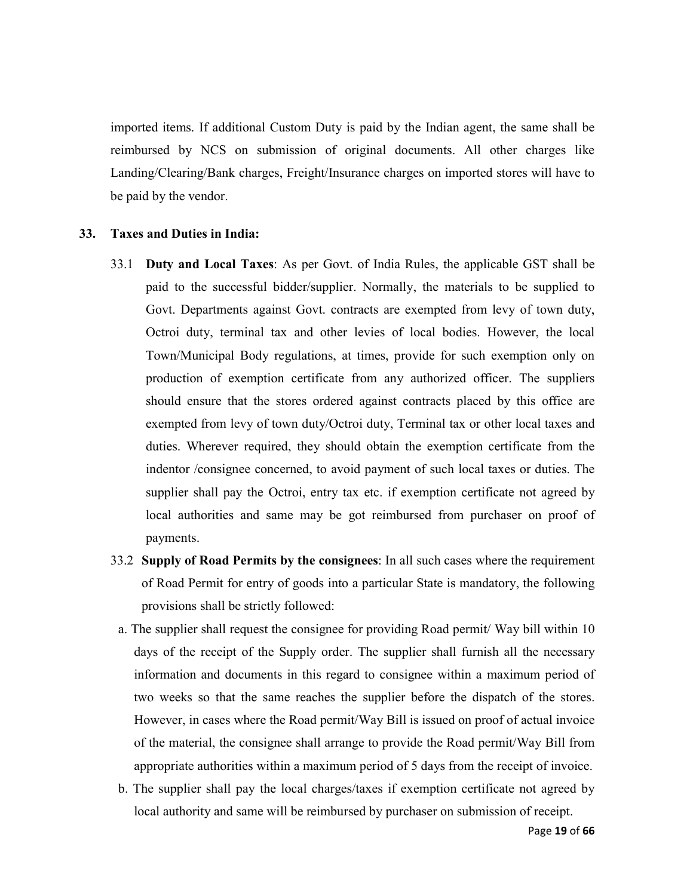imported items. If additional Custom Duty is paid by the Indian agent, the same shall be reimbursed by NCS on submission of original documents. All other charges like Landing/Clearing/Bank charges, Freight/Insurance charges on imported stores will have to be paid by the vendor.

## 33. Taxes and Duties in India:

33.1 **Duty and Local Taxes**: As per Govt. of India Rules, the applicable GST shall be paid to the successful bidder/supplier. Normally, the materials to be supplied to Govt. Departments against Govt. contracts are exempted from levy of town duty, Octroi duty, terminal tax and other levies of local bodies. However, the local Town/Municipal Body regulations, at times, provide for such exemption only on production of exemption certificate from any authorized officer. The suppliers should ensure that the stores ordered against contracts placed by this office are exempted from levy of town duty/Octroi duty, Terminal tax or other local taxes and duties. Wherever required, they should obtain the exemption certificate from the indentor /consignee concerned, to avoid payment of such local taxes or duties. The supplier shall pay the Octroi, entry tax etc. if exemption certificate not agreed by local authorities and same may be got reimbursed from purchaser on proof of payments.

33.2 **Supply of Road Permits by the consignees**: In all such cases where the requirement of Road Permit for entry of goods into a particular State is mandatory, the following provisions shall be strictly followed:

a. The supplier shall request the consignee for providing Road permit/ Way bill within 10 days of the receipt of the Supply order. The supplier shall furnish all the necessary information and documents in this regard to consignee within a maximum period of two weeks so that the same reaches the supplier before the dispatch of the stores. However, in cases where the Road permit/Way Bill is issued on proof of actual invoice of the material, the consignee shall arrange to provide the Road permit/Way Bill from appropriate authorities within a maximum period of 5 days from the receipt of invoice.

b. The supplier shall pay the local charges/taxes if exemption certificate not agreed by local authority and same will be reimbursed by purchaser on submission of receipt.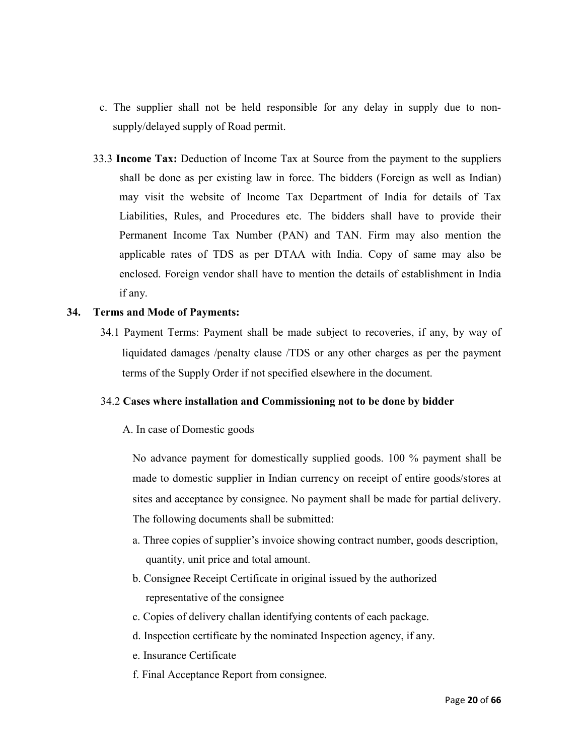c. The supplier shall not be held responsible for any delay in supply due to non-supply/delayed supply of Road permit.

33.3 **Income Tax:** Deduction of Income Tax at Source from the payment to the suppliers shall be done as per existing law in force. The bidders (Foreign as well as Indian) may visit the website of Income Tax Department of India for details of Tax Liabilities, Rules, and Procedures etc. The bidders shall have to provide their Permanent Income Tax Number (PAN) and TAN. Firm may also mention the applicable rates of TDS as per DTAA with India. Copy of same may also be enclosed. Foreign vendor shall have to mention the details of establishment in India if any.

## 34. Terms and Mode of Payments:

34.1 Payment Terms: Payment shall be made subject to recoveries, if any, by way of liquidated damages /penalty clause /TDS or any other charges as per the payment terms of the Supply Order if not specified elsewhere in the document.

34.2 **Cases where installation and Commissioning not to be done by bidder**

A. In case of Domestic goods

No advance payment for domestically supplied goods. 100 % payment shall be made to domestic supplier in Indian currency on receipt of entire goods/stores at sites and acceptance by consignee. No payment shall be made for partial delivery. The following documents shall be submitted:

a. Three copies of supplier's invoice showing contract number, goods description, quantity, unit price and total amount.

b. Consignee Receipt Certificate in original issued by the authorized representative of the consignee

c. Copies of delivery challan identifying contents of each package.

d. Inspection certificate by the nominated Inspection agency, if any.

e. Insurance Certificate

f. Final Acceptance Report from consignee.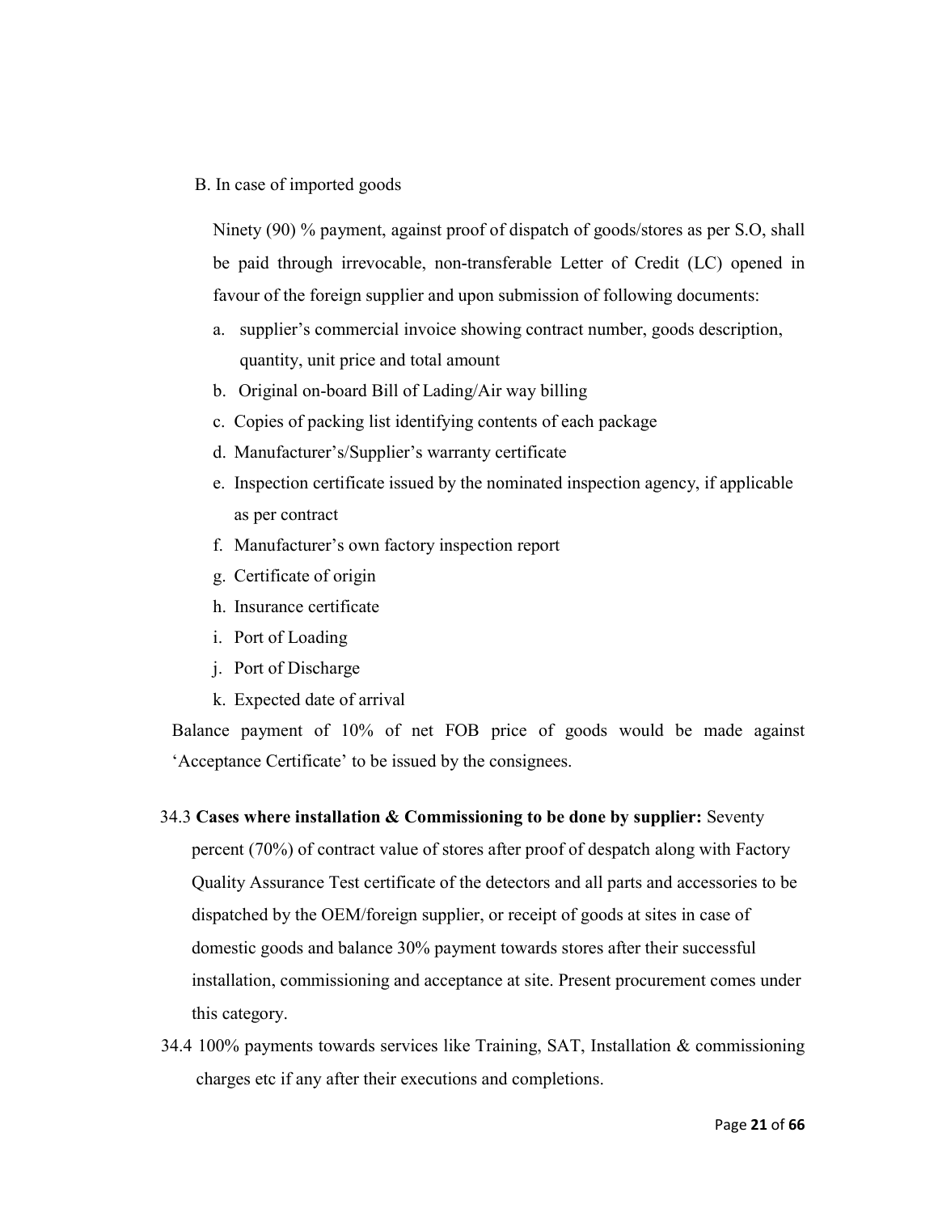B. In case of imported goods

Ninety (90) % payment, against proof of dispatch of goods/stores as per S.O, shall be paid through irrevocable, non-transferable Letter of Credit (LC) opened in favour of the foreign supplier and upon submission of following documents:

a. supplier's commercial invoice showing contract number, goods description, quantity, unit price and total amount
b. Original on-board Bill of Lading/Air way billing
c. Copies of packing list identifying contents of each package
d. Manufacturer's/Supplier's warranty certificate
e. Inspection certificate issued by the nominated inspection agency, if applicable as per contract
f. Manufacturer's own factory inspection report
g. Certificate of origin
h. Insurance certificate
i. Port of Loading
j. Port of Discharge
k. Expected date of arrival

Balance payment of 10% of net FOB price of goods would be made against 'Acceptance Certificate' to be issued by the consignees.

34.3 **Cases where installation & Commissioning to be done by supplier:** Seventy percent (70%) of contract value of stores after proof of despatch along with Factory Quality Assurance Test certificate of the detectors and all parts and accessories to be dispatched by the OEM/foreign supplier, or receipt of goods at sites in case of domestic goods and balance 30% payment towards stores after their successful installation, commissioning and acceptance at site. Present procurement comes under this category.

34.4 100% payments towards services like Training, SAT, Installation & commissioning charges etc if any after their executions and completions.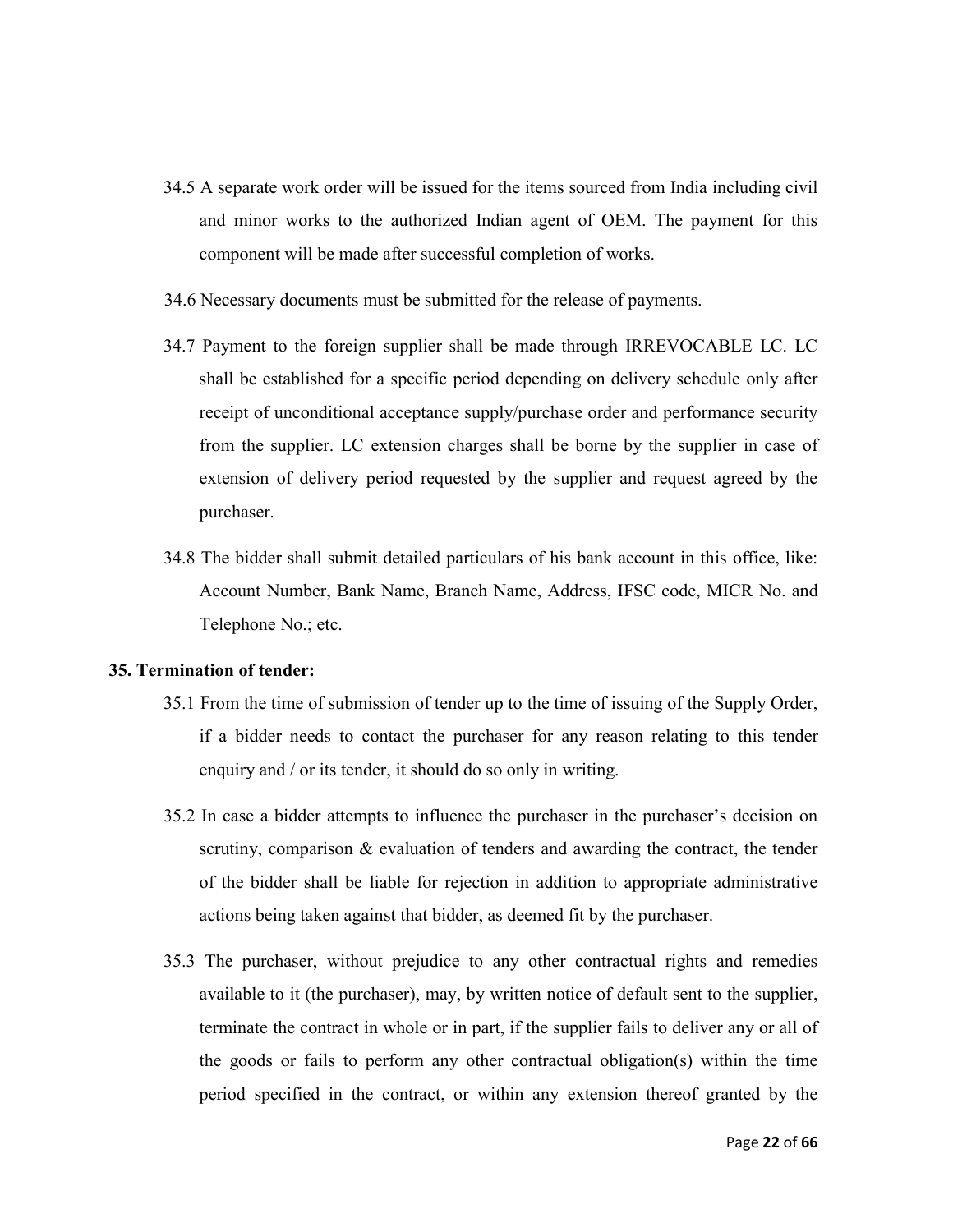34.5 A separate work order will be issued for the items sourced from India including civil and minor works to the authorized Indian agent of OEM. The payment for this component will be made after successful completion of works.

34.6 Necessary documents must be submitted for the release of payments.

34.7 Payment to the foreign supplier shall be made through IRREVOCABLE LC. LC shall be established for a specific period depending on delivery schedule only after receipt of unconditional acceptance supply/purchase order and performance security from the supplier. LC extension charges shall be borne by the supplier in case of extension of delivery period requested by the supplier and request agreed by the purchaser.

34.8 The bidder shall submit detailed particulars of his bank account in this office, like: Account Number, Bank Name, Branch Name, Address, IFSC code, MICR No. and Telephone No.; etc.

**35. Termination of tender:**

35.1 From the time of submission of tender up to the time of issuing of the Supply Order, if a bidder needs to contact the purchaser for any reason relating to this tender enquiry and / or its tender, it should do so only in writing.

35.2 In case a bidder attempts to influence the purchaser in the purchaser's decision on scrutiny, comparison & evaluation of tenders and awarding the contract, the tender of the bidder shall be liable for rejection in addition to appropriate administrative actions being taken against that bidder, as deemed fit by the purchaser.

35.3 The purchaser, without prejudice to any other contractual rights and remedies available to it (the purchaser), may, by written notice of default sent to the supplier, terminate the contract in whole or in part, if the supplier fails to deliver any or all of the goods or fails to perform any other contractual obligation(s) within the time period specified in the contract, or within any extension thereof granted by the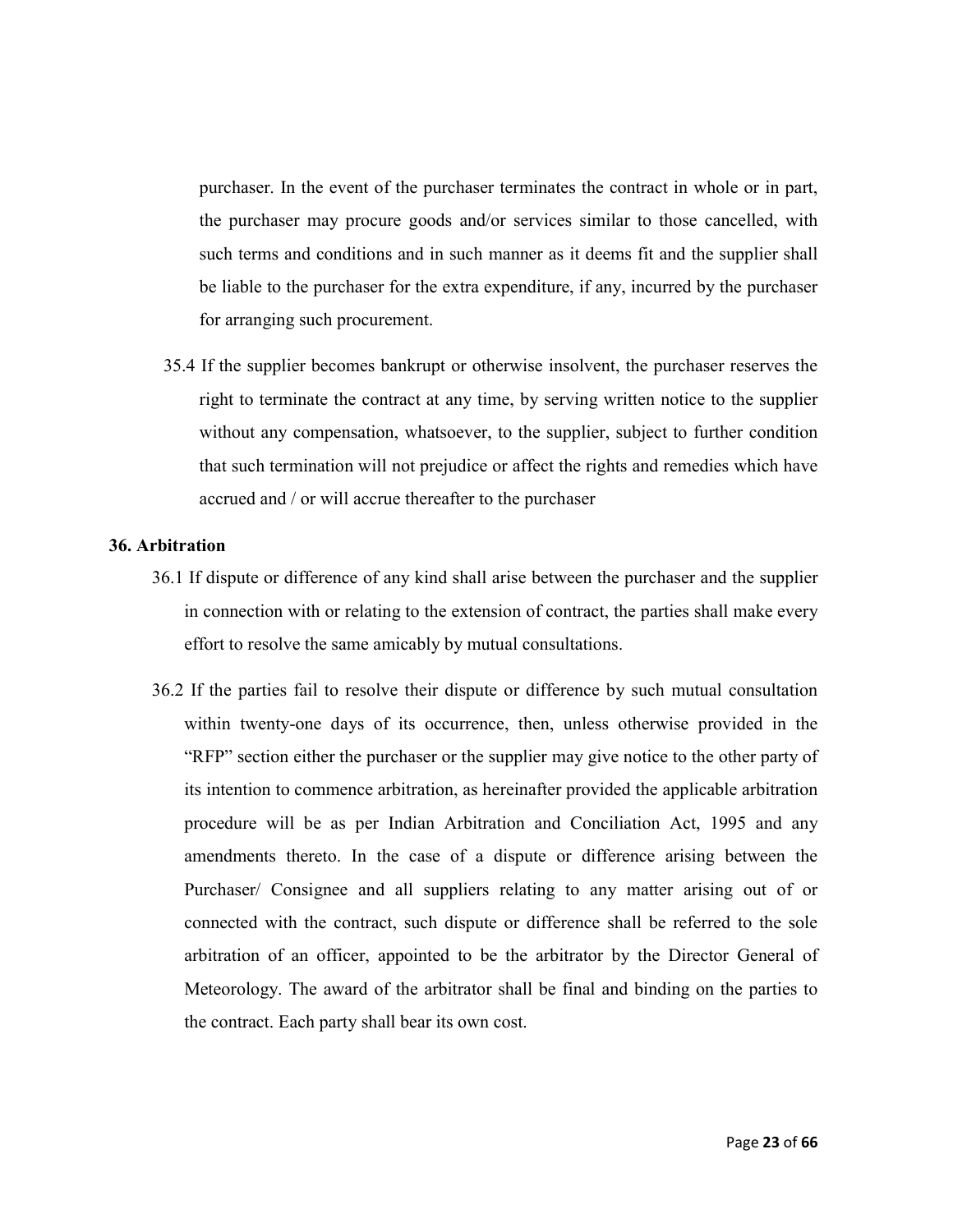purchaser. In the event of the purchaser terminates the contract in whole or in part, the purchaser may procure goods and/or services similar to those cancelled, with such terms and conditions and in such manner as it deems fit and the supplier shall be liable to the purchaser for the extra expenditure, if any, incurred by the purchaser for arranging such procurement.

35.4 If the supplier becomes bankrupt or otherwise insolvent, the purchaser reserves the right to terminate the contract at any time, by serving written notice to the supplier without any compensation, whatsoever, to the supplier, subject to further condition that such termination will not prejudice or affect the rights and remedies which have accrued and / or will accrue thereafter to the purchaser

**36. Arbitration**

36.1 If dispute or difference of any kind shall arise between the purchaser and the supplier in connection with or relating to the extension of contract, the parties shall make every effort to resolve the same amicably by mutual consultations.

36.2 If the parties fail to resolve their dispute or difference by such mutual consultation within twenty-one days of its occurrence, then, unless otherwise provided in the "RFP" section either the purchaser or the supplier may give notice to the other party of its intention to commence arbitration, as hereinafter provided the applicable arbitration procedure will be as per Indian Arbitration and Conciliation Act, 1995 and any amendments thereto. In the case of a dispute or difference arising between the Purchaser/ Consignee and all suppliers relating to any matter arising out of or connected with the contract, such dispute or difference shall be referred to the sole arbitration of an officer, appointed to be the arbitrator by the Director General of Meteorology. The award of the arbitrator shall be final and binding on the parties to the contract. Each party shall bear its own cost.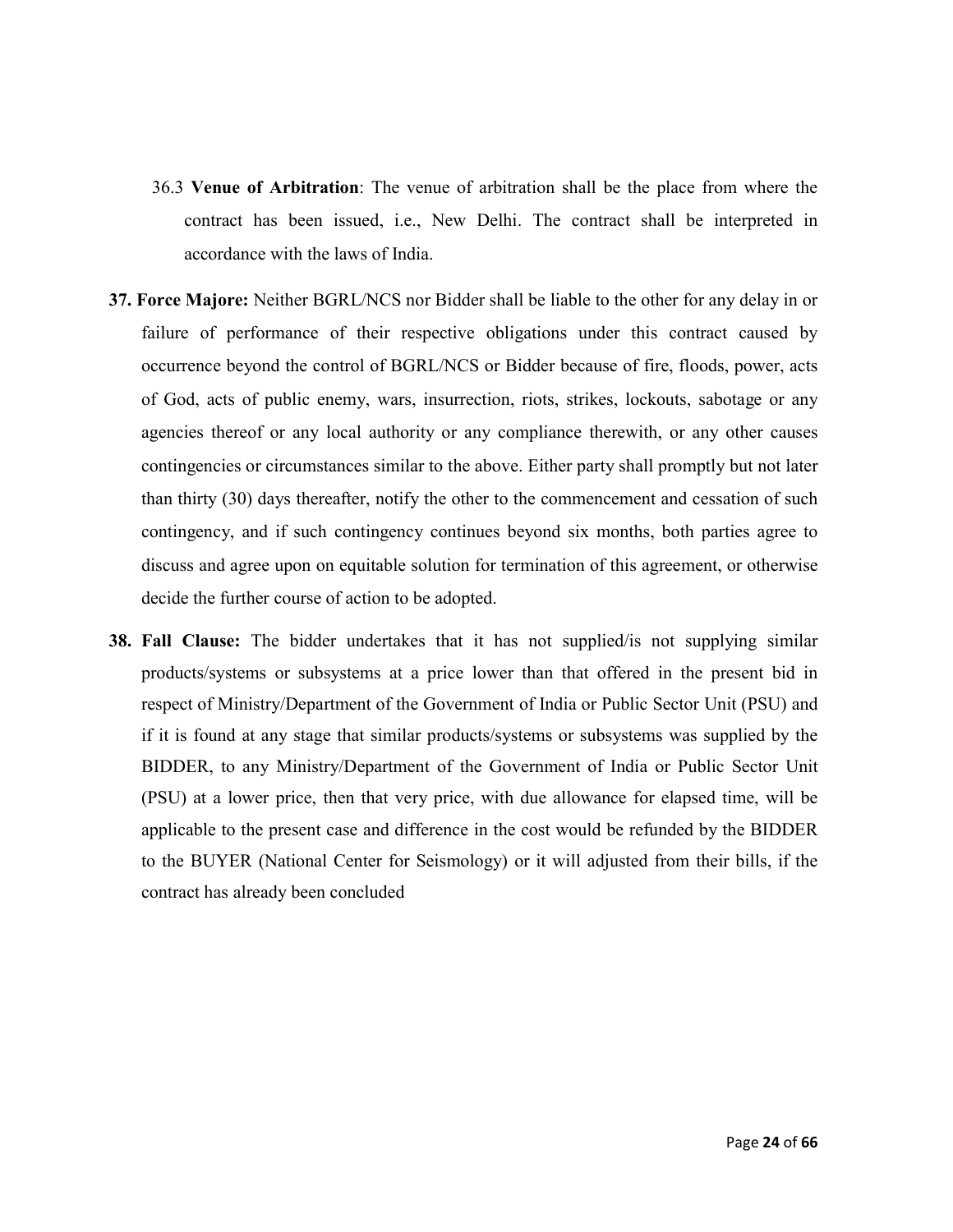36.3 **Venue of Arbitration**: The venue of arbitration shall be the place from where the contract has been issued, i.e., New Delhi. The contract shall be interpreted in accordance with the laws of India.

**37. Force Majore:** Neither BGRL/NCS nor Bidder shall be liable to the other for any delay in or failure of performance of their respective obligations under this contract caused by occurrence beyond the control of BGRL/NCS or Bidder because of fire, floods, power, acts of God, acts of public enemy, wars, insurrection, riots, strikes, lockouts, sabotage or any agencies thereof or any local authority or any compliance therewith, or any other causes contingencies or circumstances similar to the above. Either party shall promptly but not later than thirty (30) days thereafter, notify the other to the commencement and cessation of such contingency, and if such contingency continues beyond six months, both parties agree to discuss and agree upon on equitable solution for termination of this agreement, or otherwise decide the further course of action to be adopted.

**38. Fall Clause:** The bidder undertakes that it has not supplied/is not supplying similar products/systems or subsystems at a price lower than that offered in the present bid in respect of Ministry/Department of the Government of India or Public Sector Unit (PSU) and if it is found at any stage that similar products/systems or subsystems was supplied by the BIDDER, to any Ministry/Department of the Government of India or Public Sector Unit (PSU) at a lower price, then that very price, with due allowance for elapsed time, will be applicable to the present case and difference in the cost would be refunded by the BIDDER to the BUYER (National Center for Seismology) or it will adjusted from their bills, if the contract has already been concluded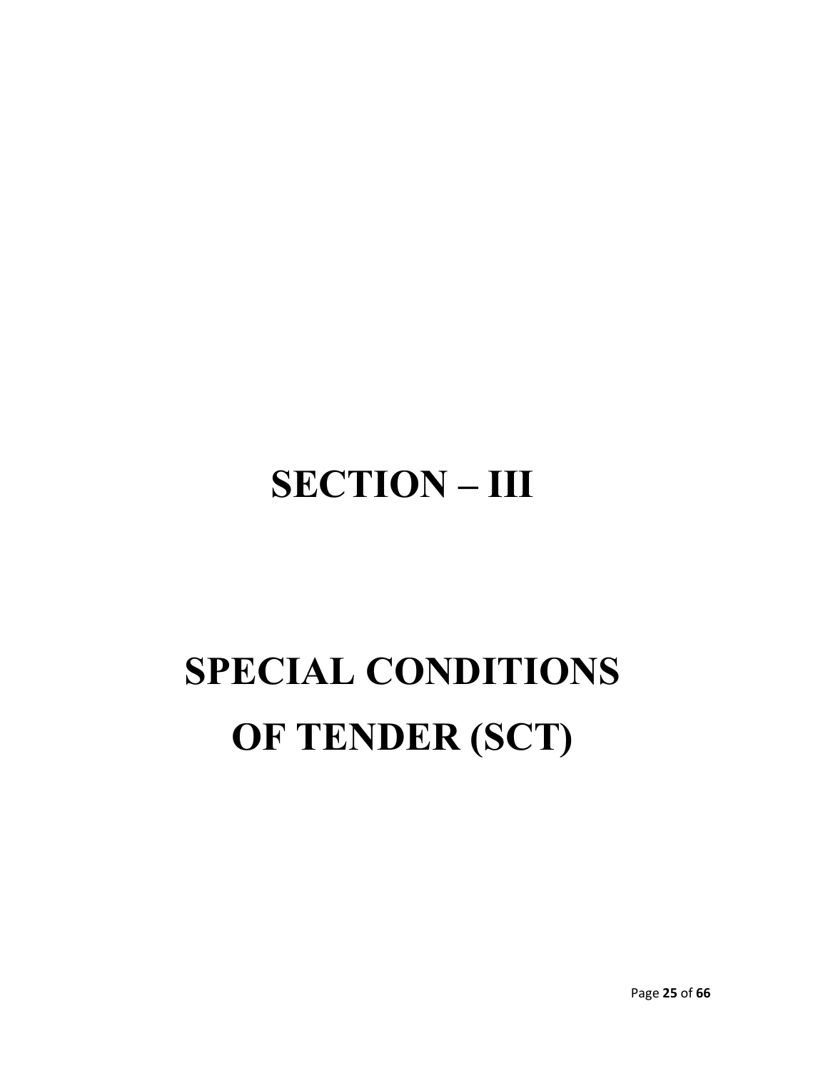# SECTION – III

# SPECIAL CONDITIONS OF TENDER (SCT)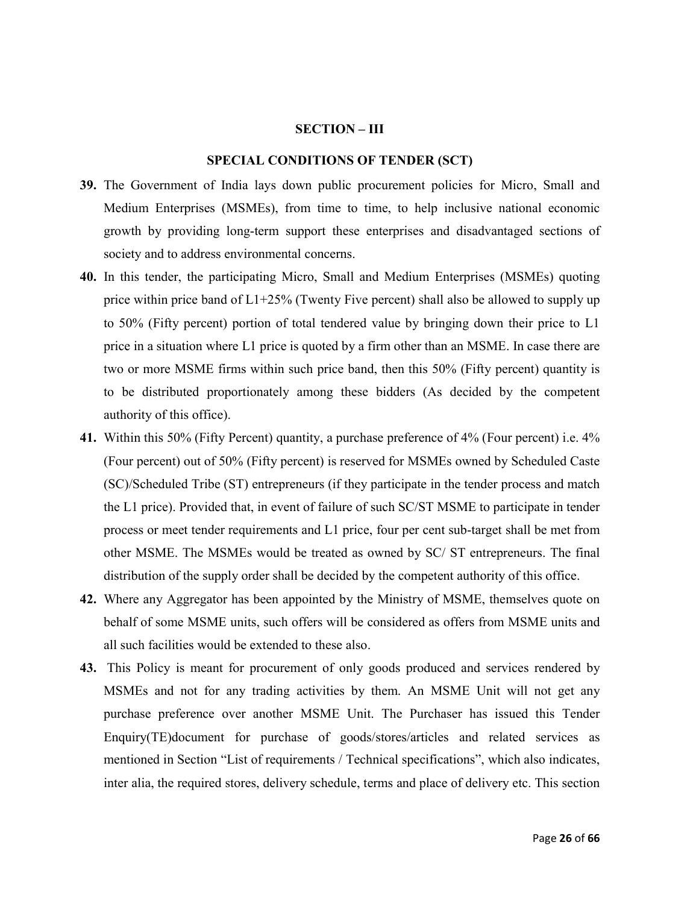## SECTION – III

### SPECIAL CONDITIONS OF TENDER (SCT)

**39.** The Government of India lays down public procurement policies for Micro, Small and Medium Enterprises (MSMEs), from time to time, to help inclusive national economic growth by providing long-term support these enterprises and disadvantaged sections of society and to address environmental concerns.

**40.** In this tender, the participating Micro, Small and Medium Enterprises (MSMEs) quoting price within price band of L1+25% (Twenty Five percent) shall also be allowed to supply up to 50% (Fifty percent) portion of total tendered value by bringing down their price to L1 price in a situation where L1 price is quoted by a firm other than an MSME. In case there are two or more MSME firms within such price band, then this 50% (Fifty percent) quantity is to be distributed proportionately among these bidders (As decided by the competent authority of this office).

**41.** Within this 50% (Fifty Percent) quantity, a purchase preference of 4% (Four percent) i.e. 4% (Four percent) out of 50% (Fifty percent) is reserved for MSMEs owned by Scheduled Caste (SC)/Scheduled Tribe (ST) entrepreneurs (if they participate in the tender process and match the L1 price). Provided that, in event of failure of such SC/ST MSME to participate in tender process or meet tender requirements and L1 price, four per cent sub-target shall be met from other MSME. The MSMEs would be treated as owned by SC/ ST entrepreneurs. The final distribution of the supply order shall be decided by the competent authority of this office.

**42.** Where any Aggregator has been appointed by the Ministry of MSME, themselves quote on behalf of some MSME units, such offers will be considered as offers from MSME units and all such facilities would be extended to these also.

**43.** This Policy is meant for procurement of only goods produced and services rendered by MSMEs and not for any trading activities by them. An MSME Unit will not get any purchase preference over another MSME Unit. The Purchaser has issued this Tender Enquiry(TE)document for purchase of goods/stores/articles and related services as mentioned in Section "List of requirements / Technical specifications", which also indicates, inter alia, the required stores, delivery schedule, terms and place of delivery etc. This section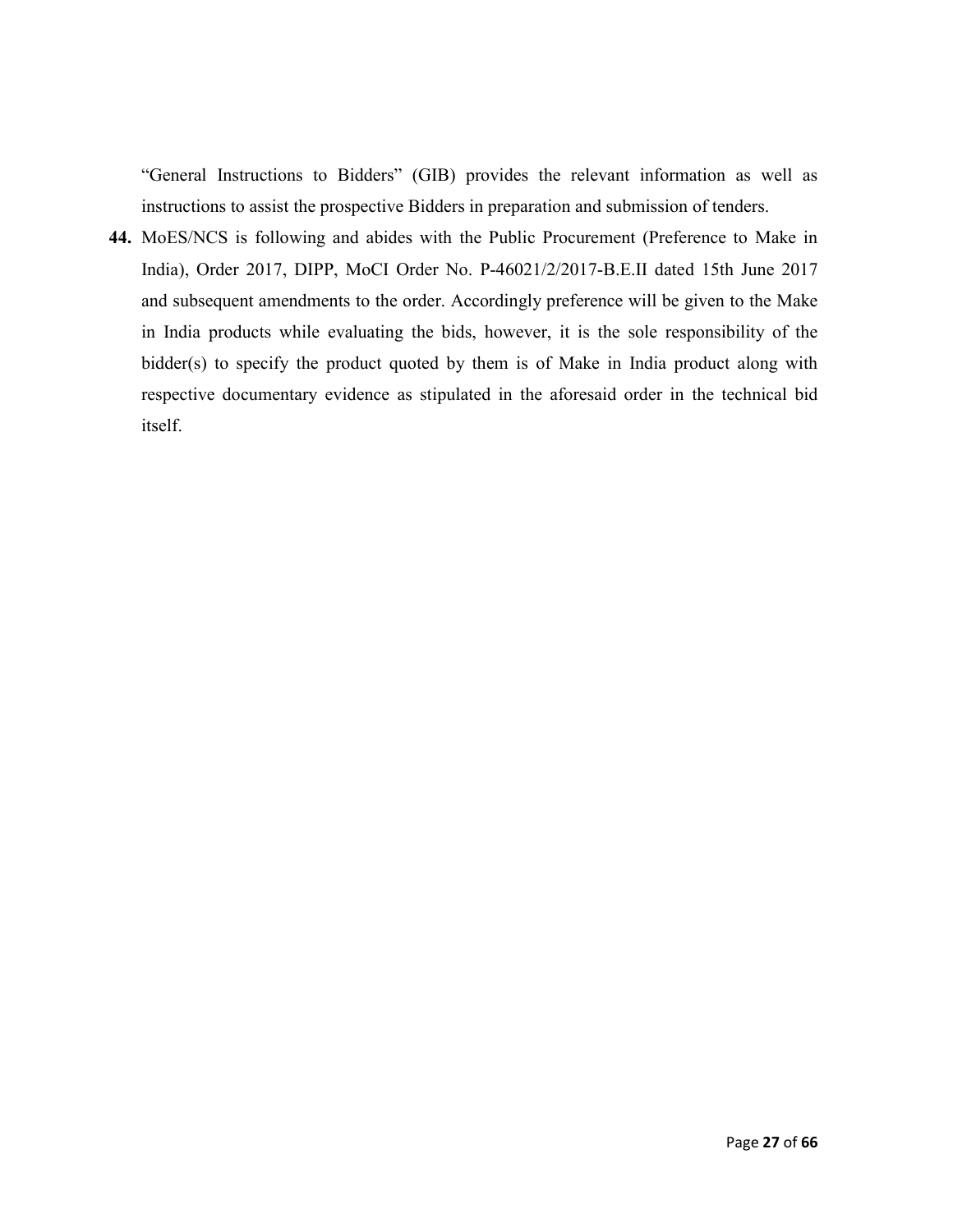"General Instructions to Bidders" (GIB) provides the relevant information as well as instructions to assist the prospective Bidders in preparation and submission of tenders.

**44.** MoES/NCS is following and abides with the Public Procurement (Preference to Make in India), Order 2017, DIPP, MoCI Order No. P-46021/2/2017-B.E.II dated 15th June 2017 and subsequent amendments to the order. Accordingly preference will be given to the Make in India products while evaluating the bids, however, it is the sole responsibility of the bidder(s) to specify the product quoted by them is of Make in India product along with respective documentary evidence as stipulated in the aforesaid order in the technical bid itself.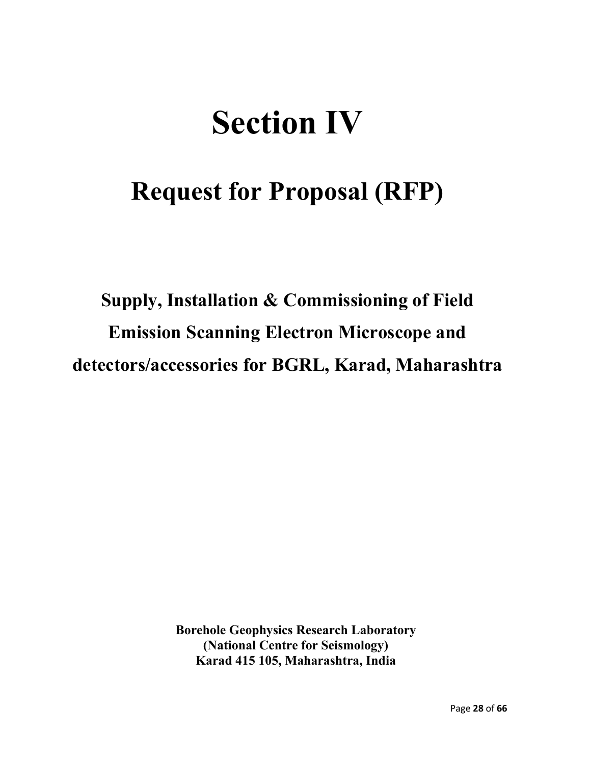# Section IV

## Request for Proposal (RFP)

**Supply, Installation & Commissioning of Field Emission Scanning Electron Microscope and detectors/accessories for BGRL, Karad, Maharashtra**

**Borehole Geophysics Research Laboratory**
**(National Centre for Seismology)**
**Karad 415 105, Maharashtra, India**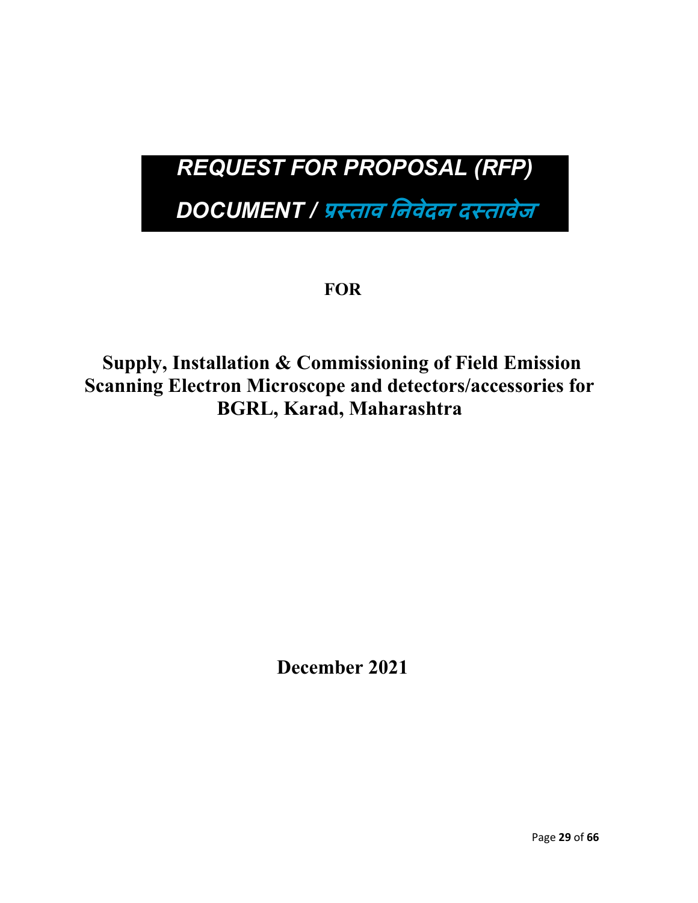# *REQUEST FOR PROPOSAL (RFP) DOCUMENT / प्रस्ताव निवेदन दस्तावेज*

**FOR**

**Supply, Installation & Commissioning of Field Emission Scanning Electron Microscope and detectors/accessories for BGRL, Karad, Maharashtra**

**December 2021**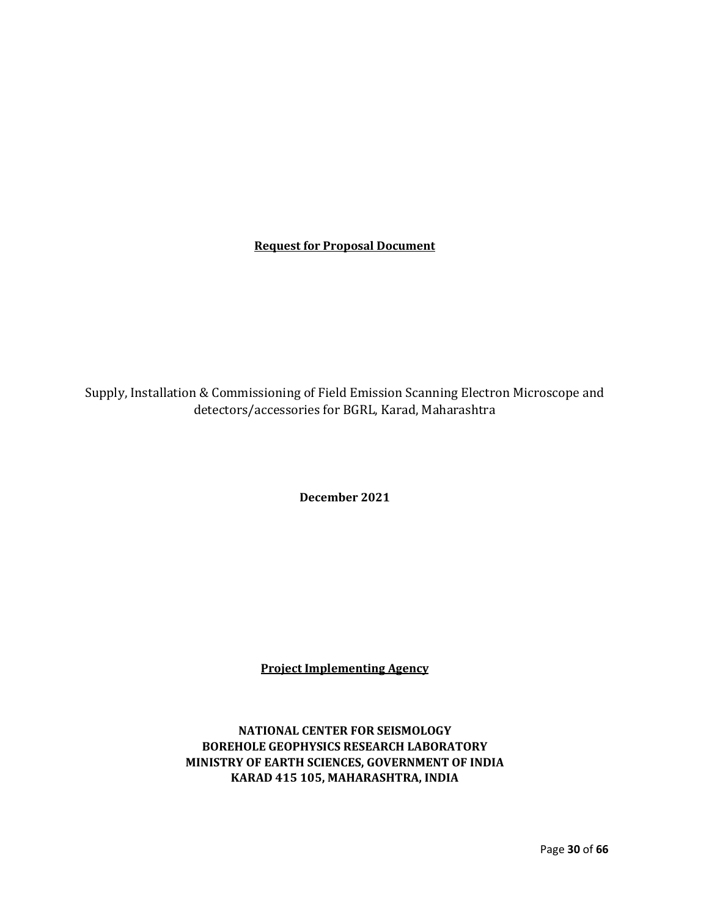**Request for Proposal Document**

Supply, Installation & Commissioning of Field Emission Scanning Electron Microscope and detectors/accessories for BGRL, Karad, Maharashtra

**December 2021**

**Project Implementing Agency**

**NATIONAL CENTER FOR SEISMOLOGY**
**BOREHOLE GEOPHYSICS RESEARCH LABORATORY**
**MINISTRY OF EARTH SCIENCES, GOVERNMENT OF INDIA**
**KARAD 415 105, MAHARASHTRA, INDIA**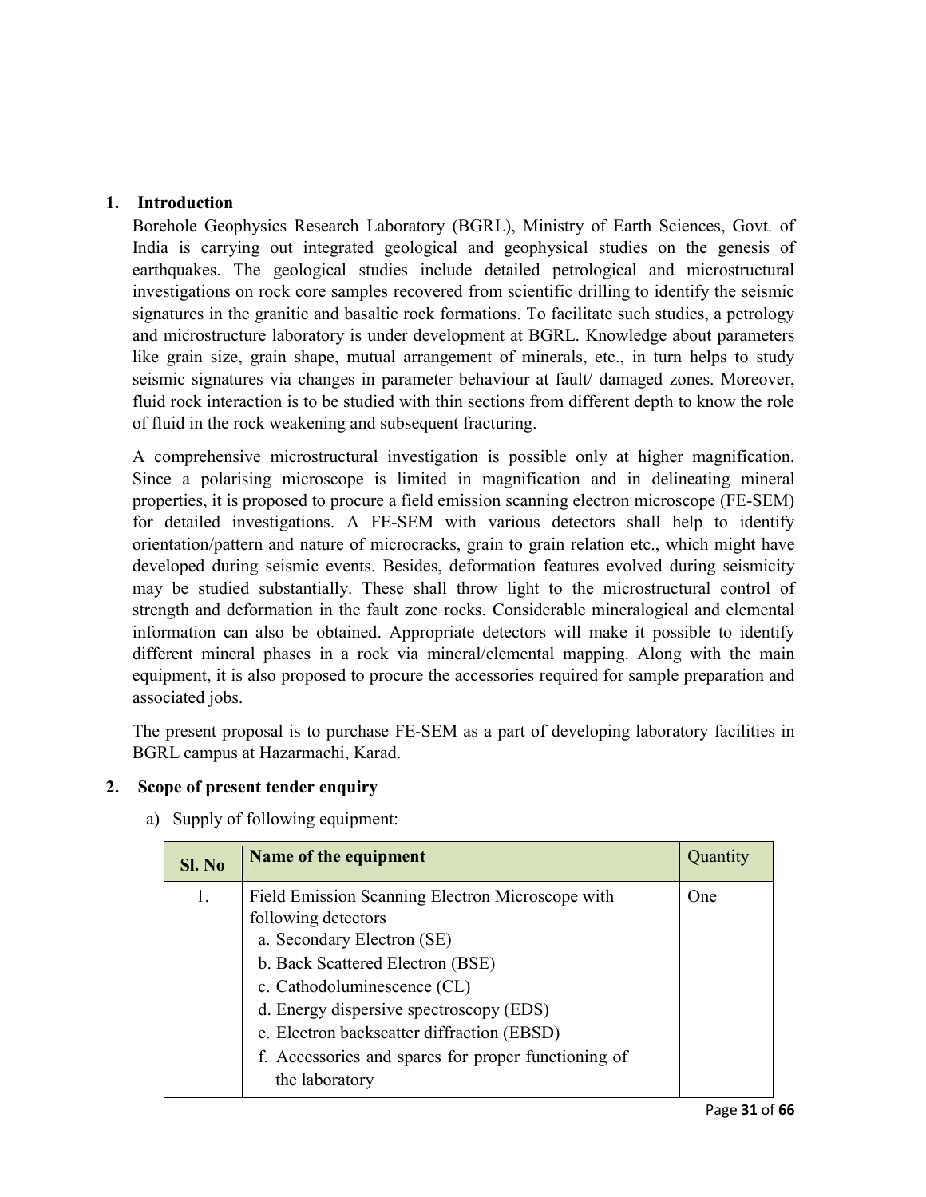## 1. Introduction

Borehole Geophysics Research Laboratory (BGRL), Ministry of Earth Sciences, Govt. of India is carrying out integrated geological and geophysical studies on the genesis of earthquakes. The geological studies include detailed petrological and microstructural investigations on rock core samples recovered from scientific drilling to identify the seismic signatures in the granitic and basaltic rock formations. To facilitate such studies, a petrology and microstructure laboratory is under development at BGRL. Knowledge about parameters like grain size, grain shape, mutual arrangement of minerals, etc., in turn helps to study seismic signatures via changes in parameter behaviour at fault/ damaged zones. Moreover, fluid rock interaction is to be studied with thin sections from different depth to know the role of fluid in the rock weakening and subsequent fracturing.

A comprehensive microstructural investigation is possible only at higher magnification. Since a polarising microscope is limited in magnification and in delineating mineral properties, it is proposed to procure a field emission scanning electron microscope (FE-SEM) for detailed investigations. A FE-SEM with various detectors shall help to identify orientation/pattern and nature of microcracks, grain to grain relation etc., which might have developed during seismic events. Besides, deformation features evolved during seismicity may be studied substantially. These shall throw light to the microstructural control of strength and deformation in the fault zone rocks. Considerable mineralogical and elemental information can also be obtained. Appropriate detectors will make it possible to identify different mineral phases in a rock via mineral/elemental mapping. Along with the main equipment, it is also proposed to procure the accessories required for sample preparation and associated jobs.

The present proposal is to purchase FE-SEM as a part of developing laboratory facilities in BGRL campus at Hazarmachi, Karad.

## 2. Scope of present tender enquiry

a) Supply of following equipment:

| Sl. No | Name of the equipment | Quantity |
|---|---|---|
| 1. | Field Emission Scanning Electron Microscope with following detectors<br>a. Secondary Electron (SE)<br>b. Back Scattered Electron (BSE)<br>c. Cathodoluminescence (CL)<br>d. Energy dispersive spectroscopy (EDS)<br>e. Electron backscatter diffraction (EBSD)<br>f. Accessories and spares for proper functioning of the laboratory | One |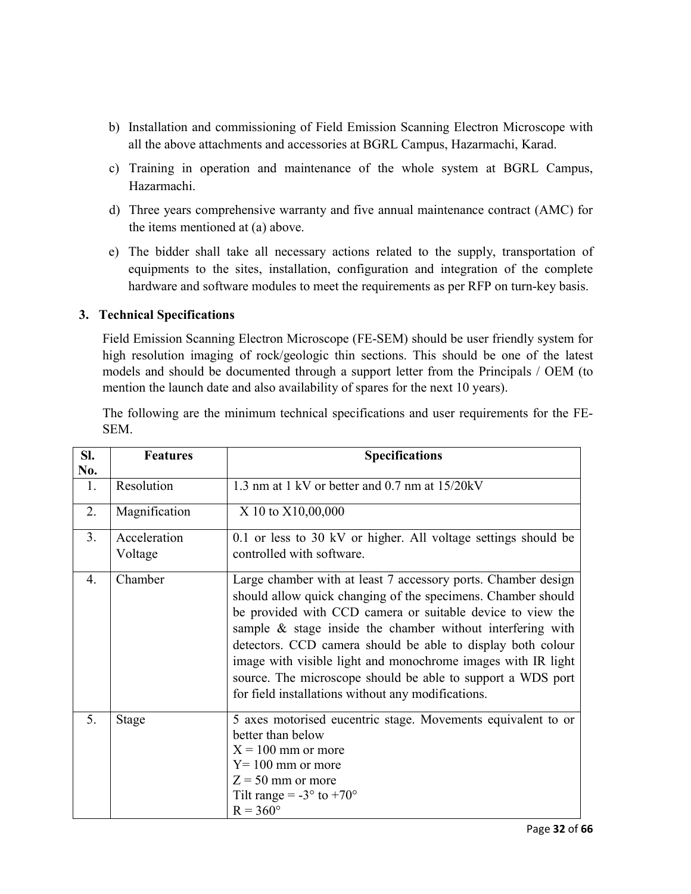b) Installation and commissioning of Field Emission Scanning Electron Microscope with all the above attachments and accessories at BGRL Campus, Hazarmachi, Karad.

c) Training in operation and maintenance of the whole system at BGRL Campus, Hazarmachi.

d) Three years comprehensive warranty and five annual maintenance contract (AMC) for the items mentioned at (a) above.

e) The bidder shall take all necessary actions related to the supply, transportation of equipments to the sites, installation, configuration and integration of the complete hardware and software modules to meet the requirements as per RFP on turn-key basis.

## 3. Technical Specifications

Field Emission Scanning Electron Microscope (FE-SEM) should be user friendly system for high resolution imaging of rock/geologic thin sections. This should be one of the latest models and should be documented through a support letter from the Principals / OEM (to mention the launch date and also availability of spares for the next 10 years).

The following are the minimum technical specifications and user requirements for the FE-SEM.

| Sl. No. | Features | Specifications |
|---|---|---|
| 1. | Resolution | 1.3 nm at 1 kV or better and 0.7 nm at 15/20kV |
| 2. | Magnification | X 10 to X10,00,000 |
| 3. | Acceleration Voltage | 0.1 or less to 30 kV or higher. All voltage settings should be controlled with software. |
| 4. | Chamber | Large chamber with at least 7 accessory ports. Chamber design should allow quick changing of the specimens. Chamber should be provided with CCD camera or suitable device to view the sample & stage inside the chamber without interfering with detectors. CCD camera should be able to display both colour image with visible light and monochrome images with IR light source. The microscope should be able to support a WDS port for field installations without any modifications. |
| 5. | Stage | 5 axes motorised eucentric stage. Movements equivalent to or better than below<br>X = 100 mm or more<br>Y= 100 mm or more<br>Z = 50 mm or more<br>Tilt range = -3° to +70°<br>R = 360° |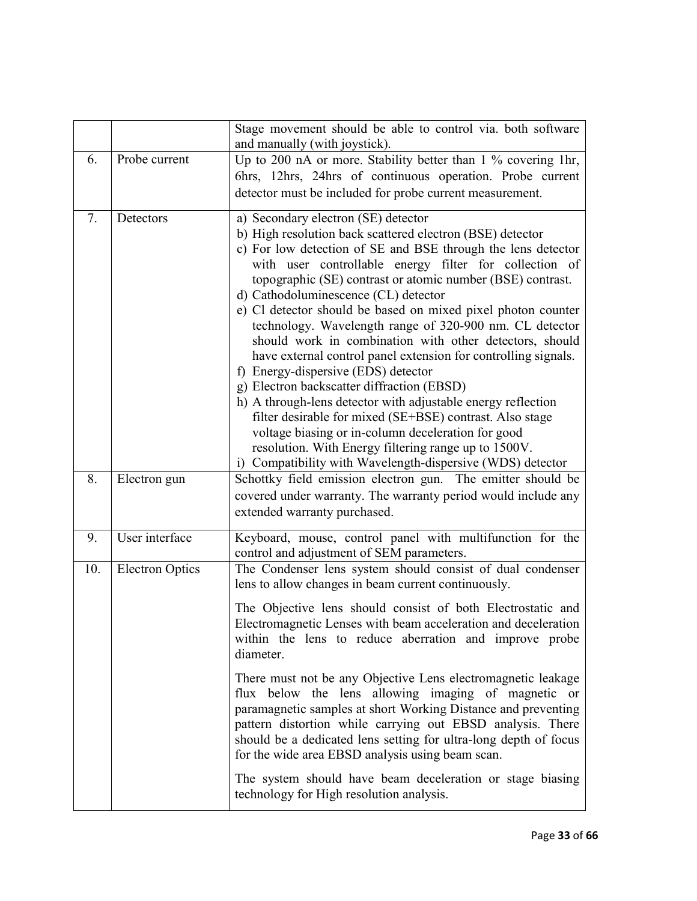| | | |
|---|---|---|
| | | Stage movement should be able to control via. both software and manually (with joystick). |
| 6. | Probe current | Up to 200 nA or more. Stability better than 1 % covering 1hr, 6hrs, 12hrs, 24hrs of continuous operation. Probe current detector must be included for probe current measurement. |
| 7. | Detectors | a) Secondary electron (SE) detector<br>b) High resolution back scattered electron (BSE) detector<br>c) For low detection of SE and BSE through the lens detector with user controllable energy filter for collection of topographic (SE) contrast or atomic number (BSE) contrast.<br>d) Cathodoluminescence (CL) detector<br>e) Cl detector should be based on mixed pixel photon counter technology. Wavelength range of 320-900 nm. CL detector should work in combination with other detectors, should have external control panel extension for controlling signals.<br>f) Energy-dispersive (EDS) detector<br>g) Electron backscatter diffraction (EBSD)<br>h) A through-lens detector with adjustable energy reflection filter desirable for mixed (SE+BSE) contrast. Also stage voltage biasing or in-column deceleration for good resolution. With Energy filtering range up to 1500V.<br>i) Compatibility with Wavelength-dispersive (WDS) detector |
| 8. | Electron gun | Schottky field emission electron gun. The emitter should be covered under warranty. The warranty period would include any extended warranty purchased. |
| 9. | User interface | Keyboard, mouse, control panel with multifunction for the control and adjustment of SEM parameters. |
| 10. | Electron Optics | The Condenser lens system should consist of dual condenser lens to allow changes in beam current continuously.<br><br>The Objective lens should consist of both Electrostatic and Electromagnetic Lenses with beam acceleration and deceleration within the lens to reduce aberration and improve probe diameter.<br><br>There must not be any Objective Lens electromagnetic leakage flux below the lens allowing imaging of magnetic or paramagnetic samples at short Working Distance and preventing pattern distortion while carrying out EBSD analysis. There should be a dedicated lens setting for ultra-long depth of focus for the wide area EBSD analysis using beam scan.<br><br>The system should have beam deceleration or stage biasing technology for High resolution analysis. |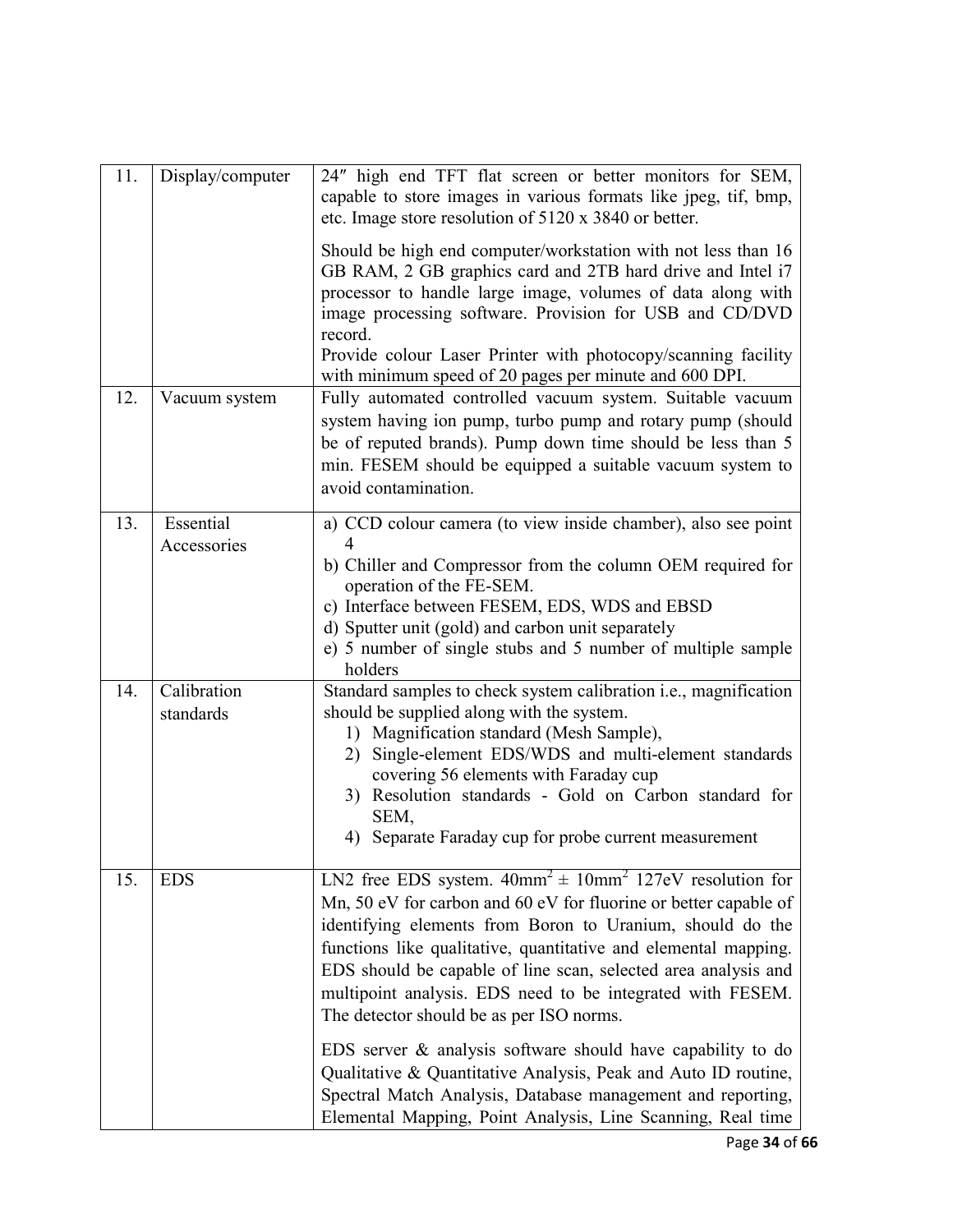| 11. | Display/computer | 24″ high end TFT flat screen or better monitors for SEM, capable to store images in various formats like jpeg, tif, bmp, etc. Image store resolution of 5120 x 3840 or better.<br><br>Should be high end computer/workstation with not less than 16 GB RAM, 2 GB graphics card and 2TB hard drive and Intel i7 processor to handle large image, volumes of data along with image processing software. Provision for USB and CD/DVD record.<br>Provide colour Laser Printer with photocopy/scanning facility with minimum speed of 20 pages per minute and 600 DPI. |
|---|---|---|
| 12. | Vacuum system | Fully automated controlled vacuum system. Suitable vacuum system having ion pump, turbo pump and rotary pump (should be of reputed brands). Pump down time should be less than 5 min. FESEM should be equipped a suitable vacuum system to avoid contamination. |
| 13. | Essential Accessories | a) CCD colour camera (to view inside chamber), also see point 4<br>b) Chiller and Compressor from the column OEM required for operation of the FE-SEM.<br>c) Interface between FESEM, EDS, WDS and EBSD<br>d) Sputter unit (gold) and carbon unit separately<br>e) 5 number of single stubs and 5 number of multiple sample holders |
| 14. | Calibration standards | Standard samples to check system calibration i.e., magnification should be supplied along with the system.<br>1) Magnification standard (Mesh Sample),<br>2) Single-element EDS/WDS and multi-element standards covering 56 elements with Faraday cup<br>3) Resolution standards - Gold on Carbon standard for SEM,<br>4) Separate Faraday cup for probe current measurement |
| 15. | EDS | LN2 free EDS system. $40mm^2 \pm 10mm^2$ 127eV resolution for Mn, 50 eV for carbon and 60 eV for fluorine or better capable of identifying elements from Boron to Uranium, should do the functions like qualitative, quantitative and elemental mapping. EDS should be capable of line scan, selected area analysis and multipoint analysis. EDS need to be integrated with FESEM. The detector should be as per ISO norms.<br><br>EDS server & analysis software should have capability to do Qualitative & Quantitative Analysis, Peak and Auto ID routine, Spectral Match Analysis, Database management and reporting, Elemental Mapping, Point Analysis, Line Scanning, Real time |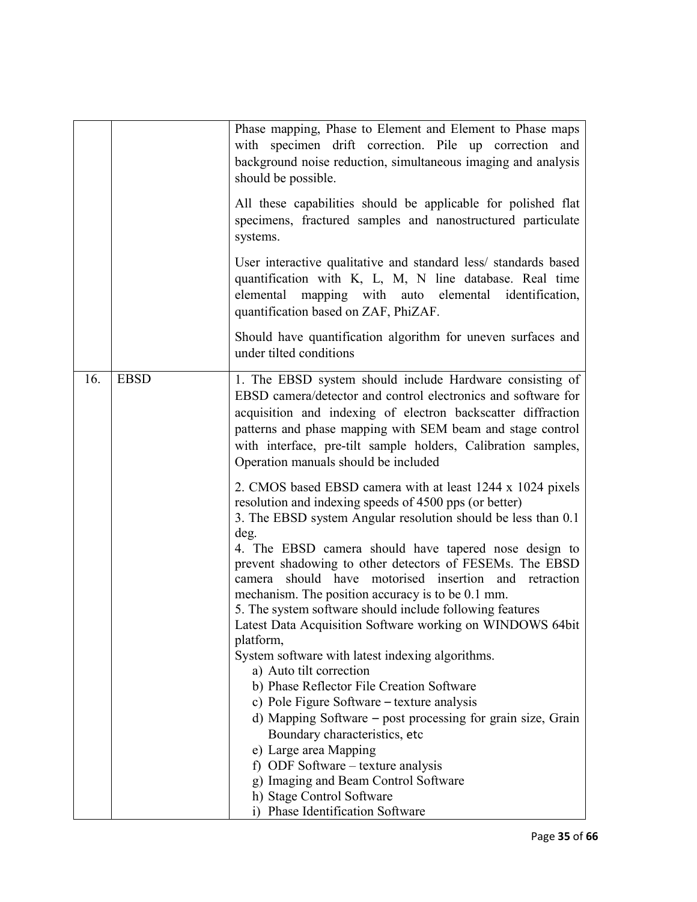| | | |
|---|---|---|
| | | Phase mapping, Phase to Element and Element to Phase maps with specimen drift correction. Pile up correction and background noise reduction, simultaneous imaging and analysis should be possible.<br><br>All these capabilities should be applicable for polished flat specimens, fractured samples and nanostructured particulate systems.<br><br>User interactive qualitative and standard less/ standards based quantification with K, L, M, N line database. Real time elemental mapping with auto elemental identification, quantification based on ZAF, PhiZAF.<br><br>Should have quantification algorithm for uneven surfaces and under tilted conditions |
| 16. | EBSD | 1. The EBSD system should include Hardware consisting of EBSD camera/detector and control electronics and software for acquisition and indexing of electron backscatter diffraction patterns and phase mapping with SEM beam and stage control with interface, pre-tilt sample holders, Calibration samples, Operation manuals should be included<br><br>2. CMOS based EBSD camera with at least 1244 x 1024 pixels resolution and indexing speeds of 4500 pps (or better)<br>3. The EBSD system Angular resolution should be less than 0.1 deg.<br>4. The EBSD camera should have tapered nose design to prevent shadowing to other detectors of FESEMs. The EBSD camera should have motorised insertion and retraction mechanism. The position accuracy is to be 0.1 mm.<br>5. The system software should include following features<br>Latest Data Acquisition Software working on WINDOWS 64bit platform,<br>System software with latest indexing algorithms.<br>a) Auto tilt correction<br>b) Phase Reflector File Creation Software<br>c) Pole Figure Software – texture analysis<br>d) Mapping Software – post processing for grain size, Grain Boundary characteristics, etc<br>e) Large area Mapping<br>f) ODF Software – texture analysis<br>g) Imaging and Beam Control Software<br>h) Stage Control Software<br>i) Phase Identification Software |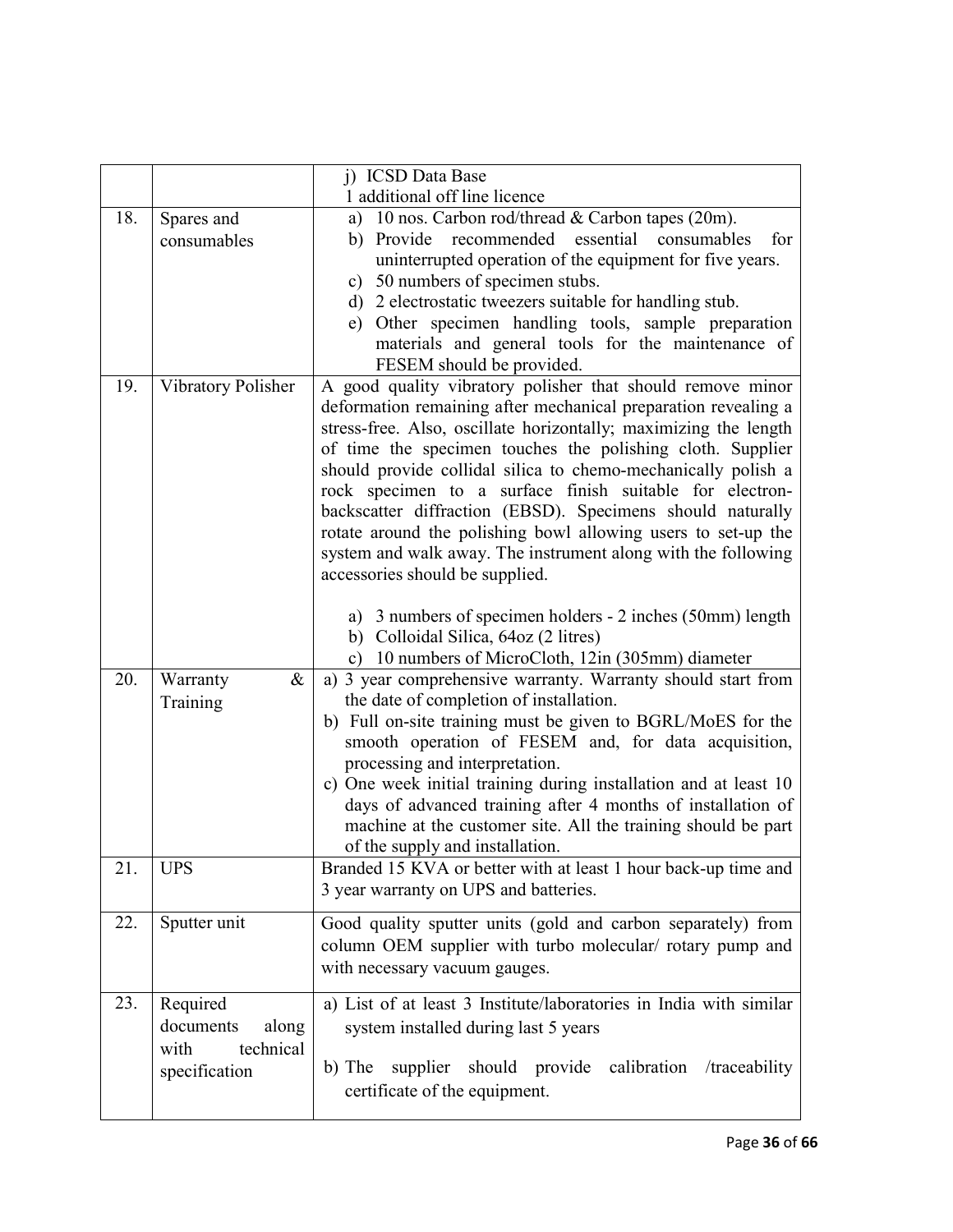| | | |
|---|---|---|
| | | j) ICSD Data Base<br>1 additional off line licence |
| 18. | Spares and consumables | a) 10 nos. Carbon rod/thread & Carbon tapes (20m).<br>b) Provide recommended essential consumables for uninterrupted operation of the equipment for five years.<br>c) 50 numbers of specimen stubs.<br>d) 2 electrostatic tweezers suitable for handling stub.<br>e) Other specimen handling tools, sample preparation materials and general tools for the maintenance of FESEM should be provided. |
| 19. | Vibratory Polisher | A good quality vibratory polisher that should remove minor deformation remaining after mechanical preparation revealing a stress-free. Also, oscillate horizontally; maximizing the length of time the specimen touches the polishing cloth. Supplier should provide collidal silica to chemo-mechanically polish a rock specimen to a surface finish suitable for electron-backscatter diffraction (EBSD). Specimens should naturally rotate around the polishing bowl allowing users to set-up the system and walk away. The instrument along with the following accessories should be supplied.<br><br>a) 3 numbers of specimen holders - 2 inches (50mm) length<br>b) Colloidal Silica, 64oz (2 litres)<br>c) 10 numbers of MicroCloth, 12in (305mm) diameter |
| 20. | Warranty & Training | a) 3 year comprehensive warranty. Warranty should start from the date of completion of installation.<br>b) Full on-site training must be given to BGRL/MoES for the smooth operation of FESEM and, for data acquisition, processing and interpretation.<br>c) One week initial training during installation and at least 10 days of advanced training after 4 months of installation of machine at the customer site. All the training should be part of the supply and installation. |
| 21. | UPS | Branded 15 KVA or better with at least 1 hour back-up time and 3 year warranty on UPS and batteries. |
| 22. | Sputter unit | Good quality sputter units (gold and carbon separately) from column OEM supplier with turbo molecular/ rotary pump and with necessary vacuum gauges. |
| 23. | Required documents along with technical specification | a) List of at least 3 Institute/laboratories in India with similar system installed during last 5 years<br><br>b) The supplier should provide calibration /traceability certificate of the equipment. |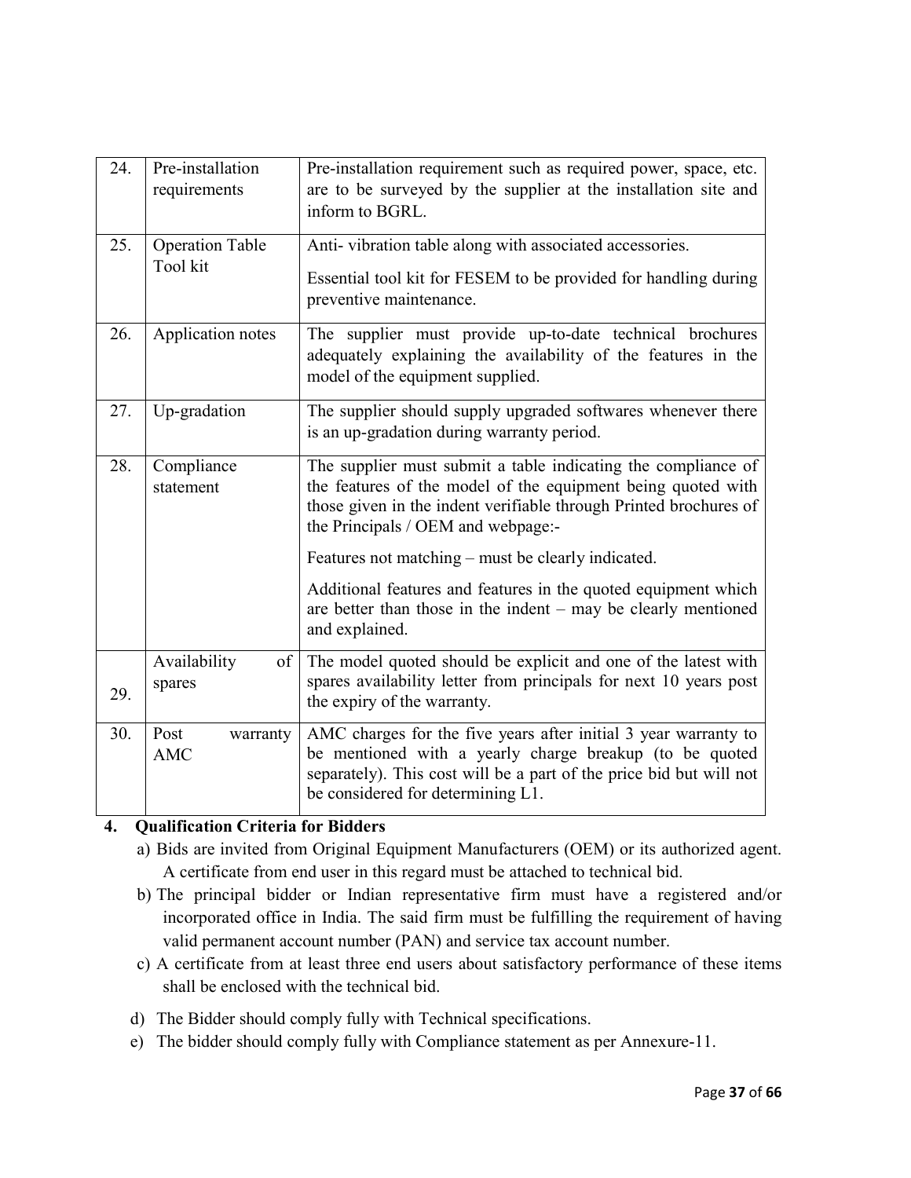| 24. | Pre-installation requirements | Pre-installation requirement such as required power, space, etc. are to be surveyed by the supplier at the installation site and inform to BGRL. |
|---|---|---|
| 25. | Operation Table Tool kit | Anti- vibration table along with associated accessories.<br><br>Essential tool kit for FESEM to be provided for handling during preventive maintenance. |
| 26. | Application notes | The supplier must provide up-to-date technical brochures adequately explaining the availability of the features in the model of the equipment supplied. |
| 27. | Up-gradation | The supplier should supply upgraded softwares whenever there is an up-gradation during warranty period. |
| 28. | Compliance statement | The supplier must submit a table indicating the compliance of the features of the model of the equipment being quoted with those given in the indent verifiable through Printed brochures of the Principals / OEM and webpage:-<br><br>Features not matching – must be clearly indicated.<br><br>Additional features and features in the quoted equipment which are better than those in the indent – may be clearly mentioned and explained. |
| 29. | Availability of spares | The model quoted should be explicit and one of the latest with spares availability letter from principals for next 10 years post the expiry of the warranty. |
| 30. | Post warranty AMC | AMC charges for the five years after initial 3 year warranty to be mentioned with a yearly charge breakup (to be quoted separately). This cost will be a part of the price bid but will not be considered for determining L1. |

## 4. Qualification Criteria for Bidders

a) Bids are invited from Original Equipment Manufacturers (OEM) or its authorized agent. A certificate from end user in this regard must be attached to technical bid.

b) The principal bidder or Indian representative firm must have a registered and/or incorporated office in India. The said firm must be fulfilling the requirement of having valid permanent account number (PAN) and service tax account number.

c) A certificate from at least three end users about satisfactory performance of these items shall be enclosed with the technical bid.

d) The Bidder should comply fully with Technical specifications.

e) The bidder should comply fully with Compliance statement as per Annexure-11.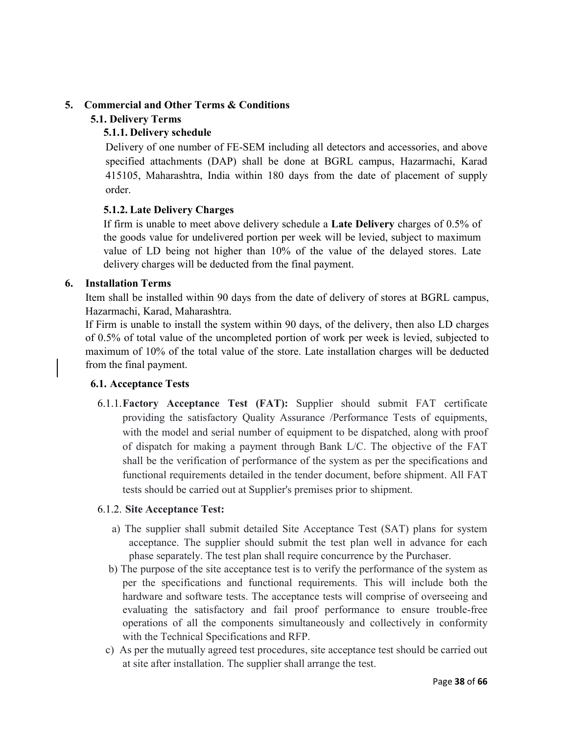## 5. Commercial and Other Terms & Conditions

### 5.1. Delivery Terms

#### 5.1.1. Delivery schedule

Delivery of one number of FE-SEM including all detectors and accessories, and above specified attachments (DAP) shall be done at BGRL campus, Hazarmachi, Karad 415105, Maharashtra, India within 180 days from the date of placement of supply order.

#### 5.1.2. Late Delivery Charges

If firm is unable to meet above delivery schedule a **Late Delivery** charges of 0.5% of the goods value for undelivered portion per week will be levied, subject to maximum value of LD being not higher than 10% of the value of the delayed stores. Late delivery charges will be deducted from the final payment.

## 6. Installation Terms

Item shall be installed within 90 days from the date of delivery of stores at BGRL campus, Hazarmachi, Karad, Maharashtra.

If Firm is unable to install the system within 90 days, of the delivery, then also LD charges of 0.5% of total value of the uncompleted portion of work per week is levied, subjected to maximum of 10% of the total value of the store. Late installation charges will be deducted from the final payment.

### 6.1. Acceptance Tests

6.1.1. **Factory Acceptance Test (FAT):** Supplier should submit FAT certificate providing the satisfactory Quality Assurance /Performance Tests of equipments, with the model and serial number of equipment to be dispatched, along with proof of dispatch for making a payment through Bank L/C. The objective of the FAT shall be the verification of performance of the system as per the specifications and functional requirements detailed in the tender document, before shipment. All FAT tests should be carried out at Supplier's premises prior to shipment.

6.1.2. **Site Acceptance Test:**

a) The supplier shall submit detailed Site Acceptance Test (SAT) plans for system acceptance. The supplier should submit the test plan well in advance for each phase separately. The test plan shall require concurrence by the Purchaser.

b) The purpose of the site acceptance test is to verify the performance of the system as per the specifications and functional requirements. This will include both the hardware and software tests. The acceptance tests will comprise of overseeing and evaluating the satisfactory and fail proof performance to ensure trouble-free operations of all the components simultaneously and collectively in conformity with the Technical Specifications and RFP.

c) As per the mutually agreed test procedures, site acceptance test should be carried out at site after installation. The supplier shall arrange the test.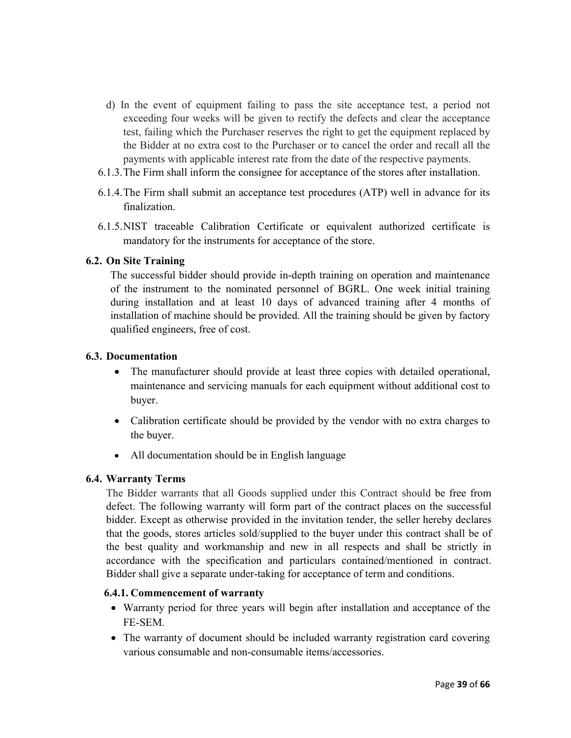d) In the event of equipment failing to pass the site acceptance test, a period not exceeding four weeks will be given to rectify the defects and clear the acceptance test, failing which the Purchaser reserves the right to get the equipment replaced by the Bidder at no extra cost to the Purchaser or to cancel the order and recall all the payments with applicable interest rate from the date of the respective payments.

6.1.3. The Firm shall inform the consignee for acceptance of the stores after installation.

6.1.4. The Firm shall submit an acceptance test procedures (ATP) well in advance for its finalization.

6.1.5. NIST traceable Calibration Certificate or equivalent authorized certificate is mandatory for the instruments for acceptance of the store.

## 6.2. On Site Training

The successful bidder should provide in-depth training on operation and maintenance of the instrument to the nominated personnel of BGRL. One week initial training during installation and at least 10 days of advanced training after 4 months of installation of machine should be provided. All the training should be given by factory qualified engineers, free of cost.

## 6.3. Documentation

- The manufacturer should provide at least three copies with detailed operational, maintenance and servicing manuals for each equipment without additional cost to buyer.
- Calibration certificate should be provided by the vendor with no extra charges to the buyer.
- All documentation should be in English language

## 6.4. Warranty Terms

The Bidder warrants that all Goods supplied under this Contract should be free from defect. The following warranty will form part of the contract places on the successful bidder. Except as otherwise provided in the invitation tender, the seller hereby declares that the goods, stores articles sold/supplied to the buyer under this contract shall be of the best quality and workmanship and new in all respects and shall be strictly in accordance with the specification and particulars contained/mentioned in contract. Bidder shall give a separate under-taking for acceptance of term and conditions.

### 6.4.1. Commencement of warranty

- Warranty period for three years will begin after installation and acceptance of the FE-SEM.
- The warranty of document should be included warranty registration card covering various consumable and non-consumable items/accessories.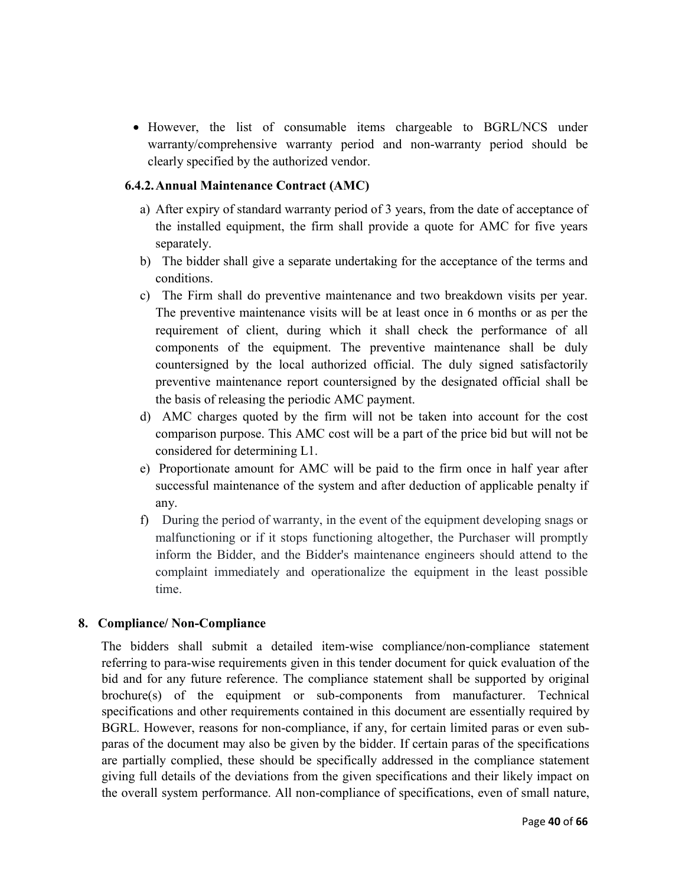- However, the list of consumable items chargeable to BGRL/NCS under warranty/comprehensive warranty period and non-warranty period should be clearly specified by the authorized vendor.

### 6.4.2. Annual Maintenance Contract (AMC)

a) After expiry of standard warranty period of 3 years, from the date of acceptance of the installed equipment, the firm shall provide a quote for AMC for five years separately.

b) The bidder shall give a separate undertaking for the acceptance of the terms and conditions.

c) The Firm shall do preventive maintenance and two breakdown visits per year. The preventive maintenance visits will be at least once in 6 months or as per the requirement of client, during which it shall check the performance of all components of the equipment. The preventive maintenance shall be duly countersigned by the local authorized official. The duly signed satisfactorily preventive maintenance report countersigned by the designated official shall be the basis of releasing the periodic AMC payment.

d) AMC charges quoted by the firm will not be taken into account for the cost comparison purpose. This AMC cost will be a part of the price bid but will not be considered for determining L1.

e) Proportionate amount for AMC will be paid to the firm once in half year after successful maintenance of the system and after deduction of applicable penalty if any.

f) During the period of warranty, in the event of the equipment developing snags or malfunctioning or if it stops functioning altogether, the Purchaser will promptly inform the Bidder, and the Bidder's maintenance engineers should attend to the complaint immediately and operationalize the equipment in the least possible time.

## 8. Compliance/ Non-Compliance

The bidders shall submit a detailed item-wise compliance/non-compliance statement referring to para-wise requirements given in this tender document for quick evaluation of the bid and for any future reference. The compliance statement shall be supported by original brochure(s) of the equipment or sub-components from manufacturer. Technical specifications and other requirements contained in this document are essentially required by BGRL. However, reasons for non-compliance, if any, for certain limited paras or even sub-paras of the document may also be given by the bidder. If certain paras of the specifications are partially complied, these should be specifically addressed in the compliance statement giving full details of the deviations from the given specifications and their likely impact on the overall system performance. All non-compliance of specifications, even of small nature,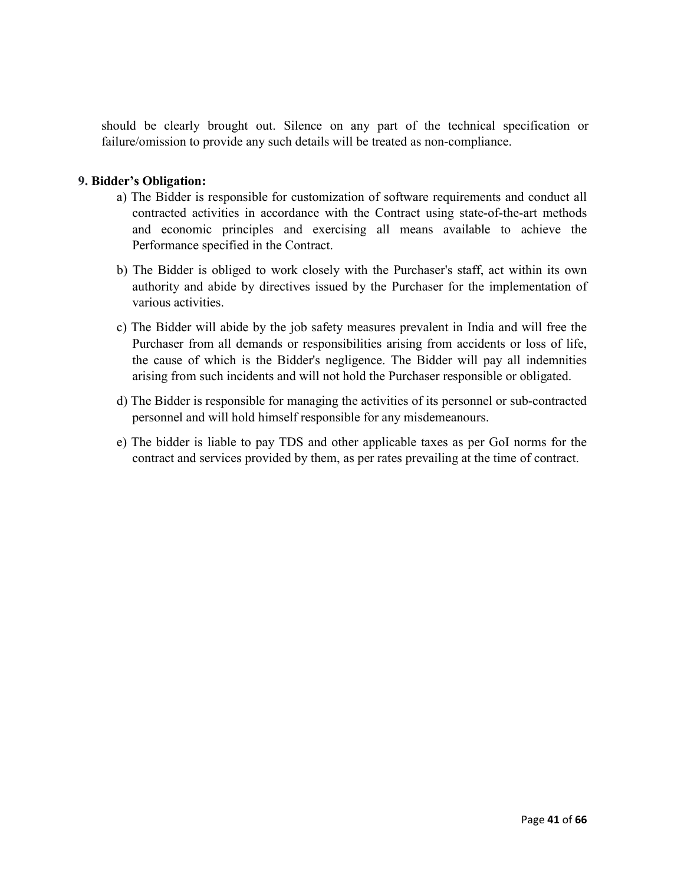should be clearly brought out. Silence on any part of the technical specification or failure/omission to provide any such details will be treated as non-compliance.

**9. Bidder's Obligation:**

a) The Bidder is responsible for customization of software requirements and conduct all contracted activities in accordance with the Contract using state-of-the-art methods and economic principles and exercising all means available to achieve the Performance specified in the Contract.

b) The Bidder is obliged to work closely with the Purchaser's staff, act within its own authority and abide by directives issued by the Purchaser for the implementation of various activities.

c) The Bidder will abide by the job safety measures prevalent in India and will free the Purchaser from all demands or responsibilities arising from accidents or loss of life, the cause of which is the Bidder's negligence. The Bidder will pay all indemnities arising from such incidents and will not hold the Purchaser responsible or obligated.

d) The Bidder is responsible for managing the activities of its personnel or sub-contracted personnel and will hold himself responsible for any misdemeanours.

e) The bidder is liable to pay TDS and other applicable taxes as per GoI norms for the contract and services provided by them, as per rates prevailing at the time of contract.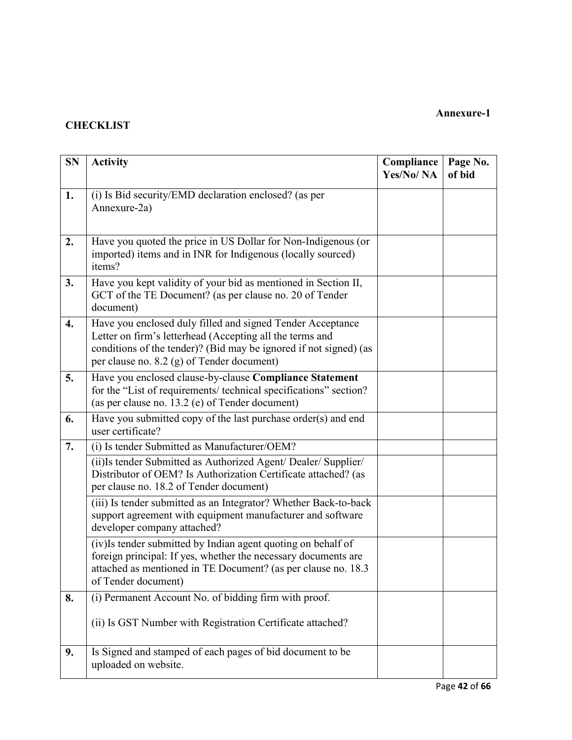**Annexure-1**

**CHECKLIST**

| SN | Activity | Compliance Yes/No/ NA | Page No. of bid |
|---|---|---|---|
| **1.** | (i) Is Bid security/EMD declaration enclosed? (as per Annexure-2a) | | |
| **2.** | Have you quoted the price in US Dollar for Non-Indigenous (or imported) items and in INR for Indigenous (locally sourced) items? | | |
| **3.** | Have you kept validity of your bid as mentioned in Section II, GCT of the TE Document? (as per clause no. 20 of Tender document) | | |
| **4.** | Have you enclosed duly filled and signed Tender Acceptance Letter on firm's letterhead (Accepting all the terms and conditions of the tender)? (Bid may be ignored if not signed) (as per clause no. 8.2 (g) of Tender document) | | |
| **5.** | Have you enclosed clause-by-clause **Compliance Statement** for the "List of requirements/ technical specifications" section? (as per clause no. 13.2 (e) of Tender document) | | |
| **6.** | Have you submitted copy of the last purchase order(s) and end user certificate? | | |
| **7.** | (i) Is tender Submitted as Manufacturer/OEM? | | |
| | (ii)Is tender Submitted as Authorized Agent/ Dealer/ Supplier/ Distributor of OEM? Is Authorization Certificate attached? (as per clause no. 18.2 of Tender document) | | |
| | (iii) Is tender submitted as an Integrator? Whether Back-to-back support agreement with equipment manufacturer and software developer company attached? | | |
| | (iv)Is tender submitted by Indian agent quoting on behalf of foreign principal: If yes, whether the necessary documents are attached as mentioned in TE Document? (as per clause no. 18.3 of Tender document) | | |
| **8.** | (i) Permanent Account No. of bidding firm with proof.<br><br>(ii) Is GST Number with Registration Certificate attached? | | |
| **9.** | Is Signed and stamped of each pages of bid document to be uploaded on website. | | |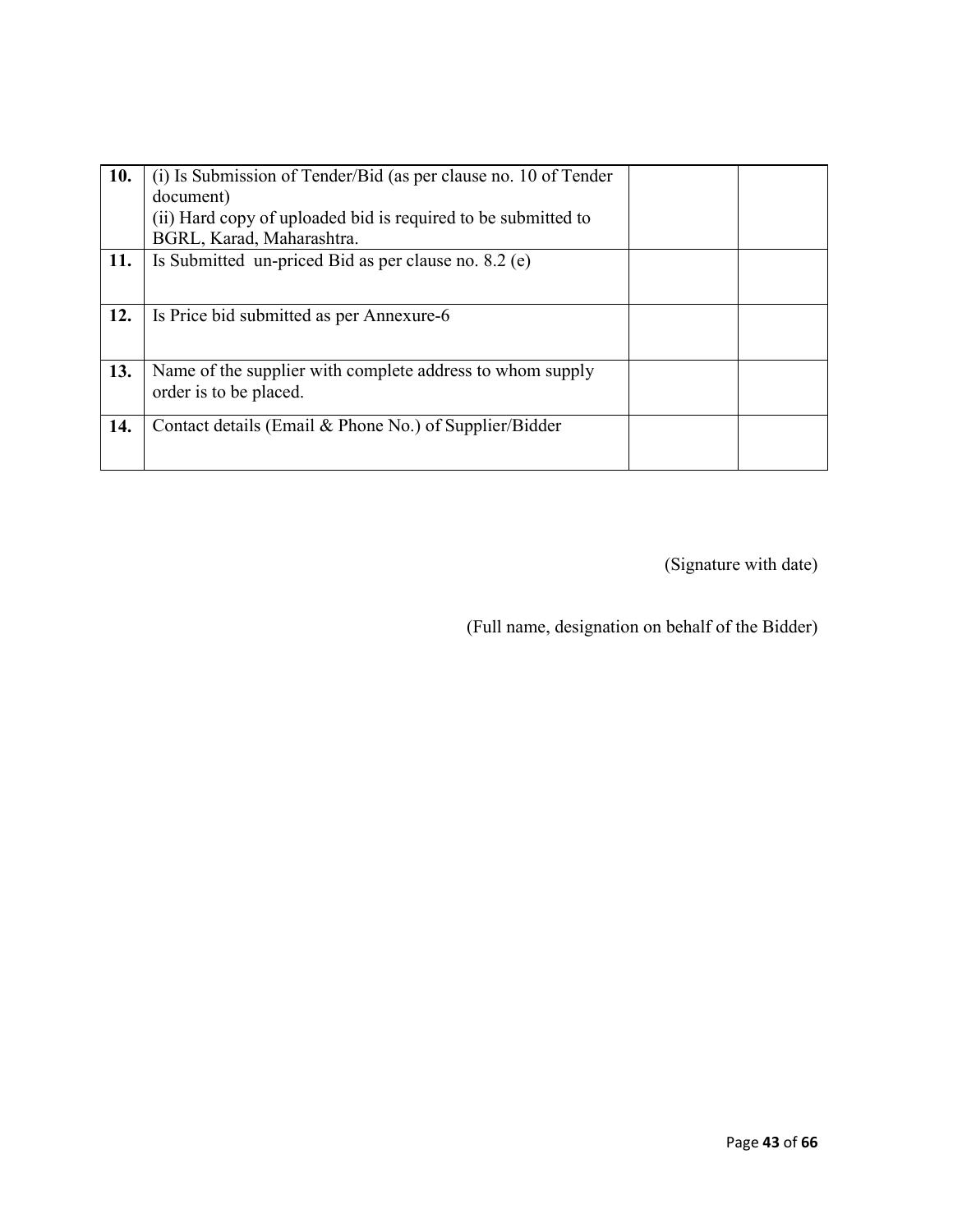| | | | |
|---|---|---|---|
| **10.** | (i) Is Submission of Tender/Bid (as per clause no. 10 of Tender document)<br>(ii) Hard copy of uploaded bid is required to be submitted to BGRL, Karad, Maharashtra. | | |
| **11.** | Is Submitted un-priced Bid as per clause no. 8.2 (e) | | |
| **12.** | Is Price bid submitted as per Annexure-6 | | |
| **13.** | Name of the supplier with complete address to whom supply order is to be placed. | | |
| **14.** | Contact details (Email & Phone No.) of Supplier/Bidder | | |

(Signature with date)

(Full name, designation on behalf of the Bidder)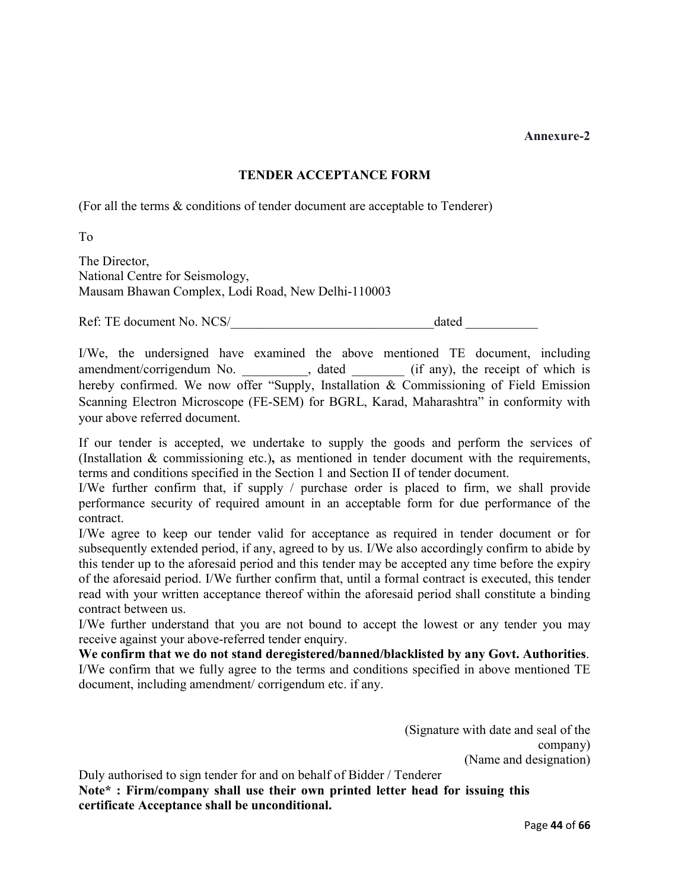**Annexure-2**

## TENDER ACCEPTANCE FORM

(For all the terms & conditions of tender document are acceptable to Tenderer)

To

The Director,
National Centre for Seismology,
Mausam Bhawan Complex, Lodi Road, New Delhi-110003

Ref: TE document No. NCS/_______________________________dated ___________

I/We, the undersigned have examined the above mentioned TE document, including amendment/corrigendum No. __________, dated ________ (if any), the receipt of which is hereby confirmed. We now offer "Supply, Installation & Commissioning of Field Emission Scanning Electron Microscope (FE-SEM) for BGRL, Karad, Maharashtra" in conformity with your above referred document.

If our tender is accepted, we undertake to supply the goods and perform the services of (Installation & commissioning etc.)**,** as mentioned in tender document with the requirements, terms and conditions specified in the Section 1 and Section II of tender document.

I/We further confirm that, if supply / purchase order is placed to firm, we shall provide performance security of required amount in an acceptable form for due performance of the contract.

I/We agree to keep our tender valid for acceptance as required in tender document or for subsequently extended period, if any, agreed to by us. I/We also accordingly confirm to abide by this tender up to the aforesaid period and this tender may be accepted any time before the expiry of the aforesaid period. I/We further confirm that, until a formal contract is executed, this tender read with your written acceptance thereof within the aforesaid period shall constitute a binding contract between us.

I/We further understand that you are not bound to accept the lowest or any tender you may receive against your above-referred tender enquiry.

**We confirm that we do not stand deregistered/banned/blacklisted by any Govt. Authorities**.

I/We confirm that we fully agree to the terms and conditions specified in above mentioned TE document, including amendment/ corrigendum etc. if any.

(Signature with date and seal of the company)
(Name and designation)

Duly authorised to sign tender for and on behalf of Bidder / Tenderer

**Note\* : Firm/company shall use their own printed letter head for issuing this certificate Acceptance shall be unconditional.**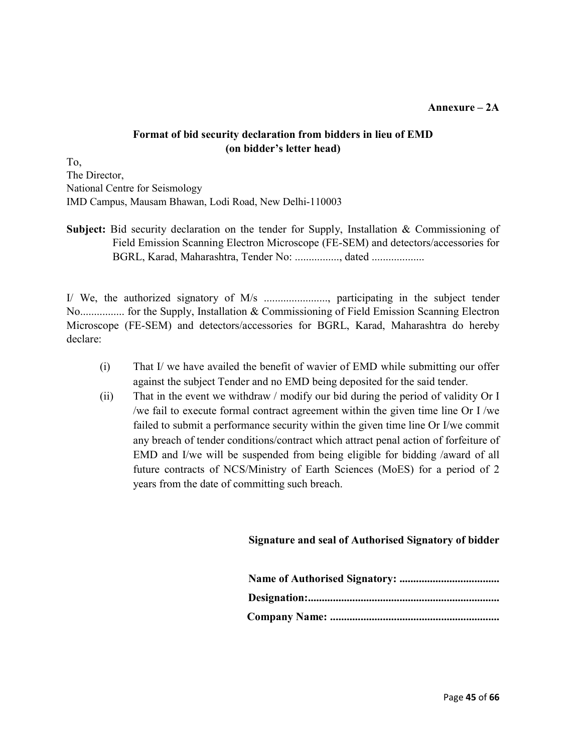**Annexure – 2A**

**Format of bid security declaration from bidders in lieu of EMD**
**(on bidder's letter head)**

To,
The Director,
National Centre for Seismology
IMD Campus, Mausam Bhawan, Lodi Road, New Delhi-110003

**Subject:** Bid security declaration on the tender for Supply, Installation & Commissioning of Field Emission Scanning Electron Microscope (FE-SEM) and detectors/accessories for BGRL, Karad, Maharashtra, Tender No: ................, dated ...................

I/ We, the authorized signatory of M/s ......................., participating in the subject tender No................ for the Supply, Installation & Commissioning of Field Emission Scanning Electron Microscope (FE-SEM) and detectors/accessories for BGRL, Karad, Maharashtra do hereby declare:

(i) That I/ we have availed the benefit of wavier of EMD while submitting our offer against the subject Tender and no EMD being deposited for the said tender.

(ii) That in the event we withdraw / modify our bid during the period of validity Or I /we fail to execute formal contract agreement within the given time line Or I /we failed to submit a performance security within the given time line Or I/we commit any breach of tender conditions/contract which attract penal action of forfeiture of EMD and I/we will be suspended from being eligible for bidding /award of all future contracts of NCS/Ministry of Earth Sciences (MoES) for a period of 2 years from the date of committing such breach.

**Signature and seal of Authorised Signatory of bidder**

**Name of Authorised Signatory: ...................................**

**Designation:....................................................................**

**Company Name: ............................................................**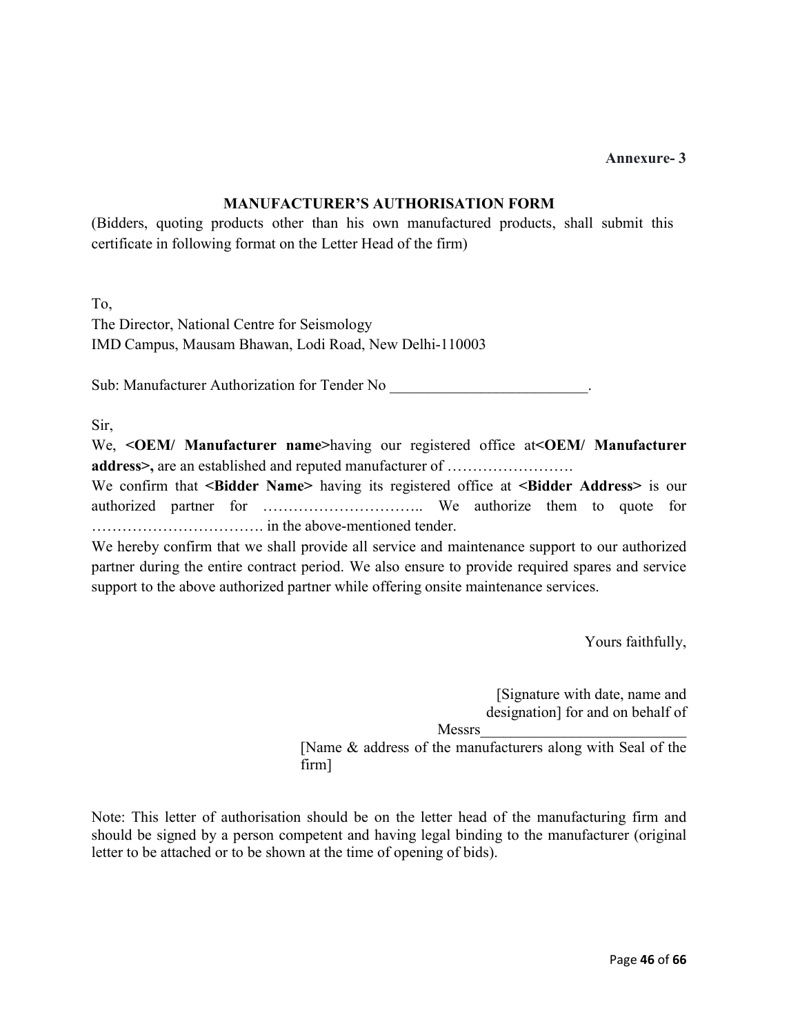**Annexure- 3**

## MANUFACTURER'S AUTHORISATION FORM

(Bidders, quoting products other than his own manufactured products, shall submit this certificate in following format on the Letter Head of the firm)

To,
The Director, National Centre for Seismology
IMD Campus, Mausam Bhawan, Lodi Road, New Delhi-110003

Sub: Manufacturer Authorization for Tender No __________________________.

Sir,

We, **<OEM/ Manufacturer name>**having our registered office at**<OEM/ Manufacturer address>,** are an established and reputed manufacturer of ……………………
We confirm that **<Bidder Name>** having its registered office at **<Bidder Address>** is our authorized partner for ………………………….. We authorize them to quote for ……………………………. in the above-mentioned tender.
We hereby confirm that we shall provide all service and maintenance support to our authorized partner during the entire contract period. We also ensure to provide required spares and service support to the above authorized partner while offering onsite maintenance services.

Yours faithfully,

[Signature with date, name and designation] for and on behalf of
Messrs___________________________
[Name & address of the manufacturers along with Seal of the firm]

Note: This letter of authorisation should be on the letter head of the manufacturing firm and should be signed by a person competent and having legal binding to the manufacturer (original letter to be attached or to be shown at the time of opening of bids).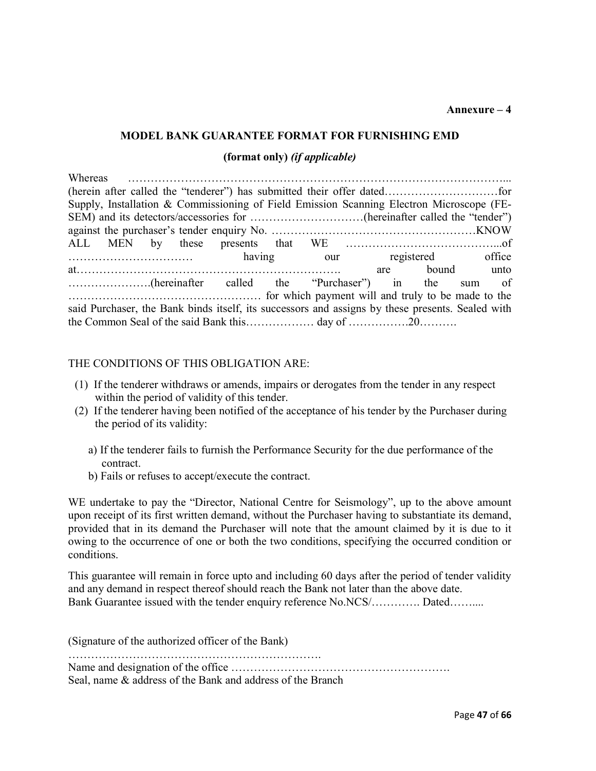**Annexure – 4**

**MODEL BANK GUARANTEE FORMAT FOR FURNISHING EMD**

**(format only)** ***(if applicable)***

Whereas ………………………………………………………………………………………... (herein after called the "tenderer") has submitted their offer dated…………………………for Supply, Installation & Commissioning of Field Emission Scanning Electron Microscope (FE-SEM) and its detectors/accessories for …………………………(hereinafter called the "tender") against the purchaser's tender enquiry No. ………………………………………………KNOW ALL MEN by these presents that WE …………………………………...of …………………………… having our registered office at……………………………………………………………. are bound unto ………………….(hereinafter called the "Purchaser") in the sum of …………………………………………… for which payment will and truly to be made to the said Purchaser, the Bank binds itself, its successors and assigns by these presents. Sealed with the Common Seal of the said Bank this……………… day of …………….20……….

THE CONDITIONS OF THIS OBLIGATION ARE:

(1) If the tenderer withdraws or amends, impairs or derogates from the tender in any respect within the period of validity of this tender.
(2) If the tenderer having been notified of the acceptance of his tender by the Purchaser during the period of its validity:

   a) If the tenderer fails to furnish the Performance Security for the due performance of the contract.
   b) Fails or refuses to accept/execute the contract.

WE undertake to pay the "Director, National Centre for Seismology", up to the above amount upon receipt of its first written demand, without the Purchaser having to substantiate its demand, provided that in its demand the Purchaser will note that the amount claimed by it is due to it owing to the occurrence of one or both the two conditions, specifying the occurred condition or conditions.

This guarantee will remain in force upto and including 60 days after the period of tender validity and any demand in respect thereof should reach the Bank not later than the above date.
Bank Guarantee issued with the tender enquiry reference No.NCS/…………. Dated……....

(Signature of the authorized officer of the Bank)
………………………………………………………….
Name and designation of the office ………………………………………………….
Seal, name & address of the Bank and address of the Branch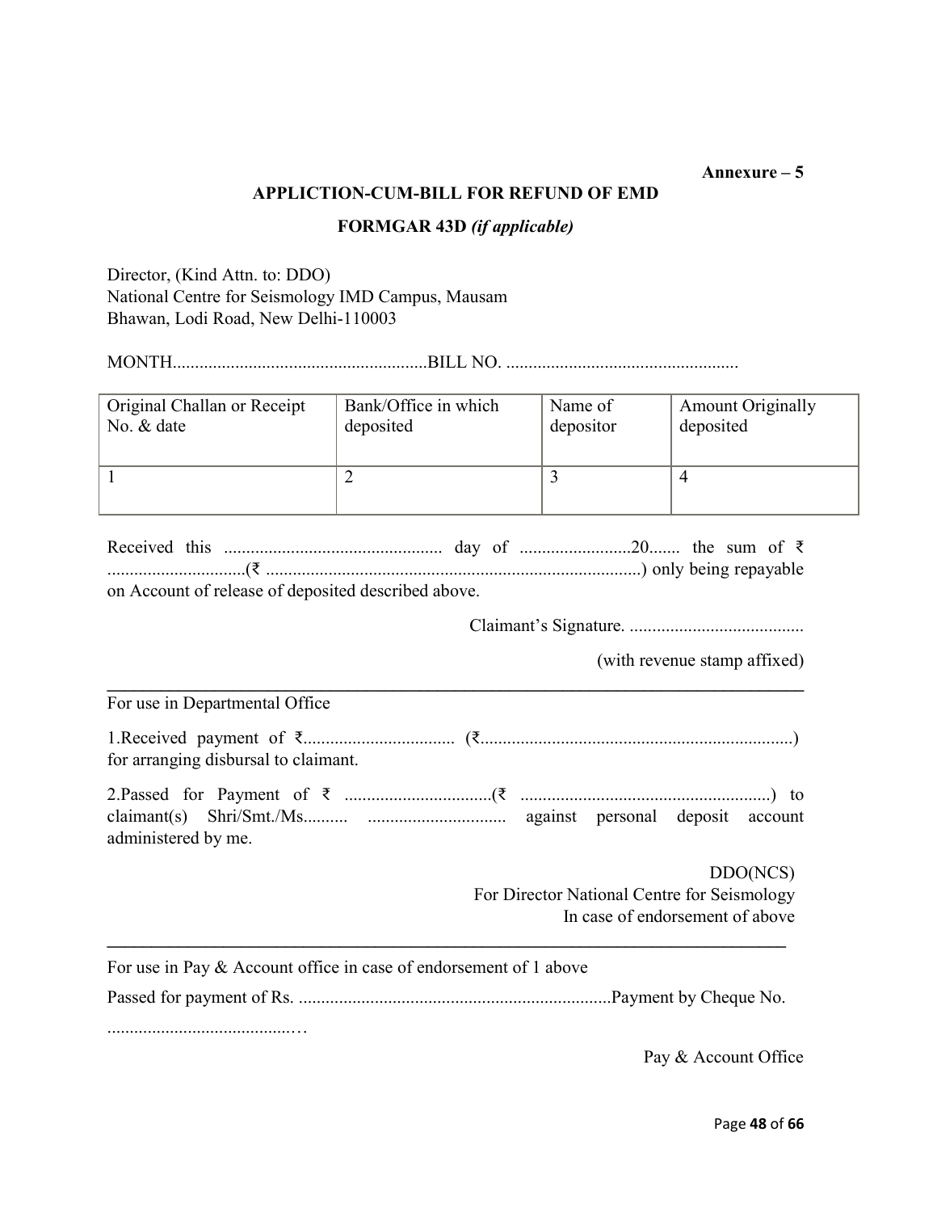**Annexure – 5**

**APPLICTION-CUM-BILL FOR REFUND OF EMD**

**FORMGAR 43D** ***(if applicable)***

Director, (Kind Attn. to: DDO)
National Centre for Seismology IMD Campus, Mausam
Bhawan, Lodi Road, New Delhi-110003

MONTH.........................................................BILL NO. ....................................................

| Original Challan or Receipt No. & date | Bank/Office in which deposited | Name of depositor | Amount Originally deposited |
|---|---|---|---|
| 1 | 2 | 3 | 4 |

Received this ................................................. day of .........................20....... the sum of ₹ ..............................(₹ ....................................................................................) only being repayable on Account of release of deposited described above.

Claimant's Signature. .......................................

(with revenue stamp affixed)

---

For use in Departmental Office

1.Received payment of ₹.................................. (₹......................................................................) for arranging disbursal to claimant.

2.Passed for Payment of ₹ .................................(₹ ........................................................) to claimant(s) Shri/Smt./Ms.......... .............................. against personal deposit account administered by me.

DDO(NCS)
For Director National Centre for Seismology
In case of endorsement of above

---

For use in Pay & Account office in case of endorsement of 1 above

Passed for payment of Rs. ......................................................................Payment by Cheque No. ..........................................…

Pay & Account Office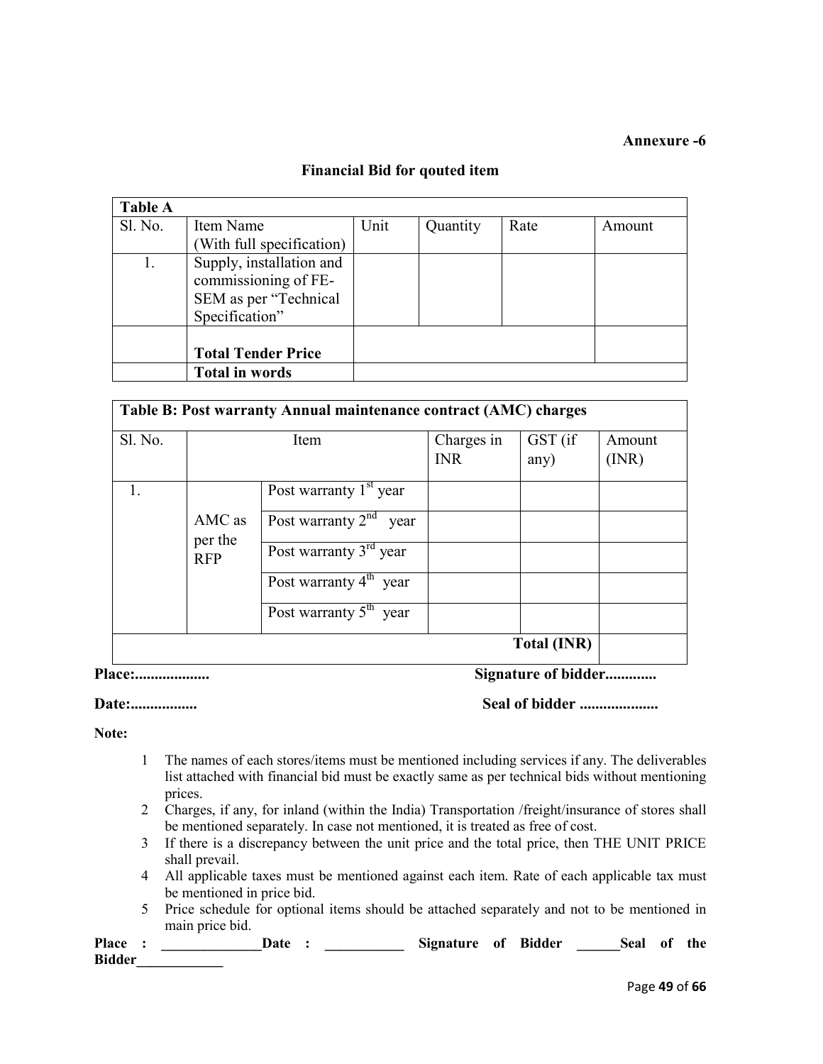**Annexure -6**

## Financial Bid for qouted item

| Table A | | | | | |
|---|---|---|---|---|---|
| Sl. No. | Item Name (With full specification) | Unit | Quantity | Rate | Amount |
| 1. | Supply, installation and commissioning of FE-SEM as per "Technical Specification" | | | | |
| | **Total Tender Price** | | | | |
| | **Total in words** | | | | |

| **Table B: Post warranty Annual maintenance contract (AMC) charges** | | | | | |
|---|---|---|---|---|---|
| Sl. No. | Item | | Charges in INR | GST (if any) | Amount (INR) |
| 1. | AMC as per the RFP | Post warranty 1st year | | | |
| | | Post warranty 2nd year | | | |
| | | Post warranty 3rd year | | | |
| | | Post warranty 4th year | | | |
| | | Post warranty 5th year | | | |
| | | | | **Total (INR)** | |

**Place:..................** **Signature of bidder............**

**Date:................** **Seal of bidder ...................**

**Note:**

1. The names of each stores/items must be mentioned including services if any. The deliverables list attached with financial bid must be exactly same as per technical bids without mentioning prices.
2. Charges, if any, for inland (within the India) Transportation /freight/insurance of stores shall be mentioned separately. In case not mentioned, it is treated as free of cost.
3. If there is a discrepancy between the unit price and the total price, then THE UNIT PRICE shall prevail.
4. All applicable taxes must be mentioned against each item. Rate of each applicable tax must be mentioned in price bid.
5. Price schedule for optional items should be attached separately and not to be mentioned in main price bid.

**Place : ______________Date : ___________ Signature of Bidder ______Seal of the Bidder____________**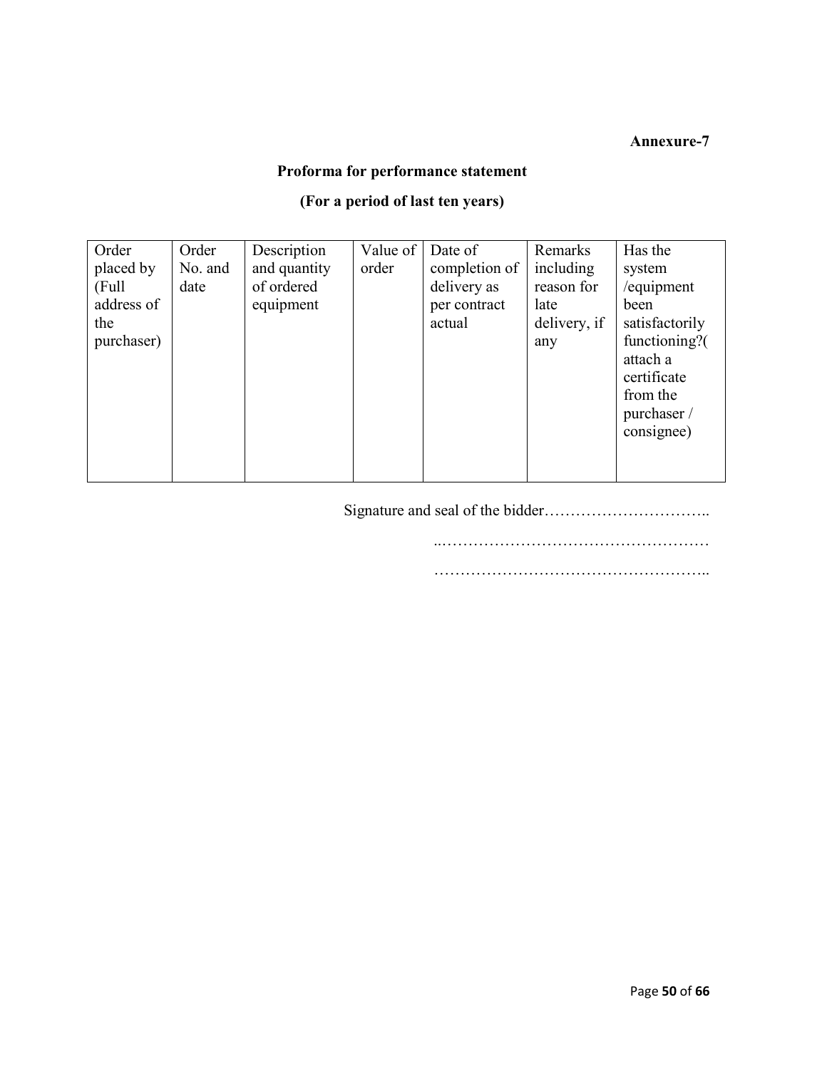**Annexure-7**

**Proforma for performance statement**

**(For a period of last ten years)**

| Order placed by (Full address of the purchaser) | Order No. and date | Description and quantity of ordered equipment | Value of order | Date of completion of delivery as per contract actual | Remarks including reason for late delivery, if any | Has the system /equipment been satisfactorily functioning?( attach a certificate from the purchaser / consignee) |
|---|---|---|---|---|---|---|
| | | | | | | |

Signature and seal of the bidder…………………………..

..……………………………………………

……………………………………………..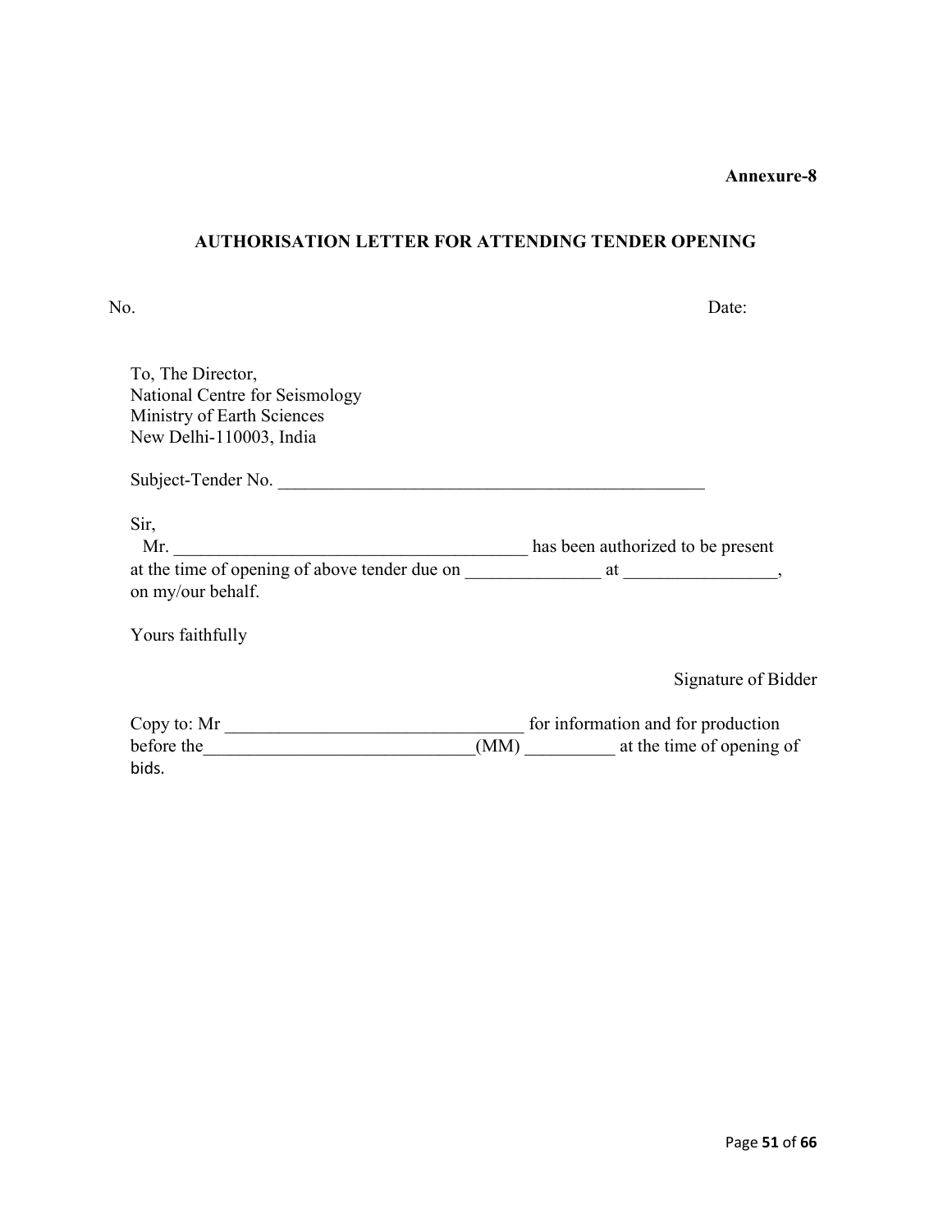**Annexure-8**

## AUTHORISATION LETTER FOR ATTENDING TENDER OPENING

No. Date:

To, The Director,
National Centre for Seismology
Ministry of Earth Sciences
New Delhi-110003, India

Subject-Tender No. _______________________________________________

Sir,

Mr. _______________________________________ has been authorized to be present at the time of opening of above tender due on ______________ at ________________, on my/our behalf.

Yours faithfully

Signature of Bidder

Copy to: Mr _________________________________ for information and for production before the_____________________________(MM) __________ at the time of opening of bids.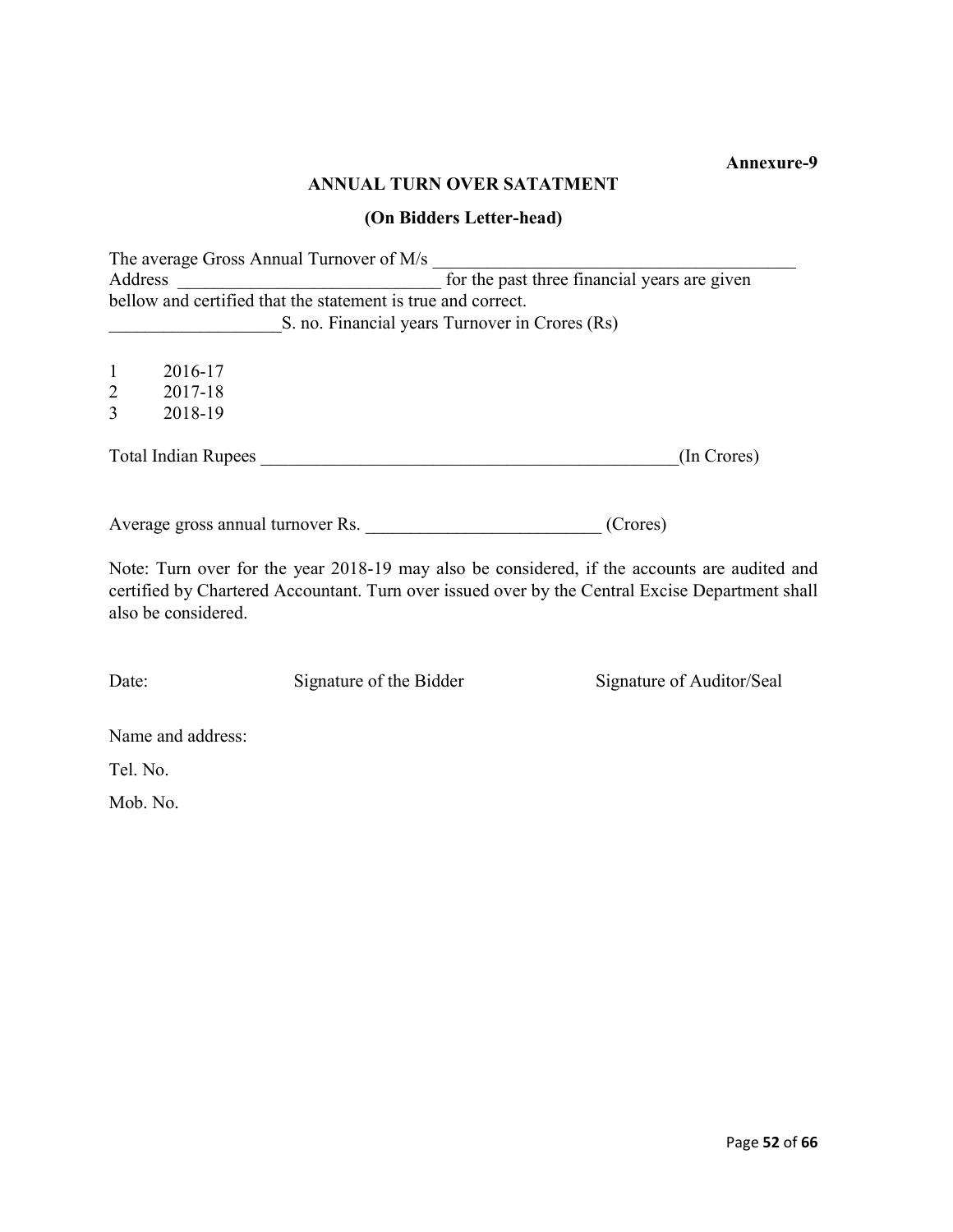**Annexure-9**

**ANNUAL TURN OVER SATATMENT**

**(On Bidders Letter-head)**

The average Gross Annual Turnover of M/s ________________________________________
Address ____________________________ for the past three financial years are given bellow and certified that the statement is true and correct.

__________________S. no. Financial years Turnover in Crores (Rs)

| S. no. | Financial years | Turnover in Crores (Rs) |
|---|---|---|
| 1 | 2016-17 | |
| 2 | 2017-18 | |
| 3 | 2018-19 | |

Total Indian Rupees ______________________________________________(In Crores)

Average gross annual turnover Rs. _________________________ (Crores)

Note: Turn over for the year 2018-19 may also be considered, if the accounts are audited and certified by Chartered Accountant. Turn over issued over by the Central Excise Department shall also be considered.

Date: Signature of the Bidder Signature of Auditor/Seal

Name and address:

Tel. No.

Mob. No.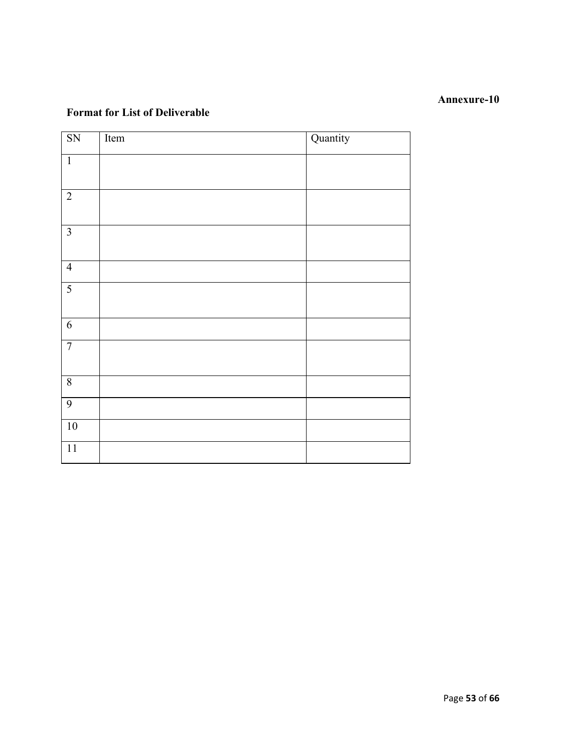**Annexure-10**

**Format for List of Deliverable**

| SN | Item | Quantity |
|---|---|---|
| 1 | | |
| 2 | | |
| 3 | | |
| 4 | | |
| 5 | | |
| 6 | | |
| 7 | | |
| 8 | | |
| 9 | | |
| 10 | | |
| 11 | | |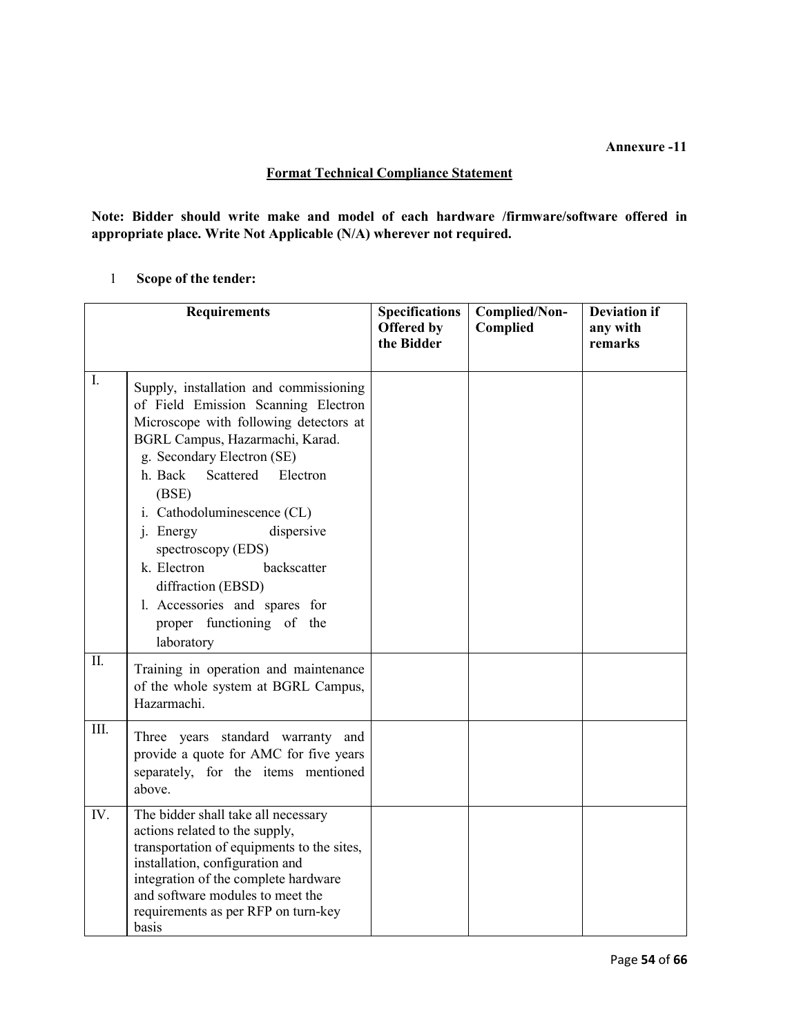**Annexure -11**

## Format Technical Compliance Statement

**Note: Bidder should write make and model of each hardware /firmware/software offered in appropriate place. Write Not Applicable (N/A) wherever not required.**

1 **Scope of the tender:**

| Requirements | | Specifications Offered by the Bidder | Complied/Non-Complied | Deviation if any with remarks |
|---|---|---|---|---|
| I. | Supply, installation and commissioning of Field Emission Scanning Electron Microscope with following detectors at BGRL Campus, Hazarmachi, Karad.<br>g. Secondary Electron (SE)<br>h. Back Scattered Electron (BSE)<br>i. Cathodoluminescence (CL)<br>j. Energy dispersive spectroscopy (EDS)<br>k. Electron backscatter diffraction (EBSD)<br>l. Accessories and spares for proper functioning of the laboratory | | | |
| II. | Training in operation and maintenance of the whole system at BGRL Campus, Hazarmachi. | | | |
| III. | Three years standard warranty and provide a quote for AMC for five years separately, for the items mentioned above. | | | |
| IV. | The bidder shall take all necessary actions related to the supply, transportation of equipments to the sites, installation, configuration and integration of the complete hardware and software modules to meet the requirements as per RFP on turn-key basis | | | |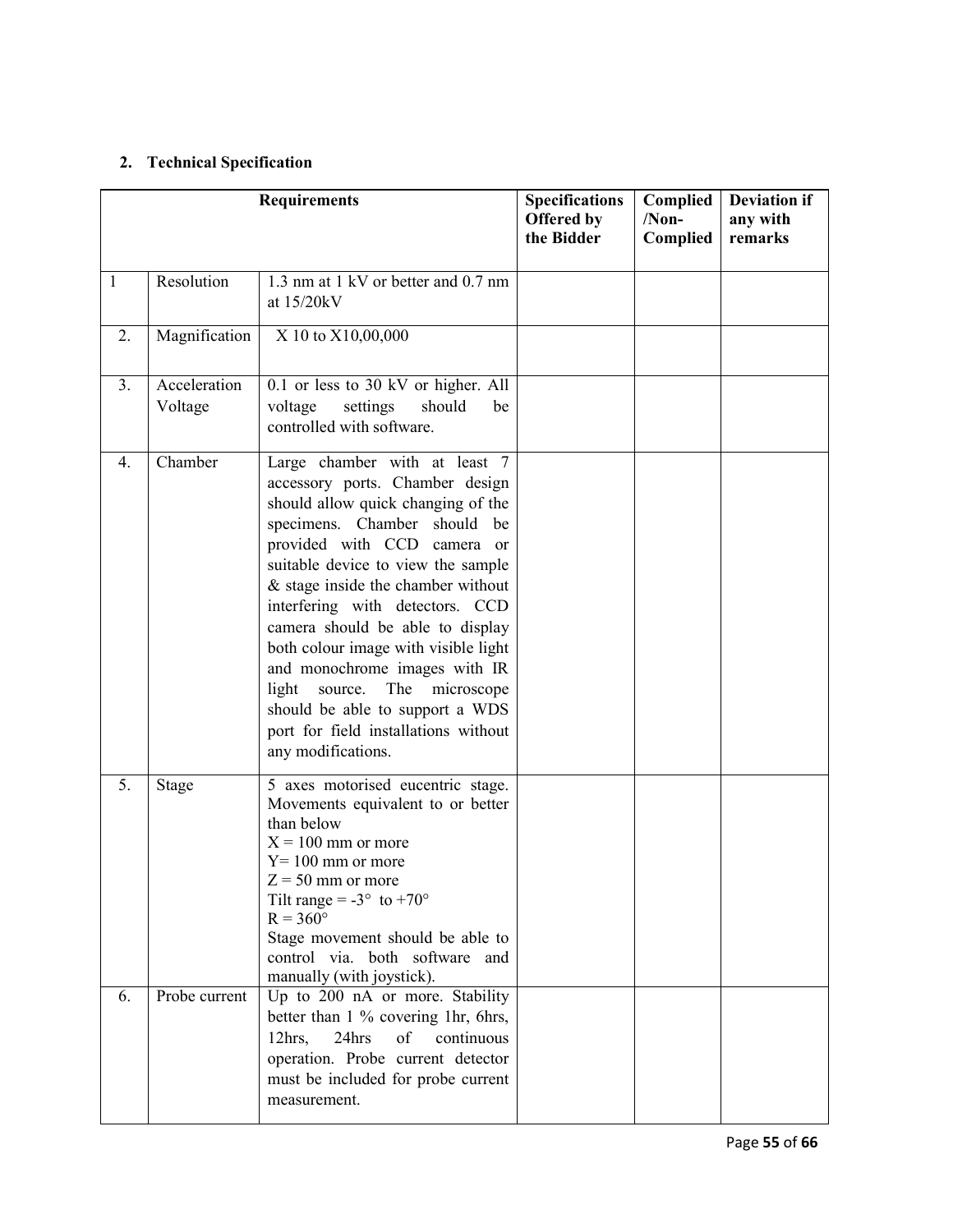## 2. Technical Specification

| Requirements | | | Specifications Offered by the Bidder | Complied /Non-Complied | Deviation if any with remarks |
|---|---|---|---|---|---|
| 1 | Resolution | 1.3 nm at 1 kV or better and 0.7 nm at 15/20kV | | | |
| 2. | Magnification | X 10 to X10,00,000 | | | |
| 3. | Acceleration Voltage | 0.1 or less to 30 kV or higher. All voltage settings should be controlled with software. | | | |
| 4. | Chamber | Large chamber with at least 7 accessory ports. Chamber design should allow quick changing of the specimens. Chamber should be provided with CCD camera or suitable device to view the sample & stage inside the chamber without interfering with detectors. CCD camera should be able to display both colour image with visible light and monochrome images with IR light source. The microscope should be able to support a WDS port for field installations without any modifications. | | | |
| 5. | Stage | 5 axes motorised eucentric stage. Movements equivalent to or better than below<br>X = 100 mm or more<br>Y= 100 mm or more<br>Z = 50 mm or more<br>Tilt range = -3° to +70°<br>R = 360°<br>Stage movement should be able to control via. both software and manually (with joystick). | | | |
| 6. | Probe current | Up to 200 nA or more. Stability better than 1 % covering 1hr, 6hrs, 12hrs, 24hrs of continuous operation. Probe current detector must be included for probe current measurement. | | | |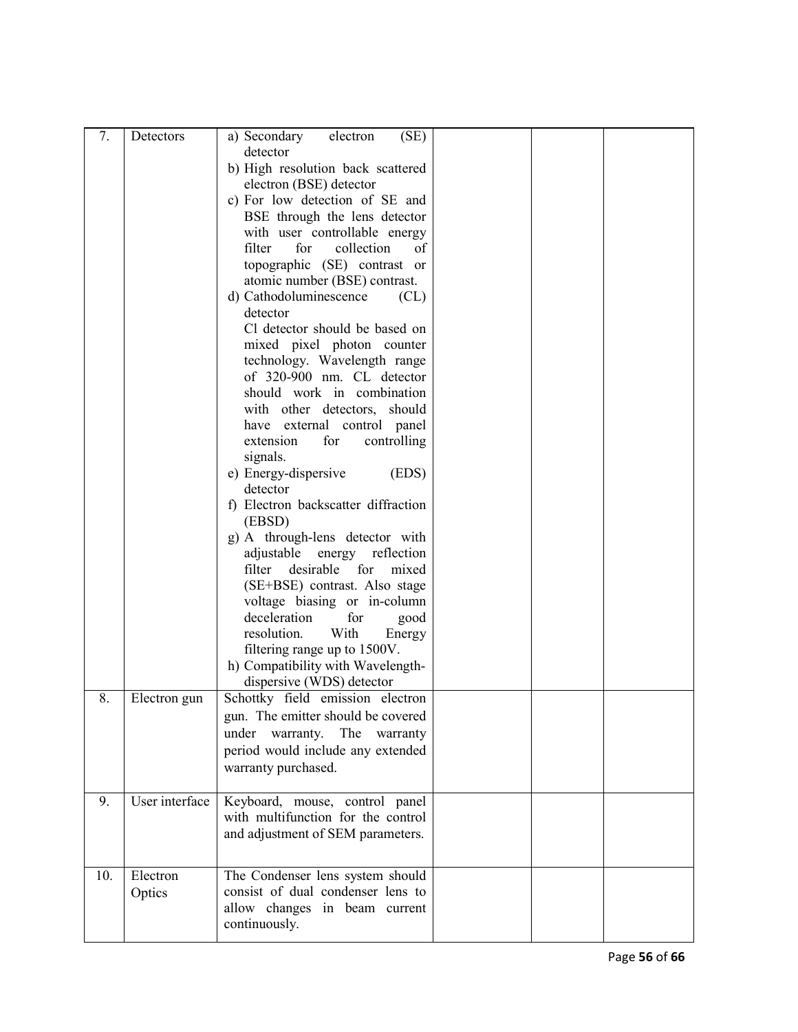| 7. | Detectors | a) Secondary electron (SE) detector<br>b) High resolution back scattered electron (BSE) detector<br>c) For low detection of SE and BSE through the lens detector with user controllable energy filter for collection of topographic (SE) contrast or atomic number (BSE) contrast.<br>d) Cathodoluminescence (CL) detector<br>Cl detector should be based on mixed pixel photon counter technology. Wavelength range of 320-900 nm. CL detector should work in combination with other detectors, should have external control panel extension for controlling signals.<br>e) Energy-dispersive (EDS) detector<br>f) Electron backscatter diffraction (EBSD)<br>g) A through-lens detector with adjustable energy reflection filter desirable for mixed (SE+BSE) contrast. Also stage voltage biasing or in-column deceleration for good resolution. With Energy filtering range up to 1500V.<br>h) Compatibility with Wavelength-dispersive (WDS) detector | | | |
|---|---|---|---|---|---|
| 8. | Electron gun | Schottky field emission electron gun. The emitter should be covered under warranty. The warranty period would include any extended warranty purchased. | | | |
| 9. | User interface | Keyboard, mouse, control panel with multifunction for the control and adjustment of SEM parameters. | | | |
| 10. | Electron Optics | The Condenser lens system should consist of dual condenser lens to allow changes in beam current continuously. | | | |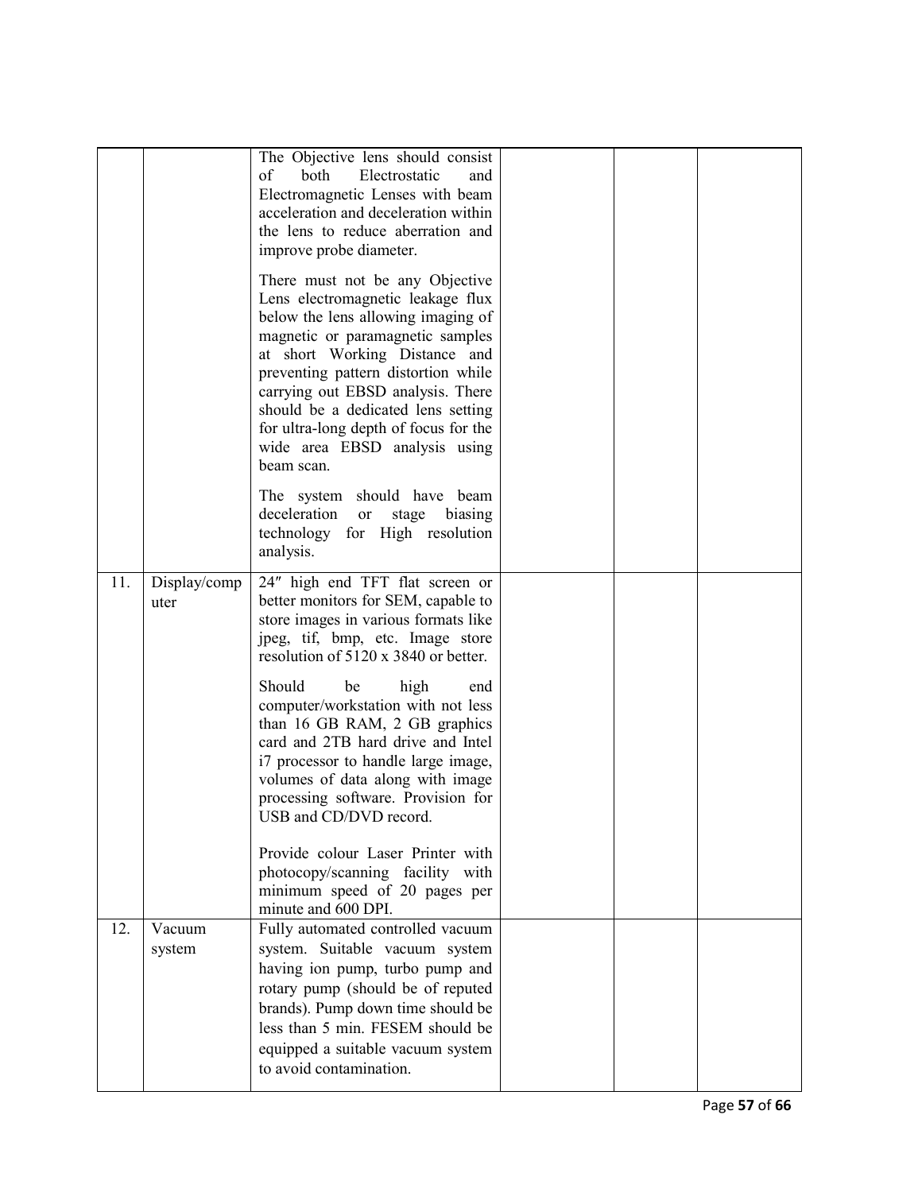| | | | | | |
|---|---|---|---|---|---|
| | | The Objective lens should consist of both Electrostatic and Electromagnetic Lenses with beam acceleration and deceleration within the lens to reduce aberration and improve probe diameter.<br><br>There must not be any Objective Lens electromagnetic leakage flux below the lens allowing imaging of magnetic or paramagnetic samples at short Working Distance and preventing pattern distortion while carrying out EBSD analysis. There should be a dedicated lens setting for ultra-long depth of focus for the wide area EBSD analysis using beam scan.<br><br>The system should have beam deceleration or stage biasing technology for High resolution analysis. | | | |
| 11. | Display/computer | 24″ high end TFT flat screen or better monitors for SEM, capable to store images in various formats like jpeg, tif, bmp, etc. Image store resolution of 5120 x 3840 or better.<br><br>Should be high end computer/workstation with not less than 16 GB RAM, 2 GB graphics card and 2TB hard drive and Intel i7 processor to handle large image, volumes of data along with image processing software. Provision for USB and CD/DVD record.<br><br>Provide colour Laser Printer with photocopy/scanning facility with minimum speed of 20 pages per minute and 600 DPI. | | | |
| 12. | Vacuum system | Fully automated controlled vacuum system. Suitable vacuum system having ion pump, turbo pump and rotary pump (should be of reputed brands). Pump down time should be less than 5 min. FESEM should be equipped a suitable vacuum system to avoid contamination. | | | |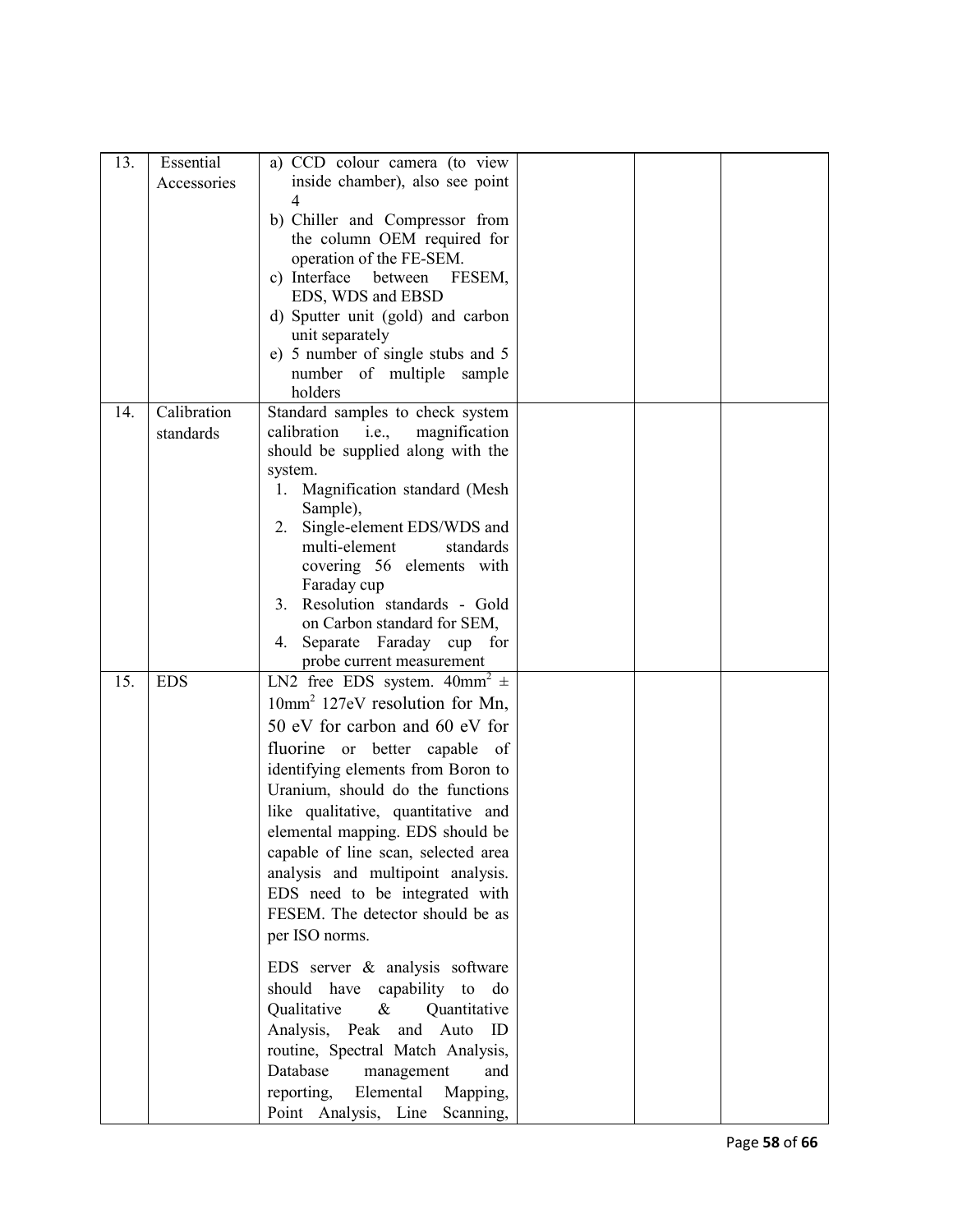| | | | | | |
|---|---|---|---|---|---|
| 13. | Essential Accessories | a) CCD colour camera (to view inside chamber), also see point 4<br>b) Chiller and Compressor from the column OEM required for operation of the FE-SEM.<br>c) Interface between FESEM, EDS, WDS and EBSD<br>d) Sputter unit (gold) and carbon unit separately<br>e) 5 number of single stubs and 5 number of multiple sample holders | | | |
| 14. | Calibration standards | Standard samples to check system calibration i.e., magnification should be supplied along with the system.<br>1. Magnification standard (Mesh Sample),<br>2. Single-element EDS/WDS and multi-element standards covering 56 elements with Faraday cup<br>3. Resolution standards - Gold on Carbon standard for SEM,<br>4. Separate Faraday cup for probe current measurement | | | |
| 15. | EDS | LN2 free EDS system. $40mm^2 \pm 10mm^2$ 127eV resolution for Mn, 50 eV for carbon and 60 eV for fluorine or better capable of identifying elements from Boron to Uranium, should do the functions like qualitative, quantitative and elemental mapping. EDS should be capable of line scan, selected area analysis and multipoint analysis. EDS need to be integrated with FESEM. The detector should be as per ISO norms.<br><br>EDS server & analysis software should have capability to do Qualitative & Quantitative Analysis, Peak and Auto ID routine, Spectral Match Analysis, Database management and reporting, Elemental Mapping, Point Analysis, Line Scanning, | | | |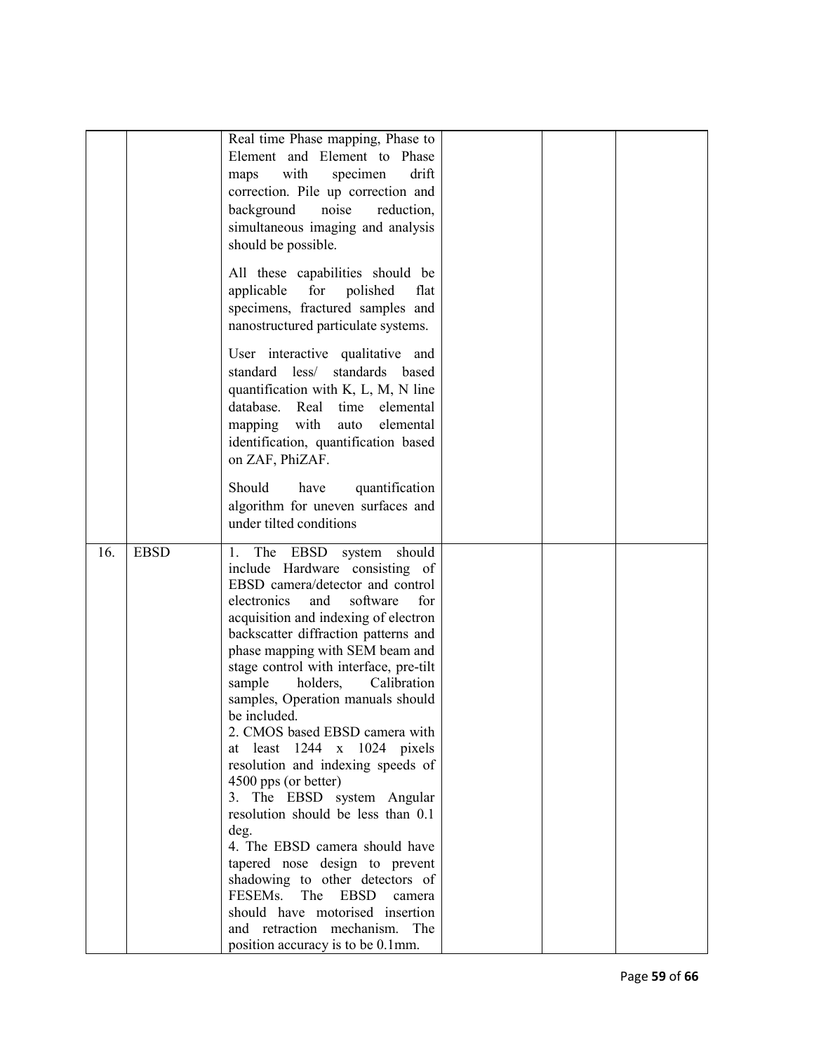| | | | | | |
|---|---|---|---|---|---|
| | | Real time Phase mapping, Phase to Element and Element to Phase maps with specimen drift correction. Pile up correction and background noise reduction, simultaneous imaging and analysis should be possible.<br><br>All these capabilities should be applicable for polished flat specimens, fractured samples and nanostructured particulate systems.<br><br>User interactive qualitative and standard less/ standards based quantification with K, L, M, N line database. Real time elemental mapping with auto elemental identification, quantification based on ZAF, PhiZAF.<br><br>Should have quantification algorithm for uneven surfaces and under tilted conditions | | | |
| 16. | EBSD | 1. The EBSD system should include Hardware consisting of EBSD camera/detector and control electronics and software for acquisition and indexing of electron backscatter diffraction patterns and phase mapping with SEM beam and stage control with interface, pre-tilt sample holders, Calibration samples, Operation manuals should be included.<br>2. CMOS based EBSD camera with at least 1244 x 1024 pixels resolution and indexing speeds of 4500 pps (or better)<br>3. The EBSD system Angular resolution should be less than 0.1 deg.<br>4. The EBSD camera should have tapered nose design to prevent shadowing to other detectors of FESEMs. The EBSD camera should have motorised insertion and retraction mechanism. The position accuracy is to be 0.1mm. | | | |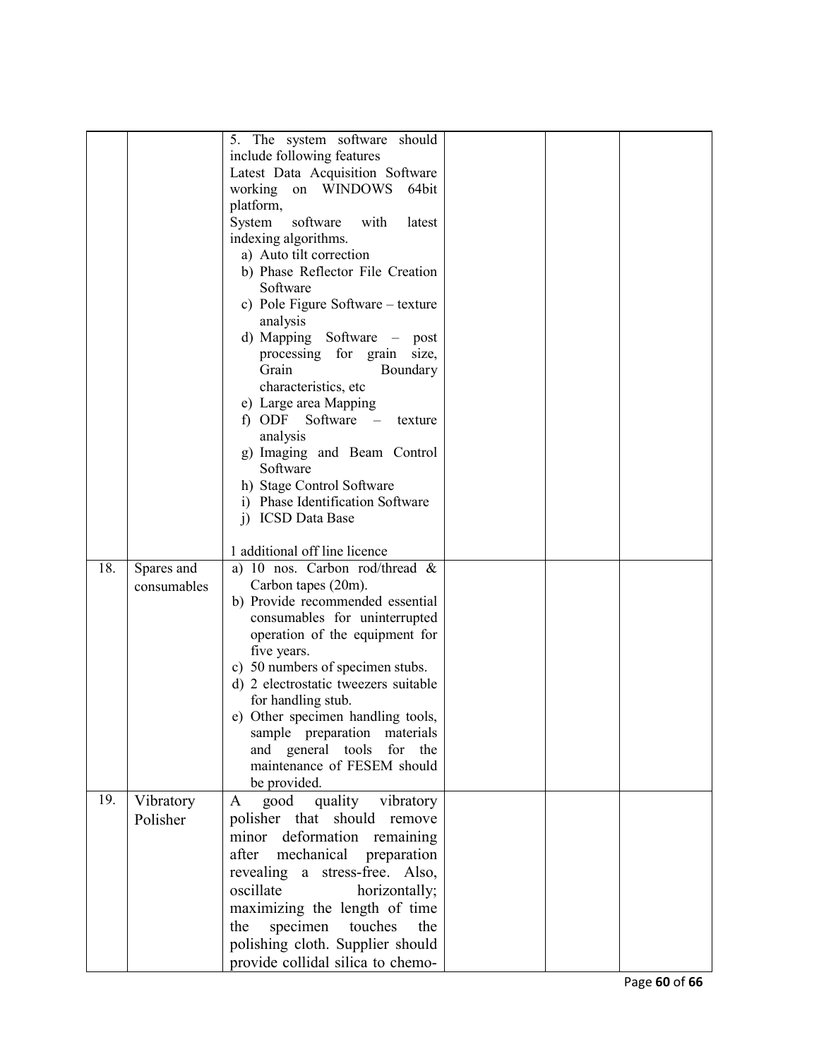| | | | | | |
|---|---|---|---|---|---|
| | | 5. The system software should include following features<br>Latest Data Acquisition Software working on WINDOWS 64bit platform,<br>System software with latest indexing algorithms.<br>a) Auto tilt correction<br>b) Phase Reflector File Creation Software<br>c) Pole Figure Software – texture analysis<br>d) Mapping Software – post processing for grain size, Grain Boundary characteristics, etc<br>e) Large area Mapping<br>f) ODF Software – texture analysis<br>g) Imaging and Beam Control Software<br>h) Stage Control Software<br>i) Phase Identification Software<br>j) ICSD Data Base<br><br>1 additional off line licence | | | |
| 18. | Spares and consumables | a) 10 nos. Carbon rod/thread & Carbon tapes (20m).<br>b) Provide recommended essential consumables for uninterrupted operation of the equipment for five years.<br>c) 50 numbers of specimen stubs.<br>d) 2 electrostatic tweezers suitable for handling stub.<br>e) Other specimen handling tools, sample preparation materials and general tools for the maintenance of FESEM should be provided. | | | |
| 19. | Vibratory Polisher | A good quality vibratory polisher that should remove minor deformation remaining after mechanical preparation revealing a stress-free. Also, oscillate horizontally; maximizing the length of time the specimen touches the polishing cloth. Supplier should provide collidal silica to chemo- | | | |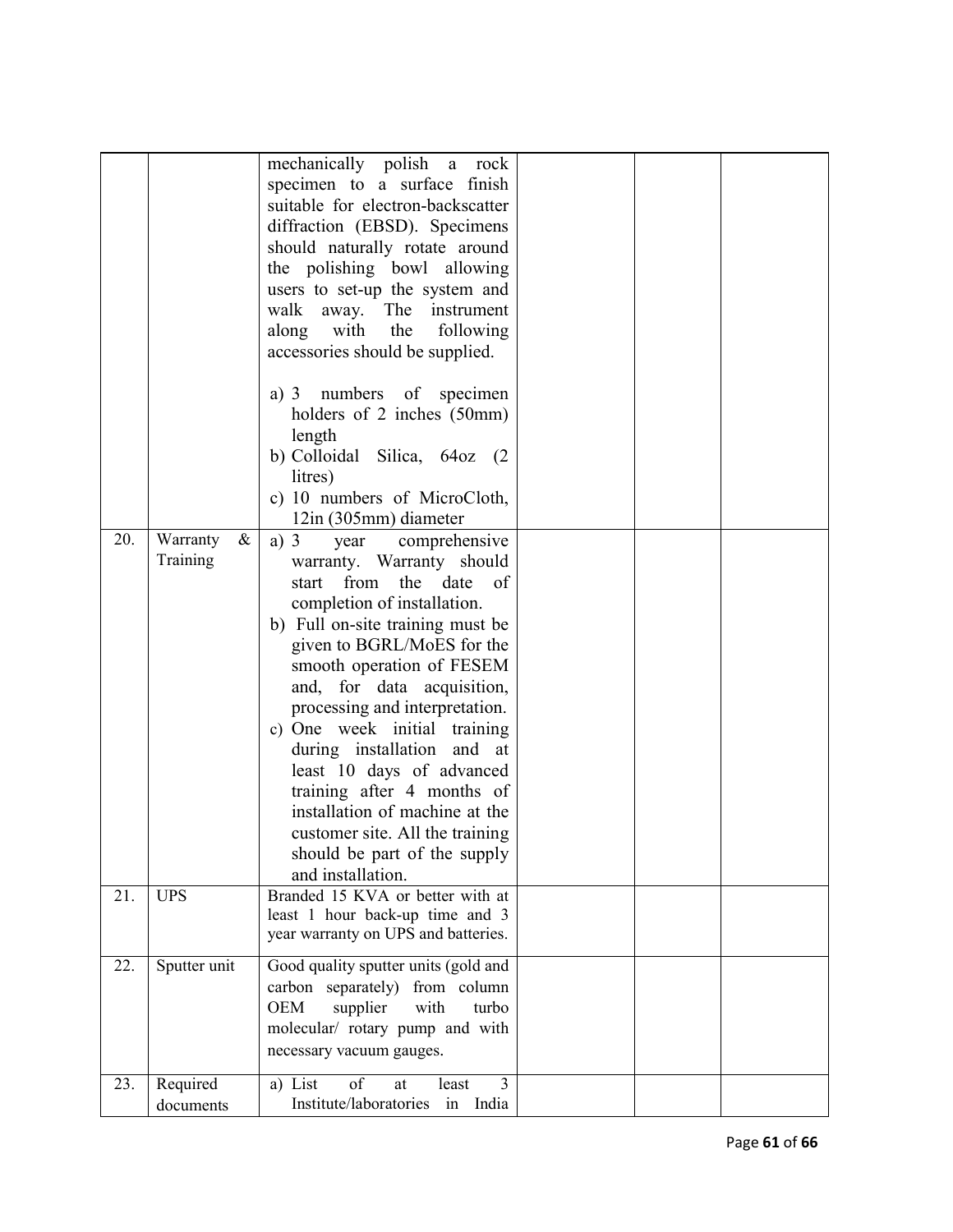| | | | | | |
|---|---|---|---|---|---|
| | | mechanically polish a rock specimen to a surface finish suitable for electron-backscatter diffraction (EBSD). Specimens should naturally rotate around the polishing bowl allowing users to set-up the system and walk away. The instrument along with the following accessories should be supplied.<br><br>a) 3 numbers of specimen holders of 2 inches (50mm) length<br>b) Colloidal Silica, 64oz (2 litres)<br>c) 10 numbers of MicroCloth, 12in (305mm) diameter | | | |
| 20. | Warranty & Training | a) 3 year comprehensive warranty. Warranty should start from the date of completion of installation.<br>b) Full on-site training must be given to BGRL/MoES for the smooth operation of FESEM and, for data acquisition, processing and interpretation.<br>c) One week initial training during installation and at least 10 days of advanced training after 4 months of installation of machine at the customer site. All the training should be part of the supply and installation. | | | |
| 21. | UPS | Branded 15 KVA or better with at least 1 hour back-up time and 3 year warranty on UPS and batteries. | | | |
| 22. | Sputter unit | Good quality sputter units (gold and carbon separately) from column OEM supplier with turbo molecular/ rotary pump and with necessary vacuum gauges. | | | |
| 23. | Required documents | a) List of at least 3 Institute/laboratories in India | | | |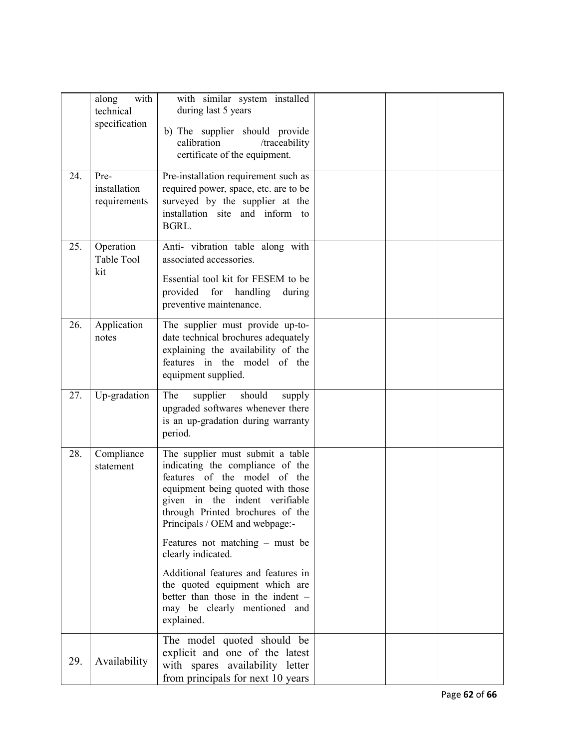| | | | | | |
|---|---|---|---|---|---|
| | along with technical specification | with similar system installed during last 5 years<br><br>b) The supplier should provide calibration /traceability certificate of the equipment. | | | |
| 24. | Pre-installation requirements | Pre-installation requirement such as required power, space, etc. are to be surveyed by the supplier at the installation site and inform to BGRL. | | | |
| 25. | Operation Table Tool kit | Anti- vibration table along with associated accessories.<br><br>Essential tool kit for FESEM to be provided for handling during preventive maintenance. | | | |
| 26. | Application notes | The supplier must provide up-to-date technical brochures adequately explaining the availability of the features in the model of the equipment supplied. | | | |
| 27. | Up-gradation | The supplier should supply upgraded softwares whenever there is an up-gradation during warranty period. | | | |
| 28. | Compliance statement | The supplier must submit a table indicating the compliance of the features of the model of the equipment being quoted with those given in the indent verifiable through Printed brochures of the Principals / OEM and webpage:-<br><br>Features not matching – must be clearly indicated.<br><br>Additional features and features in the quoted equipment which are better than those in the indent – may be clearly mentioned and explained. | | | |
| 29. | Availability | The model quoted should be explicit and one of the latest with spares availability letter from principals for next 10 years | | | |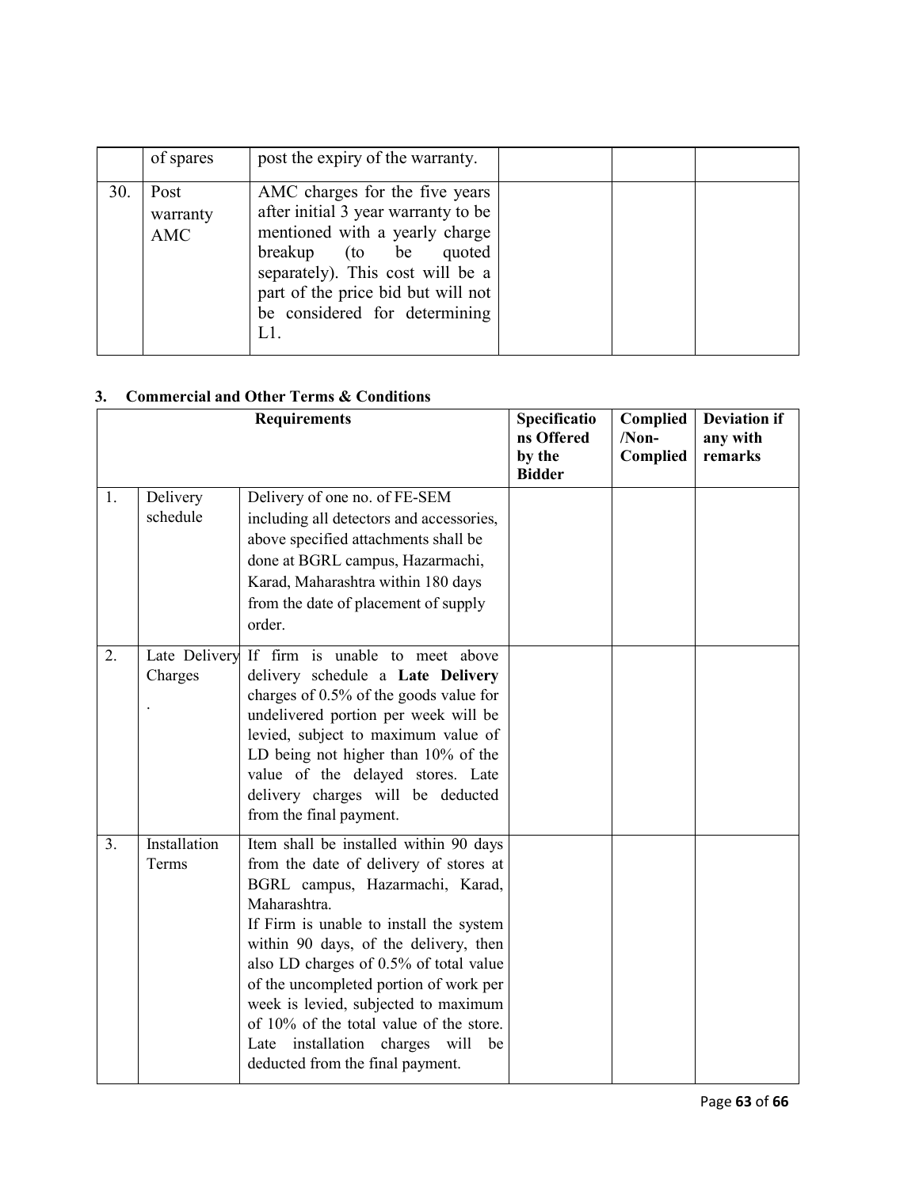|  | of spares | post the expiry of the warranty. |  |  |  |
|---|---|---|---|---|---|
| 30. | Post warranty AMC | AMC charges for the five years after initial 3 year warranty to be mentioned with a yearly charge breakup (to be quoted separately). This cost will be a part of the price bid but will not be considered for determining L1. |  |  |  |

### 3. Commercial and Other Terms & Conditions

| Requirements | | | Specifications Offered by the Bidder | Complied /Non-Complied | Deviation if any with remarks |
|---|---|---|---|---|---|
| 1. | Delivery schedule | Delivery of one no. of FE-SEM including all detectors and accessories, above specified attachments shall be done at BGRL campus, Hazarmachi, Karad, Maharashtra within 180 days from the date of placement of supply order. |  |  |  |
| 2. | Late Delivery Charges . | If firm is unable to meet above delivery schedule a **Late Delivery** charges of 0.5% of the goods value for undelivered portion per week will be levied, subject to maximum value of LD being not higher than 10% of the value of the delayed stores. Late delivery charges will be deducted from the final payment. |  |  |  |
| 3. | Installation Terms | Item shall be installed within 90 days from the date of delivery of stores at BGRL campus, Hazarmachi, Karad, Maharashtra. If Firm is unable to install the system within 90 days, of the delivery, then also LD charges of 0.5% of total value of the uncompleted portion of work per week is levied, subjected to maximum of 10% of the total value of the store. Late installation charges will be deducted from the final payment. |  |  |  |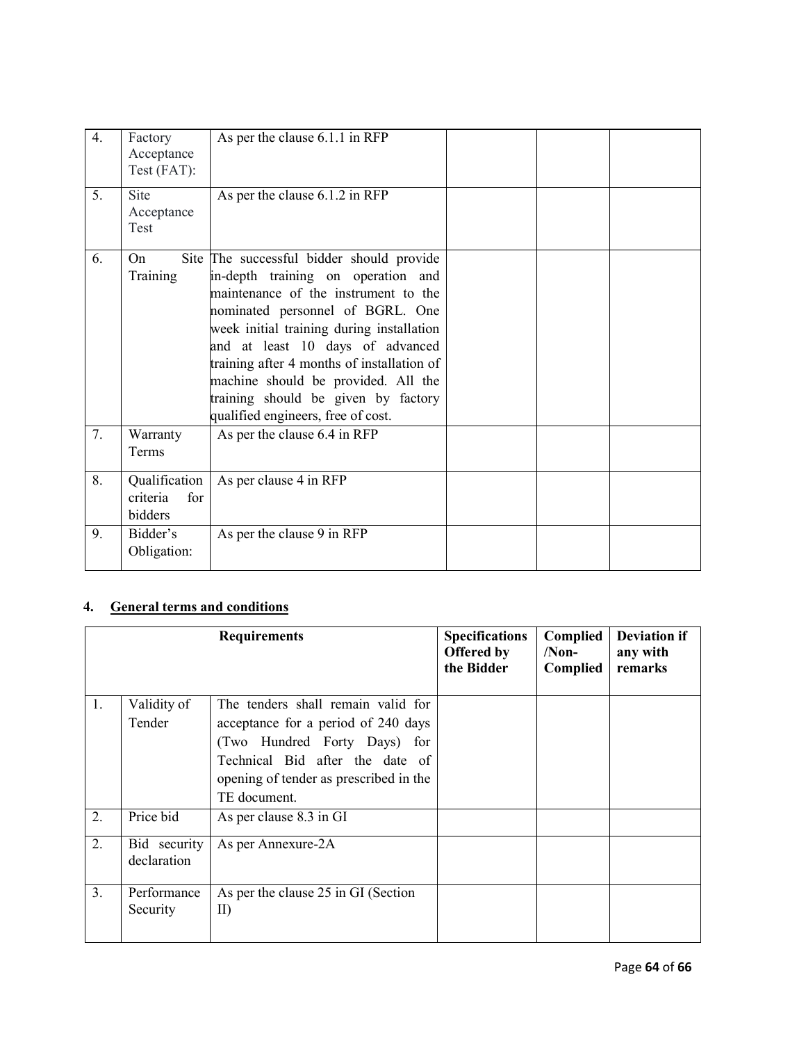| 4. | Factory Acceptance Test (FAT): | As per the clause 6.1.1 in RFP | | | |
|---|---|---|---|---|---|
| 5. | Site Acceptance Test | As per the clause 6.1.2 in RFP | | | |
| 6. | On Site Training | The successful bidder should provide in-depth training on operation and maintenance of the instrument to the nominated personnel of BGRL. One week initial training during installation and at least 10 days of advanced training after 4 months of installation of machine should be provided. All the training should be given by factory qualified engineers, free of cost. | | | |
| 7. | Warranty Terms | As per the clause 6.4 in RFP | | | |
| 8. | Qualification criteria for bidders | As per clause 4 in RFP | | | |
| 9. | Bidder's Obligation: | As per the clause 9 in RFP | | | |

## 4. General terms and conditions

| Requirements | | | Specifications Offered by the Bidder | Complied /Non-Complied | Deviation if any with remarks |
|---|---|---|---|---|---|
| 1. | Validity of Tender | The tenders shall remain valid for acceptance for a period of 240 days (Two Hundred Forty Days) for Technical Bid after the date of opening of tender as prescribed in the TE document. | | | |
| 2. | Price bid | As per clause 8.3 in GI | | | |
| 2. | Bid security declaration | As per Annexure-2A | | | |
| 3. | Performance Security | As per the clause 25 in GI (Section II) | | | |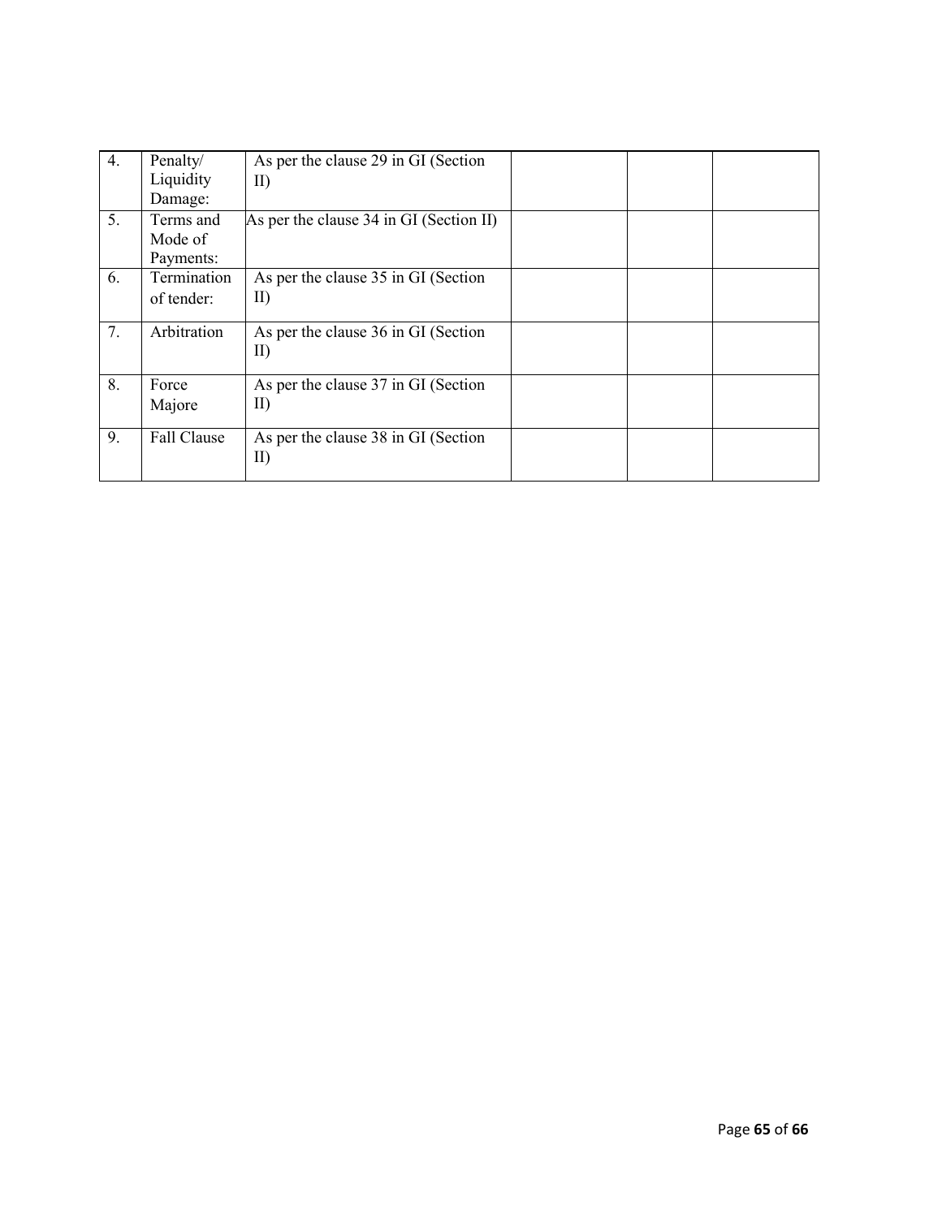| 4. | Penalty/ Liquidity Damage: | As per the clause 29 in GI (Section II) | | | |
|---|---|---|---|---|---|
| 5. | Terms and Mode of Payments: | As per the clause 34 in GI (Section II) | | | |
| 6. | Termination of tender: | As per the clause 35 in GI (Section II) | | | |
| 7. | Arbitration | As per the clause 36 in GI (Section II) | | | |
| 8. | Force Majore | As per the clause 37 in GI (Section II) | | | |
| 9. | Fall Clause | As per the clause 38 in GI (Section II) | | | |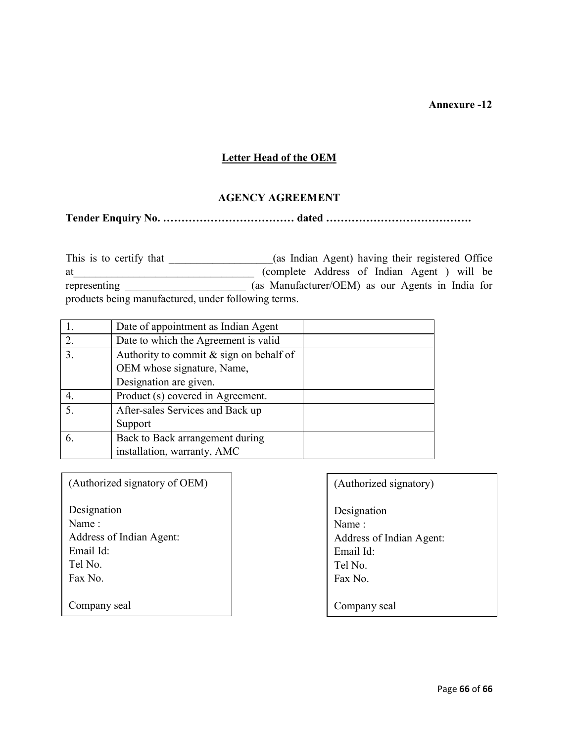**Annexure -12**

**Letter Head of the OEM**

**AGENCY AGREEMENT**

**Tender Enquiry No. ……………………………… dated ………………………………….**

This is to certify that __________________(as Indian Agent) having their registered Office at_________________________________ (complete Address of Indian Agent ) will be representing ______________________ (as Manufacturer/OEM) as our Agents in India for products being manufactured, under following terms.

| | | |
|---|---|---|
| 1. | Date of appointment as Indian Agent | |
| 2. | Date to which the Agreement is valid | |
| 3. | Authority to commit & sign on behalf of OEM whose signature, Name, Designation are given. | |
| 4. | Product (s) covered in Agreement. | |
| 5. | After-sales Services and Back up Support | |
| 6. | Back to Back arrangement during installation, warranty, AMC | |

(Authorized signatory of OEM)

Designation
Name :
Address of Indian Agent:
Email Id:
Tel No.
Fax No.

Company seal

(Authorized signatory)

Designation
Name :
Address of Indian Agent:
Email Id:
Tel No.
Fax No.

Company seal